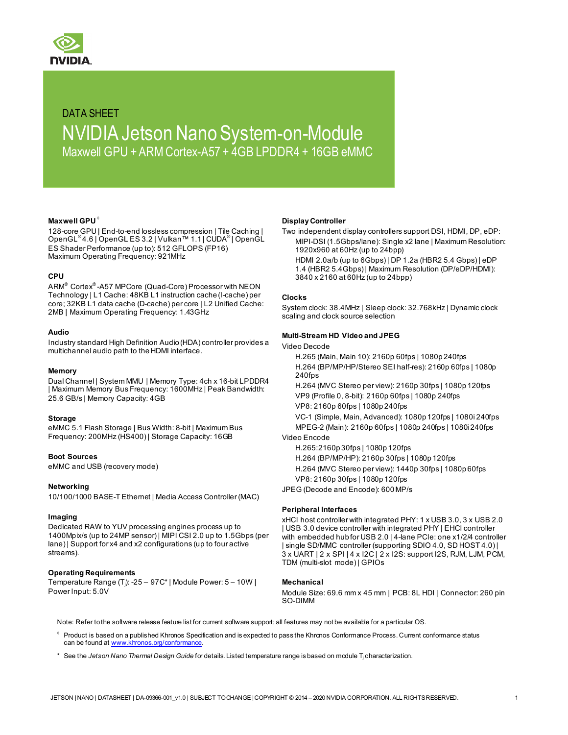DATA SHEET

# NVIDIA Jetson Nano System-on-Module

Maxwell GPU + ARM Cortex-A57 + 4GB LPDDR4 + 16GB eMMC

### Maxwell GPU ◊

128-core GPU | End-to-end lossless compression | Tile Caching | OpenGL® 4.6 | OpenGL ES 3.2 | Vulkan™ 1.1 | CUDA® | OpenGL ES Shader Performance (up to): 512 GFLOPS (FP16)
Maximum Operating Frequency: 921MHz

### CPU

ARM® Cortex®-A57 MPCore (Quad-Core) Processor with NEON Technology | L1 Cache: 48KB L1 instruction cache (I-cache) per core; 32KB L1 data cache (D-cache) per core | L2 Unified Cache: 2MB | Maximum Operating Frequency: 1.43GHz

### Audio

Industry standard High Definition Audio (HDA) controller provides a multichannel audio path to the HDMI interface.

### Memory

Dual Channel | System MMU | Memory Type: 4ch x 16-bit LPDDR4 | Maximum Memory Bus Frequency: 1600MHz | Peak Bandwidth: 25.6 GB/s | Memory Capacity: 4GB

### Storage

eMMC 5.1 Flash Storage | Bus Width: 8-bit | Maximum Bus Frequency: 200MHz (HS400) | Storage Capacity: 16GB

### Boot Sources

eMMC and USB (recovery mode)

### Networking

10/100/1000 BASE-T Ethernet | Media Access Controller (MAC)

### Imaging

Dedicated RAW to YUV processing engines process up to 1400Mpix/s (up to 24MP sensor) | MIPI CSI 2.0 up to 1.5Gbps (per lane) | Support for x4 and x2 configurations (up to four active streams).

### Operating Requirements

Temperature Range ($T_j$): -25 – 97C* | Module Power: 5 – 10W | Power Input: 5.0V

### Display Controller

Two independent display controllers support DSI, HDMI, DP, eDP:

- MIPI-DSI (1.5Gbps/lane): Single x2 lane | Maximum Resolution: 1920x960 at 60Hz (up to 24bpp)
- HDMI 2.0a/b (up to 6Gbps) | DP 1.2a (HBR2 5.4 Gbps) | eDP 1.4 (HBR2 5.4Gbps) | Maximum Resolution (DP/eDP/HDMI): 3840 x 2160 at 60Hz (up to 24bpp)

### Clocks

System clock: 38.4MHz | Sleep clock: 32.768kHz | Dynamic clock scaling and clock source selection

### Multi-Stream HD Video and JPEG

Video Decode

- H.265 (Main, Main 10): 2160p 60fps | 1080p 240fps
- H.264 (BP/MP/HP/Stereo SEI half-res): 2160p 60fps | 1080p 240fps
- H.264 (MVC Stereo per view): 2160p 30fps | 1080p 120fps
- VP9 (Profile 0, 8-bit): 2160p 60fps | 1080p 240fps
- VP8: 2160p 60fps | 1080p 240fps
- VC-1 (Simple, Main, Advanced): 1080p 120fps | 1080i 240fps
- MPEG-2 (Main): 2160p 60fps | 1080p 240fps | 1080i 240fps

Video Encode

- H.265:2160p 30fps | 1080p 120fps
- H.264 (BP/MP/HP): 2160p 30fps | 1080p 120fps
- H.264 (MVC Stereo per view): 1440p 30fps | 1080p 60fps
- VP8: 2160p 30fps | 1080p 120fps

JPEG (Decode and Encode): 600 MP/s

### Peripheral Interfaces

xHCI host controller with integrated PHY: 1 x USB 3.0, 3 x USB 2.0 | USB 3.0 device controller with integrated PHY | EHCI controller with embedded hub for USB 2.0 | 4-lane PCIe: one x1/2/4 controller | single SD/MMC controller (supporting SDIO 4.0, SD HOST 4.0) | 3 x UART | 2 x SPI | 4 x I2C | 2 x I2S: support I2S, RJM, LJM, PCM, TDM (multi-slot mode) | GPIOs

### Mechanical

Module Size: 69.6 mm x 45 mm | PCB: 8L HDI | Connector: 260 pin SO-DIMM

Note: Refer to the software release feature list for current software support; all features may not be available for a particular OS.

◊ Product is based on a published Khronos Specification and is expected to pass the Khronos Conformance Process. Current conformance status can be found at [www.khronos.org/conformance](www.khronos.org/conformance).

\* See the *Jetson Nano Thermal Design Guide* for details. Listed temperature range is based on module $T_j$ characterization.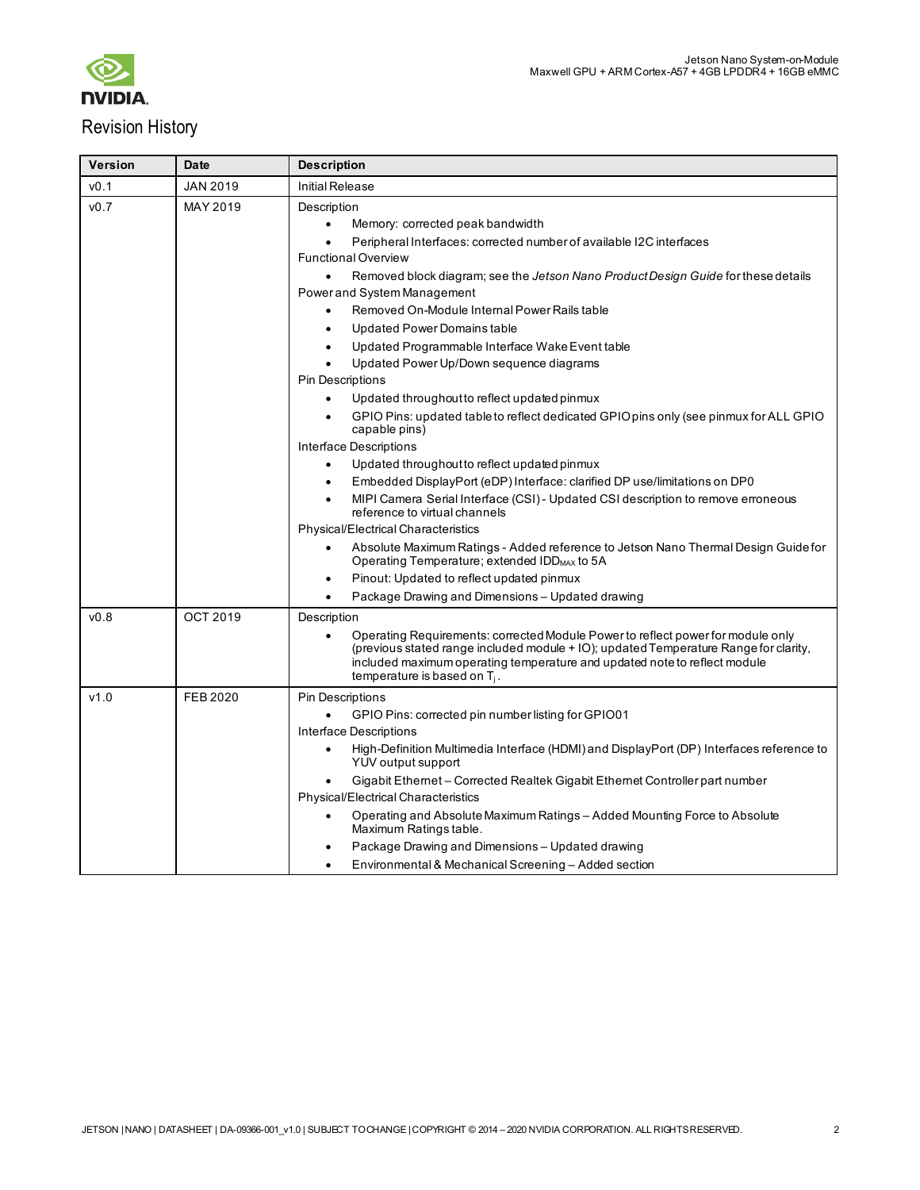# Revision History

| Version | Date | Description |
|---|---|---|
| v0.1 | JAN 2019 | Initial Release |
| v0.7 | MAY 2019 | Description<br>• Memory: corrected peak bandwidth<br>• Peripheral Interfaces: corrected number of available I2C interfaces<br>Functional Overview<br>• Removed block diagram; see the *Jetson Nano Product Design Guide* for these details<br>Power and System Management<br>• Removed On-Module Internal Power Rails table<br>• Updated Power Domains table<br>• Updated Programmable Interface Wake Event table<br>• Updated Power Up/Down sequence diagrams<br>Pin Descriptions<br>• Updated throughout to reflect updated pinmux<br>• GPIO Pins: updated table to reflect dedicated GPIO pins only (see pinmux for ALL GPIO capable pins)<br>Interface Descriptions<br>• Updated throughout to reflect updated pinmux<br>• Embedded DisplayPort (eDP) Interface: clarified DP use/limitations on DP0<br>• MIPI Camera Serial Interface (CSI) - Updated CSI description to remove erroneous reference to virtual channels<br>Physical/Electrical Characteristics<br>• Absolute Maximum Ratings - Added reference to Jetson Nano Thermal Design Guide for Operating Temperature; extended $IDD_{MAX}$ to 5A<br>• Pinout: Updated to reflect updated pinmux<br>• Package Drawing and Dimensions – Updated drawing |
| v0.8 | OCT 2019 | Description<br>• Operating Requirements: corrected Module Power to reflect power for module only (previous stated range included module + IO); updated Temperature Range for clarity, included maximum operating temperature and updated note to reflect module temperature is based on $T_j$. |
| v1.0 | FEB 2020 | Pin Descriptions<br>• GPIO Pins: corrected pin number listing for GPIO01<br>Interface Descriptions<br>• High-Definition Multimedia Interface (HDMI) and DisplayPort (DP) Interfaces reference to YUV output support<br>• Gigabit Ethernet – Corrected Realtek Gigabit Ethernet Controller part number<br>Physical/Electrical Characteristics<br>• Operating and Absolute Maximum Ratings – Added Mounting Force to Absolute Maximum Ratings table.<br>• Package Drawing and Dimensions – Updated drawing<br>• Environmental & Mechanical Screening – Added section |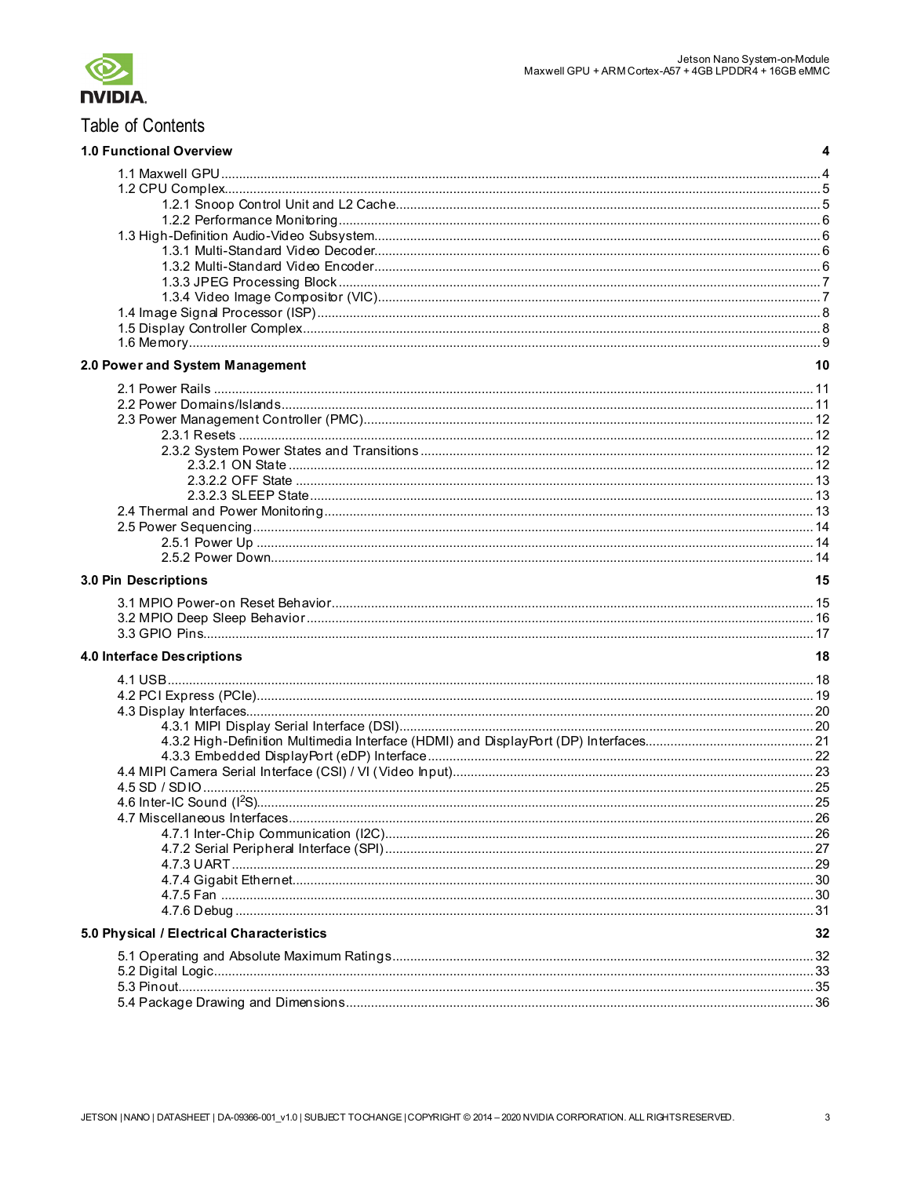# Table of Contents

**1.0 Functional Overview** ... 4

- 1.1 Maxwell GPU ... 4
- 1.2 CPU Complex ... 5
  - 1.2.1 Snoop Control Unit and L2 Cache ... 5
  - 1.2.2 Performance Monitoring ... 6
- 1.3 High-Definition Audio-Video Subsystem ... 6
  - 1.3.1 Multi-Standard Video Decoder ... 6
  - 1.3.2 Multi-Standard Video Encoder ... 6
  - 1.3.3 JPEG Processing Block ... 7
  - 1.3.4 Video Image Compositor (VIC) ... 7
- 1.4 Image Signal Processor (ISP) ... 8
- 1.5 Display Controller Complex ... 8
- 1.6 Memory ... 9

**2.0 Power and System Management** ... 10

- 2.1 Power Rails ... 11
- 2.2 Power Domains/Islands ... 11
- 2.3 Power Management Controller (PMC) ... 12
  - 2.3.1 Resets ... 12
  - 2.3.2 System Power States and Transitions ... 12
    - 2.3.2.1 ON State ... 12
    - 2.3.2.2 OFF State ... 13
    - 2.3.2.3 SLEEP State ... 13
- 2.4 Thermal and Power Monitoring ... 13
- 2.5 Power Sequencing ... 14
  - 2.5.1 Power Up ... 14
  - 2.5.2 Power Down ... 14

**3.0 Pin Descriptions** ... 15

- 3.1 MPIO Power-on Reset Behavior ... 15
- 3.2 MPIO Deep Sleep Behavior ... 16
- 3.3 GPIO Pins ... 17

**4.0 Interface Descriptions** ... 18

- 4.1 USB ... 18
- 4.2 PCI Express (PCIe) ... 19
- 4.3 Display Interfaces ... 20
  - 4.3.1 MIPI Display Serial Interface (DSI) ... 20
  - 4.3.2 High-Definition Multimedia Interface (HDMI) and DisplayPort (DP) Interfaces ... 21
  - 4.3.3 Embedded DisplayPort (eDP) Interface ... 22
- 4.4 MIPI Camera Serial Interface (CSI) / VI (Video Input) ... 23
- 4.5 SD / SDIO ... 25
- 4.6 Inter-IC Sound ($I^2S$) ... 25
- 4.7 Miscellaneous Interfaces ... 26
  - 4.7.1 Inter-Chip Communication (I2C) ... 26
  - 4.7.2 Serial Peripheral Interface (SPI) ... 27
  - 4.7.3 UART ... 29
  - 4.7.4 Gigabit Ethernet ... 30
  - 4.7.5 Fan ... 30
  - 4.7.6 Debug ... 31

**5.0 Physical / Electrical Characteristics** ... 32

- 5.1 Operating and Absolute Maximum Ratings ... 32
- 5.2 Digital Logic ... 33
- 5.3 Pinout ... 35
- 5.4 Package Drawing and Dimensions ... 36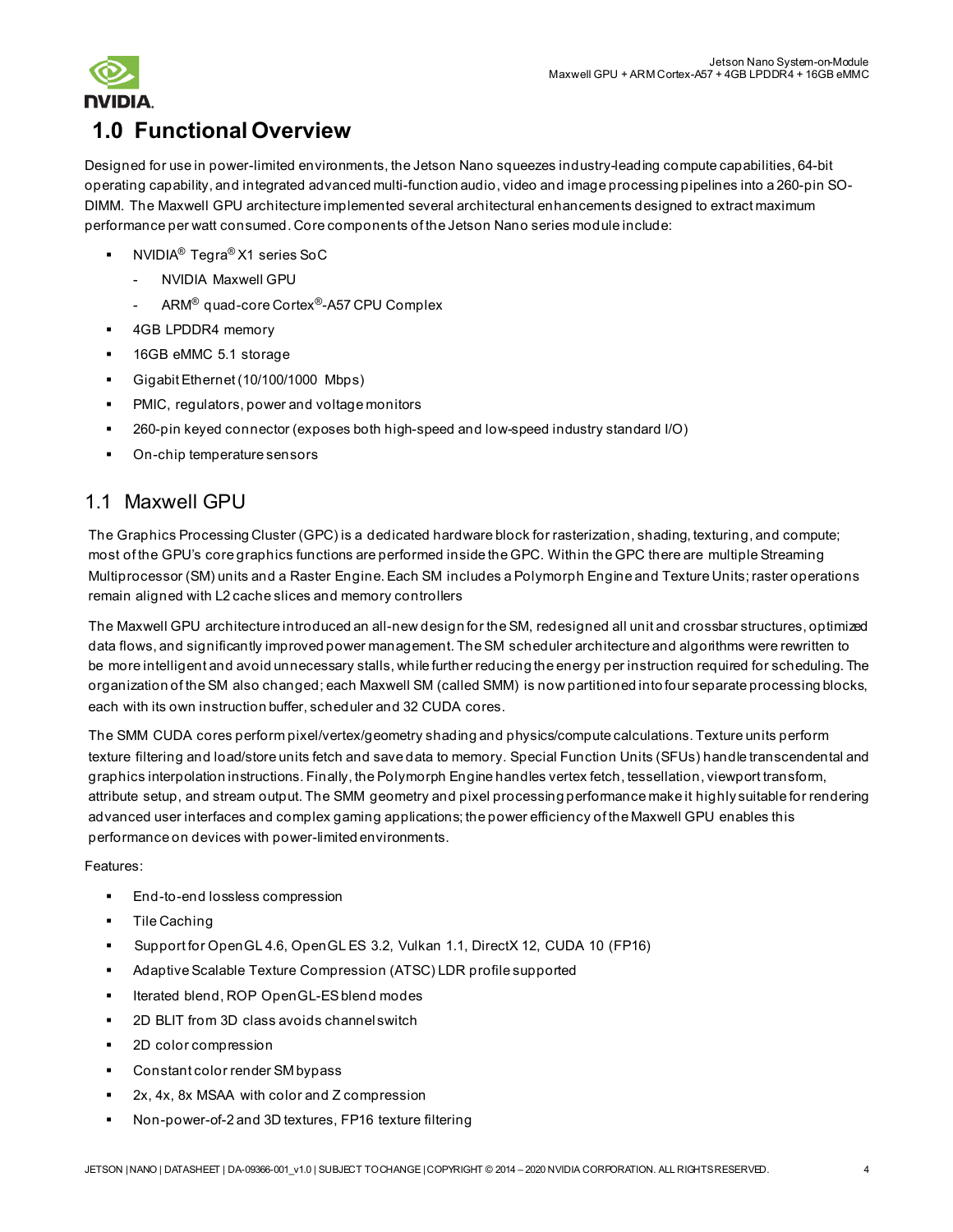# 1.0 Functional Overview

Designed for use in power-limited environments, the Jetson Nano squeezes industry-leading compute capabilities, 64-bit operating capability, and integrated advanced multi-function audio, video and image processing pipelines into a 260-pin SO-DIMM. The Maxwell GPU architecture implemented several architectural enhancements designed to extract maximum performance per watt consumed. Core components of the Jetson Nano series module include:

- NVIDIA® Tegra® X1 series SoC
  - NVIDIA Maxwell GPU
  - ARM® quad-core Cortex®-A57 CPU Complex
- 4GB LPDDR4 memory
- 16GB eMMC 5.1 storage
- Gigabit Ethernet (10/100/1000 Mbps)
- PMIC, regulators, power and voltage monitors
- 260-pin keyed connector (exposes both high-speed and low-speed industry standard I/O)
- On-chip temperature sensors

## 1.1 Maxwell GPU

The Graphics Processing Cluster (GPC) is a dedicated hardware block for rasterization, shading, texturing, and compute; most of the GPU's core graphics functions are performed inside the GPC. Within the GPC there are multiple Streaming Multiprocessor (SM) units and a Raster Engine. Each SM includes a Polymorph Engine and Texture Units; raster operations remain aligned with L2 cache slices and memory controllers

The Maxwell GPU architecture introduced an all-new design for the SM, redesigned all unit and crossbar structures, optimized data flows, and significantly improved power management. The SM scheduler architecture and algorithms were rewritten to be more intelligent and avoid unnecessary stalls, while further reducing the energy per instruction required for scheduling. The organization of the SM also changed; each Maxwell SM (called SMM) is now partitioned into four separate processing blocks, each with its own instruction buffer, scheduler and 32 CUDA cores.

The SMM CUDA cores perform pixel/vertex/geometry shading and physics/compute calculations. Texture units perform texture filtering and load/store units fetch and save data to memory. Special Function Units (SFUs) handle transcendental and graphics interpolation instructions. Finally, the Polymorph Engine handles vertex fetch, tessellation, viewport transform, attribute setup, and stream output. The SMM geometry and pixel processing performance make it highly suitable for rendering advanced user interfaces and complex gaming applications; the power efficiency of the Maxwell GPU enables this performance on devices with power-limited environments.

Features:

- End-to-end lossless compression
- Tile Caching
- Support for OpenGL 4.6, OpenGL ES 3.2, Vulkan 1.1, DirectX 12, CUDA 10 (FP16)
- Adaptive Scalable Texture Compression (ATSC) LDR profile supported
- Iterated blend, ROP OpenGL-ES blend modes
- 2D BLIT from 3D class avoids channel switch
- 2D color compression
- Constant color render SM bypass
- 2x, 4x, 8x MSAA with color and Z compression
- Non-power-of-2 and 3D textures, FP16 texture filtering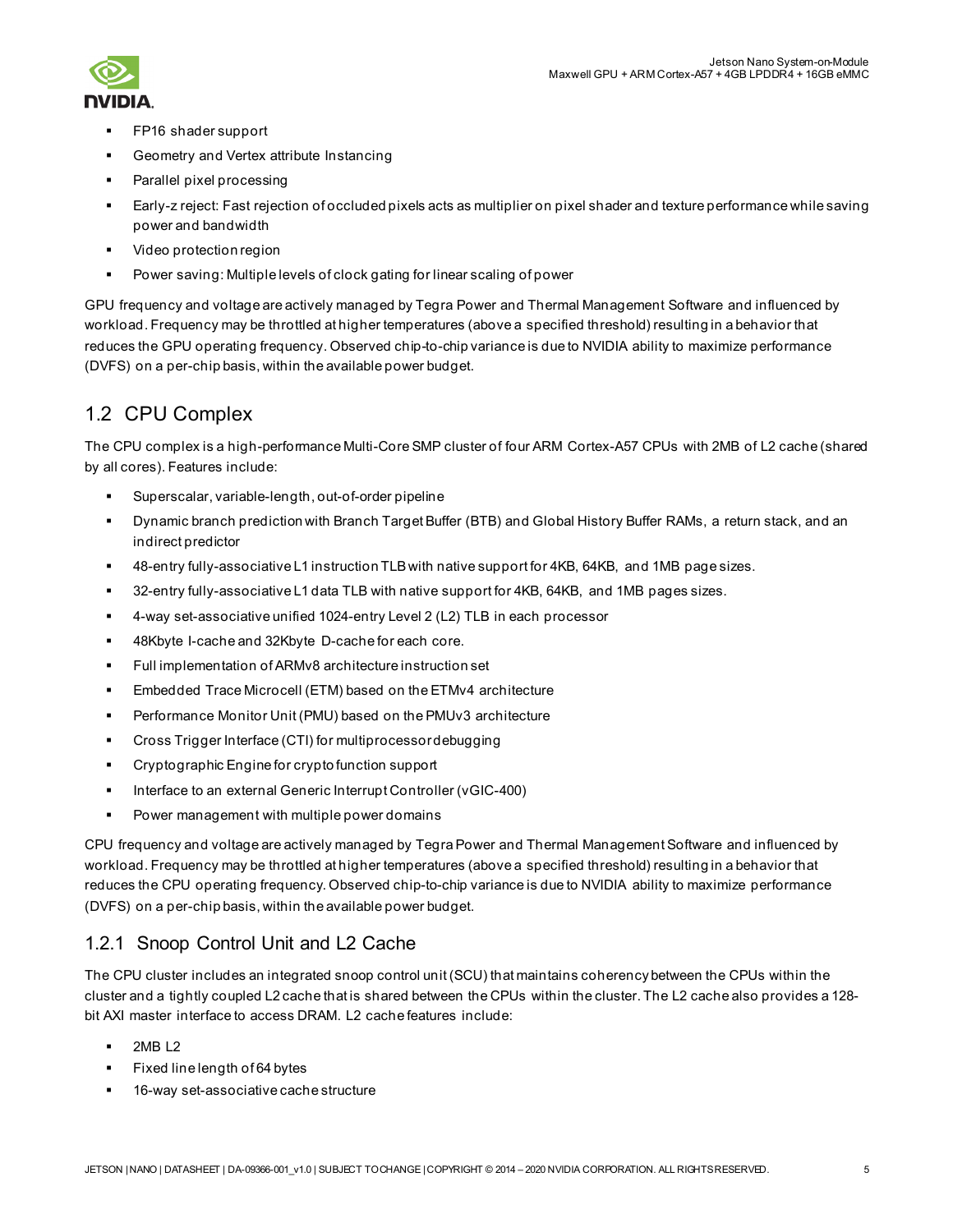- FP16 shader support
- Geometry and Vertex attribute Instancing
- Parallel pixel processing
- Early-z reject: Fast rejection of occluded pixels acts as multiplier on pixel shader and texture performance while saving power and bandwidth
- Video protection region
- Power saving: Multiple levels of clock gating for linear scaling of power

GPU frequency and voltage are actively managed by Tegra Power and Thermal Management Software and influenced by workload. Frequency may be throttled at higher temperatures (above a specified threshold) resulting in a behavior that reduces the GPU operating frequency. Observed chip-to-chip variance is due to NVIDIA ability to maximize performance (DVFS) on a per-chip basis, within the available power budget.

## 1.2 CPU Complex

The CPU complex is a high-performance Multi-Core SMP cluster of four ARM Cortex-A57 CPUs with 2MB of L2 cache (shared by all cores). Features include:

- Superscalar, variable-length, out-of-order pipeline
- Dynamic branch prediction with Branch Target Buffer (BTB) and Global History Buffer RAMs, a return stack, and an indirect predictor
- 48-entry fully-associative L1 instruction TLB with native support for 4KB, 64KB, and 1MB page sizes.
- 32-entry fully-associative L1 data TLB with native support for 4KB, 64KB, and 1MB pages sizes.
- 4-way set-associative unified 1024-entry Level 2 (L2) TLB in each processor
- 48Kbyte I-cache and 32Kbyte D-cache for each core.
- Full implementation of ARMv8 architecture instruction set
- Embedded Trace Microcell (ETM) based on the ETMv4 architecture
- Performance Monitor Unit (PMU) based on the PMUv3 architecture
- Cross Trigger Interface (CTI) for multiprocessor debugging
- Cryptographic Engine for crypto function support
- Interface to an external Generic Interrupt Controller (vGIC-400)
- Power management with multiple power domains

CPU frequency and voltage are actively managed by Tegra Power and Thermal Management Software and influenced by workload. Frequency may be throttled at higher temperatures (above a specified threshold) resulting in a behavior that reduces the CPU operating frequency. Observed chip-to-chip variance is due to NVIDIA ability to maximize performance (DVFS) on a per-chip basis, within the available power budget.

### 1.2.1 Snoop Control Unit and L2 Cache

The CPU cluster includes an integrated snoop control unit (SCU) that maintains coherency between the CPUs within the cluster and a tightly coupled L2 cache that is shared between the CPUs within the cluster. The L2 cache also provides a 128-bit AXI master interface to access DRAM. L2 cache features include:

- 2MB L2
- Fixed line length of 64 bytes
- 16-way set-associative cache structure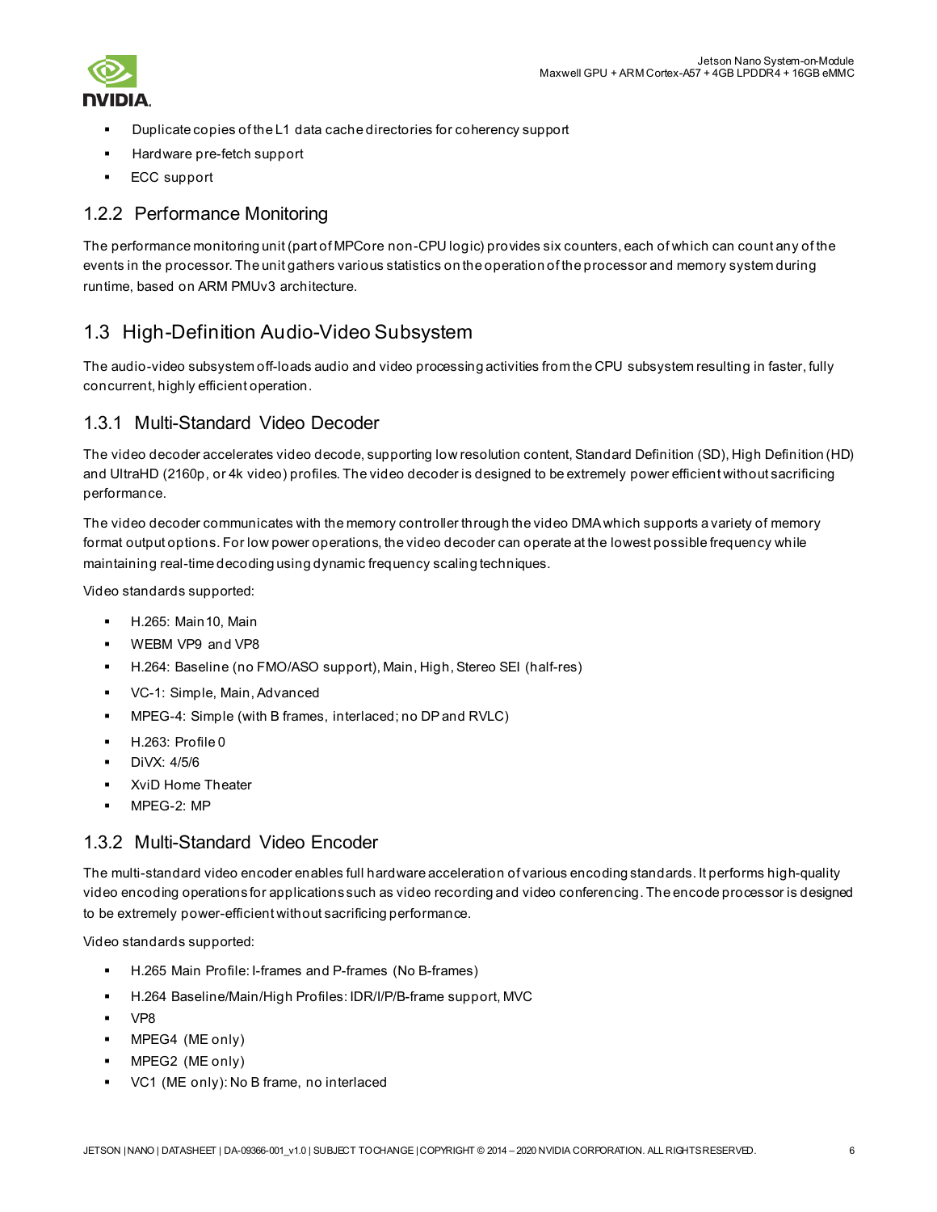- Duplicate copies of the L1 data cache directories for coherency support
- Hardware pre-fetch support
- ECC support

### 1.2.2 Performance Monitoring

The performance monitoring unit (part of MPCore non-CPU logic) provides six counters, each of which can count any of the events in the processor. The unit gathers various statistics on the operation of the processor and memory system during runtime, based on ARM PMUv3 architecture.

## 1.3 High-Definition Audio-Video Subsystem

The audio-video subsystem off-loads audio and video processing activities from the CPU subsystem resulting in faster, fully concurrent, highly efficient operation.

### 1.3.1 Multi-Standard Video Decoder

The video decoder accelerates video decode, supporting low resolution content, Standard Definition (SD), High Definition (HD) and UltraHD (2160p, or 4k video) profiles. The video decoder is designed to be extremely power efficient without sacrificing performance.

The video decoder communicates with the memory controller through the video DMA which supports a variety of memory format output options. For low power operations, the video decoder can operate at the lowest possible frequency while maintaining real-time decoding using dynamic frequency scaling techniques.

Video standards supported:

- H.265: Main10, Main
- WEBM VP9 and VP8
- H.264: Baseline (no FMO/ASO support), Main, High, Stereo SEI (half-res)
- VC-1: Simple, Main, Advanced
- MPEG-4: Simple (with B frames, interlaced; no DP and RVLC)
- H.263: Profile 0
- DiVX: 4/5/6
- XviD Home Theater
- MPEG-2: MP

### 1.3.2 Multi-Standard Video Encoder

The multi-standard video encoder enables full hardware acceleration of various encoding standards. It performs high-quality video encoding operations for applications such as video recording and video conferencing. The encode processor is designed to be extremely power-efficient without sacrificing performance.

Video standards supported:

- H.265 Main Profile: I-frames and P-frames (No B-frames)
- H.264 Baseline/Main/High Profiles: IDR/I/P/B-frame support, MVC
- VP8
- MPEG4 (ME only)
- MPEG2 (ME only)
- VC1 (ME only): No B frame, no interlaced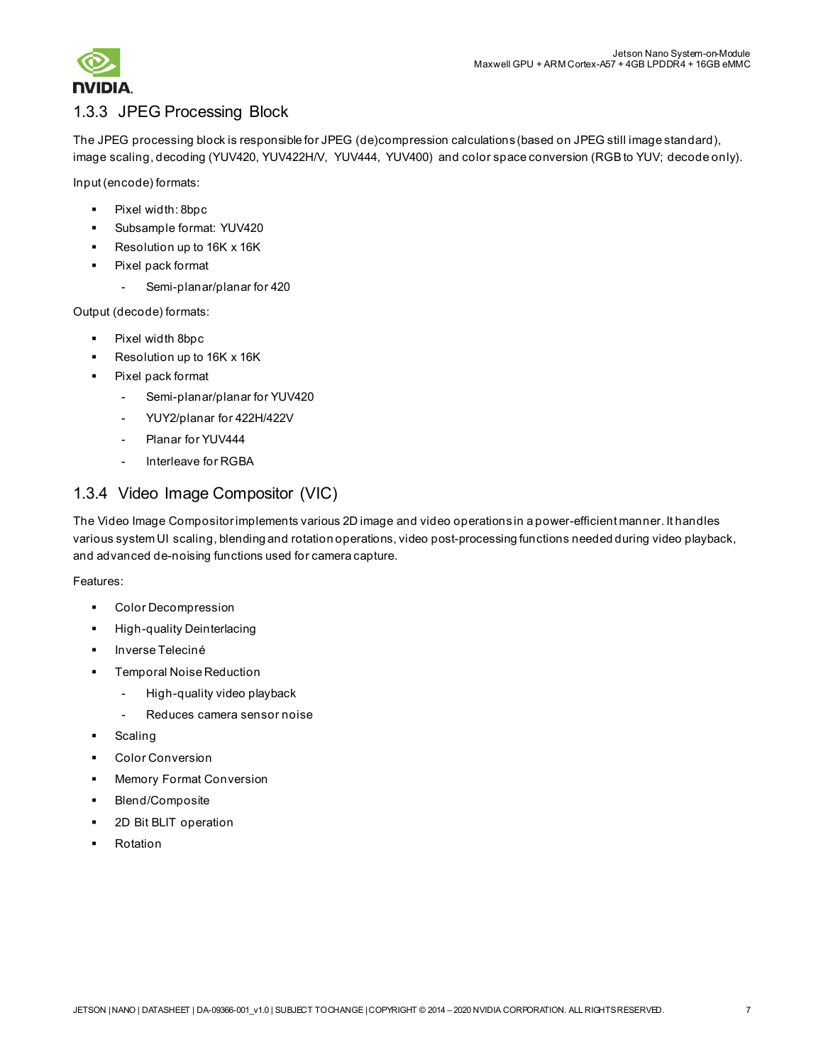### 1.3.3 JPEG Processing Block

The JPEG processing block is responsible for JPEG (de)compression calculations (based on JPEG still image standard), image scaling, decoding (YUV420, YUV422H/V, YUV444, YUV400) and color space conversion (RGB to YUV; decode only).

Input (encode) formats:

- Pixel width: 8bpc
- Subsample format: YUV420
- Resolution up to 16K x 16K
- Pixel pack format
  - Semi-planar/planar for 420

Output (decode) formats:

- Pixel width 8bpc
- Resolution up to 16K x 16K
- Pixel pack format
  - Semi-planar/planar for YUV420
  - YUY2/planar for 422H/422V
  - Planar for YUV444
  - Interleave for RGBA

### 1.3.4 Video Image Compositor (VIC)

The Video Image Compositor implements various 2D image and video operations in a power-efficient manner. It handles various system UI scaling, blending and rotation operations, video post-processing functions needed during video playback, and advanced de-noising functions used for camera capture.

Features:

- Color Decompression
- High-quality Deinterlacing
- Inverse Teleciné
- Temporal Noise Reduction
  - High-quality video playback
  - Reduces camera sensor noise
- Scaling
- Color Conversion
- Memory Format Conversion
- Blend/Composite
- 2D Bit BLIT operation
- Rotation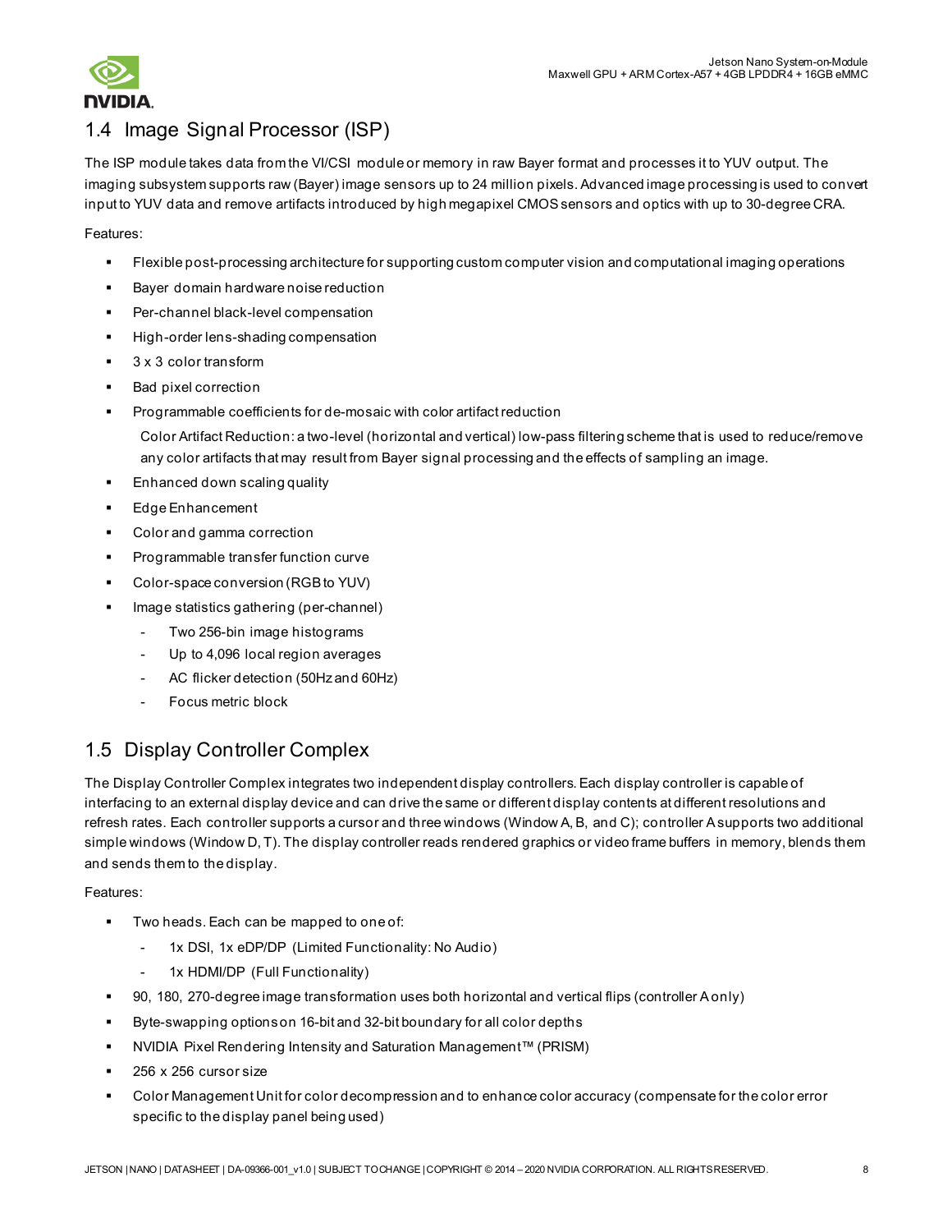## 1.4 Image Signal Processor (ISP)

The ISP module takes data from the VI/CSI module or memory in raw Bayer format and processes it to YUV output. The imaging subsystem supports raw (Bayer) image sensors up to 24 million pixels. Advanced image processing is used to convert input to YUV data and remove artifacts introduced by high megapixel CMOS sensors and optics with up to 30-degree CRA.

Features:

- Flexible post-processing architecture for supporting custom computer vision and computational imaging operations
- Bayer domain hardware noise reduction
- Per-channel black-level compensation
- High-order lens-shading compensation
- 3 x 3 color transform
- Bad pixel correction
- Programmable coefficients for de-mosaic with color artifact reduction

  Color Artifact Reduction: a two-level (horizontal and vertical) low-pass filtering scheme that is used to reduce/remove any color artifacts that may result from Bayer signal processing and the effects of sampling an image.
- Enhanced down scaling quality
- Edge Enhancement
- Color and gamma correction
- Programmable transfer function curve
- Color-space conversion (RGB to YUV)
- Image statistics gathering (per-channel)
  - Two 256-bin image histograms
  - Up to 4,096 local region averages
  - AC flicker detection (50Hz and 60Hz)
  - Focus metric block

## 1.5 Display Controller Complex

The Display Controller Complex integrates two independent display controllers. Each display controller is capable of interfacing to an external display device and can drive the same or different display contents at different resolutions and refresh rates. Each controller supports a cursor and three windows (Window A, B, and C); controller A supports two additional simple windows (Window D, T). The display controller reads rendered graphics or video frame buffers in memory, blends them and sends them to the display.

Features:

- Two heads. Each can be mapped to one of:
  - 1x DSI, 1x eDP/DP (Limited Functionality: No Audio)
  - 1x HDMI/DP (Full Functionality)
- 90, 180, 270-degree image transformation uses both horizontal and vertical flips (controller A only)
- Byte-swapping options on 16-bit and 32-bit boundary for all color depths
- NVIDIA Pixel Rendering Intensity and Saturation Management™ (PRISM)
- 256 x 256 cursor size
- Color Management Unit for color decompression and to enhance color accuracy (compensate for the color error specific to the display panel being used)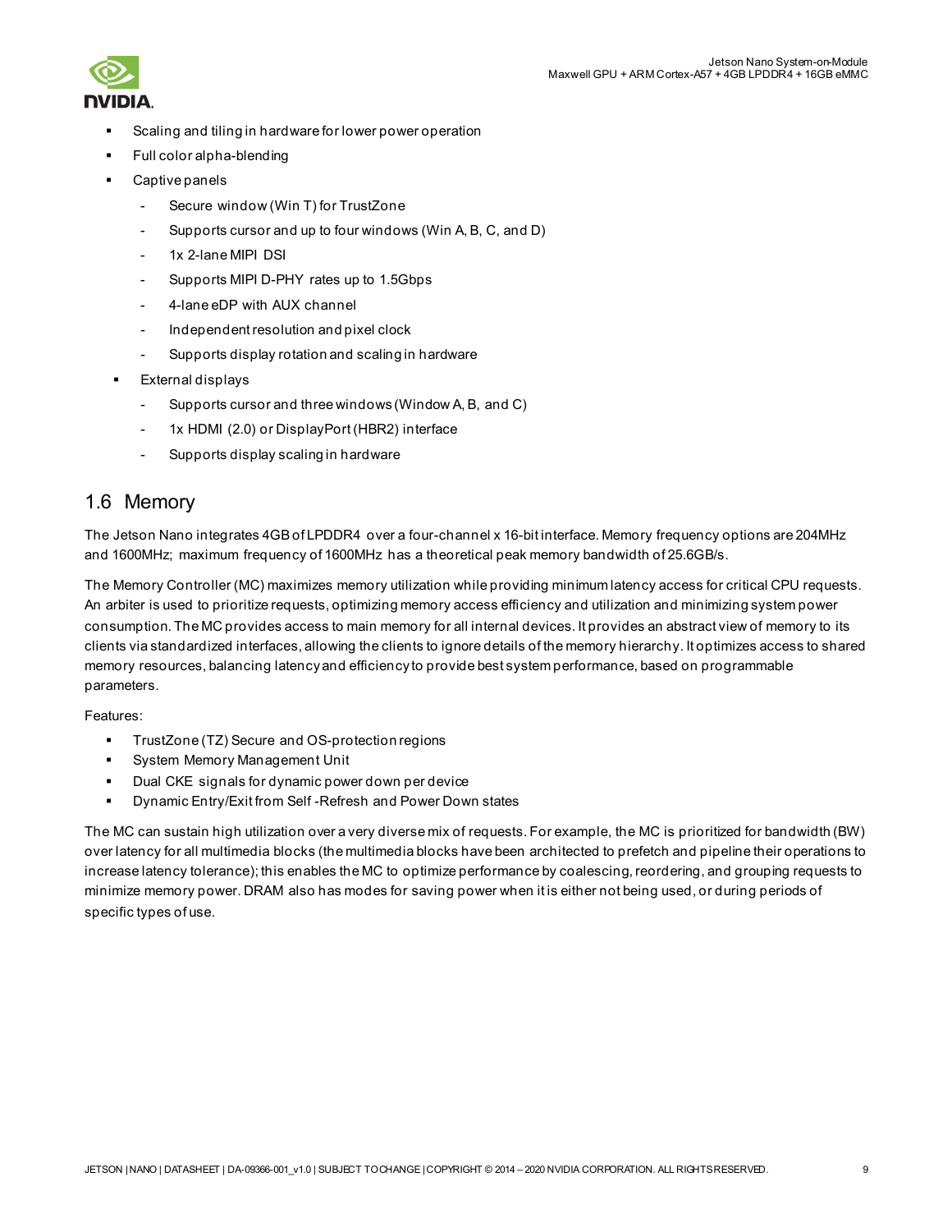- Scaling and tiling in hardware for lower power operation
- Full color alpha-blending
- Captive panels
  - Secure window (Win T) for TrustZone
  - Supports cursor and up to four windows (Win A, B, C, and D)
  - 1x 2-lane MIPI DSI
  - Supports MIPI D-PHY rates up to 1.5Gbps
  - 4-lane eDP with AUX channel
  - Independent resolution and pixel clock
  - Supports display rotation and scaling in hardware
- External displays
  - Supports cursor and three windows (Window A, B, and C)
  - 1x HDMI (2.0) or DisplayPort (HBR2) interface
  - Supports display scaling in hardware

## 1.6 Memory

The Jetson Nano integrates 4GB of LPDDR4 over a four-channel x 16-bit interface. Memory frequency options are 204MHz and 1600MHz; maximum frequency of 1600MHz has a theoretical peak memory bandwidth of 25.6GB/s.

The Memory Controller (MC) maximizes memory utilization while providing minimum latency access for critical CPU requests. An arbiter is used to prioritize requests, optimizing memory access efficiency and utilization and minimizing system power consumption. The MC provides access to main memory for all internal devices. It provides an abstract view of memory to its clients via standardized interfaces, allowing the clients to ignore details of the memory hierarchy. It optimizes access to shared memory resources, balancing latency and efficiency to provide best system performance, based on programmable parameters.

Features:

- TrustZone (TZ) Secure and OS-protection regions
- System Memory Management Unit
- Dual CKE signals for dynamic power down per device
- Dynamic Entry/Exit from Self-Refresh and Power Down states

The MC can sustain high utilization over a very diverse mix of requests. For example, the MC is prioritized for bandwidth (BW) over latency for all multimedia blocks (the multimedia blocks have been architected to prefetch and pipeline their operations to increase latency tolerance); this enables the MC to optimize performance by coalescing, reordering, and grouping requests to minimize memory power. DRAM also has modes for saving power when it is either not being used, or during periods of specific types of use.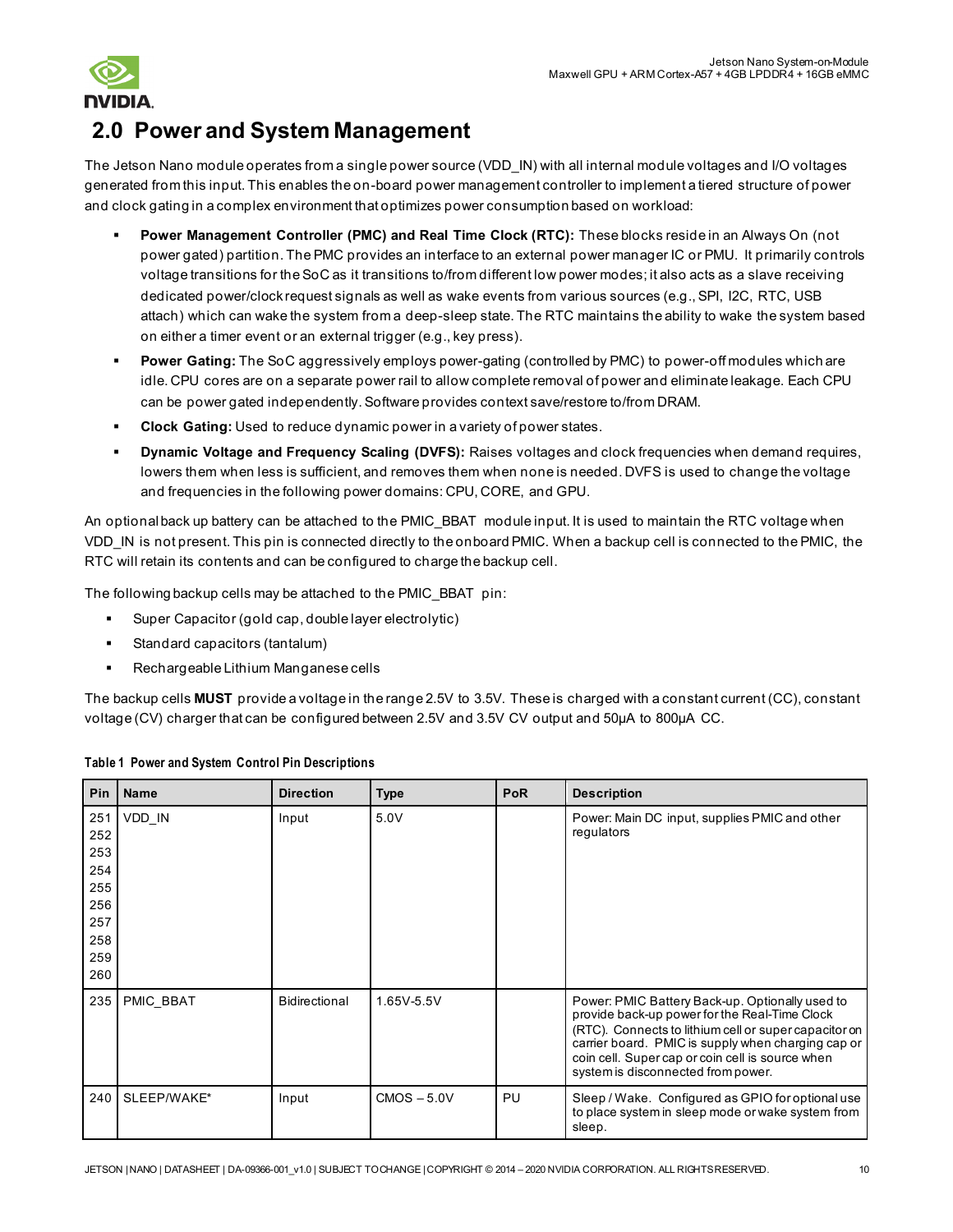# 2.0 Power and System Management

The Jetson Nano module operates from a single power source (VDD_IN) with all internal module voltages and I/O voltages generated from this input. This enables the on-board power management controller to implement a tiered structure of power and clock gating in a complex environment that optimizes power consumption based on workload:

- **Power Management Controller (PMC) and Real Time Clock (RTC):** These blocks reside in an Always On (not power gated) partition. The PMC provides an interface to an external power manager IC or PMU. It primarily controls voltage transitions for the SoC as it transitions to/from different low power modes; it also acts as a slave receiving dedicated power/clock request signals as well as wake events from various sources (e.g., SPI, I2C, RTC, USB attach) which can wake the system from a deep-sleep state. The RTC maintains the ability to wake the system based on either a timer event or an external trigger (e.g., key press).
- **Power Gating:** The SoC aggressively employs power-gating (controlled by PMC) to power-off modules which are idle. CPU cores are on a separate power rail to allow complete removal of power and eliminate leakage. Each CPU can be power gated independently. Software provides context save/restore to/from DRAM.
- **Clock Gating:** Used to reduce dynamic power in a variety of power states.
- **Dynamic Voltage and Frequency Scaling (DVFS):** Raises voltages and clock frequencies when demand requires, lowers them when less is sufficient, and removes them when none is needed. DVFS is used to change the voltage and frequencies in the following power domains: CPU, CORE, and GPU.

An optional back up battery can be attached to the PMIC_BBAT module input. It is used to maintain the RTC voltage when VDD_IN is not present. This pin is connected directly to the onboard PMIC. When a backup cell is connected to the PMIC, the RTC will retain its contents and can be configured to charge the backup cell.

The following backup cells may be attached to the PMIC_BBAT pin:

- Super Capacitor (gold cap, double layer electrolytic)
- Standard capacitors (tantalum)
- Rechargeable Lithium Manganese cells

The backup cells **MUST** provide a voltage in the range 2.5V to 3.5V. These is charged with a constant current (CC), constant voltage (CV) charger that can be configured between 2.5V and 3.5V CV output and 50µA to 800µA CC.

**Table 1 Power and System Control Pin Descriptions**

| Pin | Name | Direction | Type | PoR | Description |
|---|---|---|---|---|---|
| 251 252 253 254 255 256 257 258 259 260 | VDD_IN | Input | 5.0V | | Power: Main DC input, supplies PMIC and other regulators |
| 235 | PMIC_BBAT | Bidirectional | 1.65V-5.5V | | Power: PMIC Battery Back-up. Optionally used to provide back-up power for the Real-Time Clock (RTC). Connects to lithium cell or super capacitor on carrier board. PMIC is supply when charging cap or coin cell. Super cap or coin cell is source when system is disconnected from power. |
| 240 | SLEEP/WAKE* | Input | CMOS – 5.0V | PU | Sleep / Wake. Configured as GPIO for optional use to place system in sleep mode or wake system from sleep. |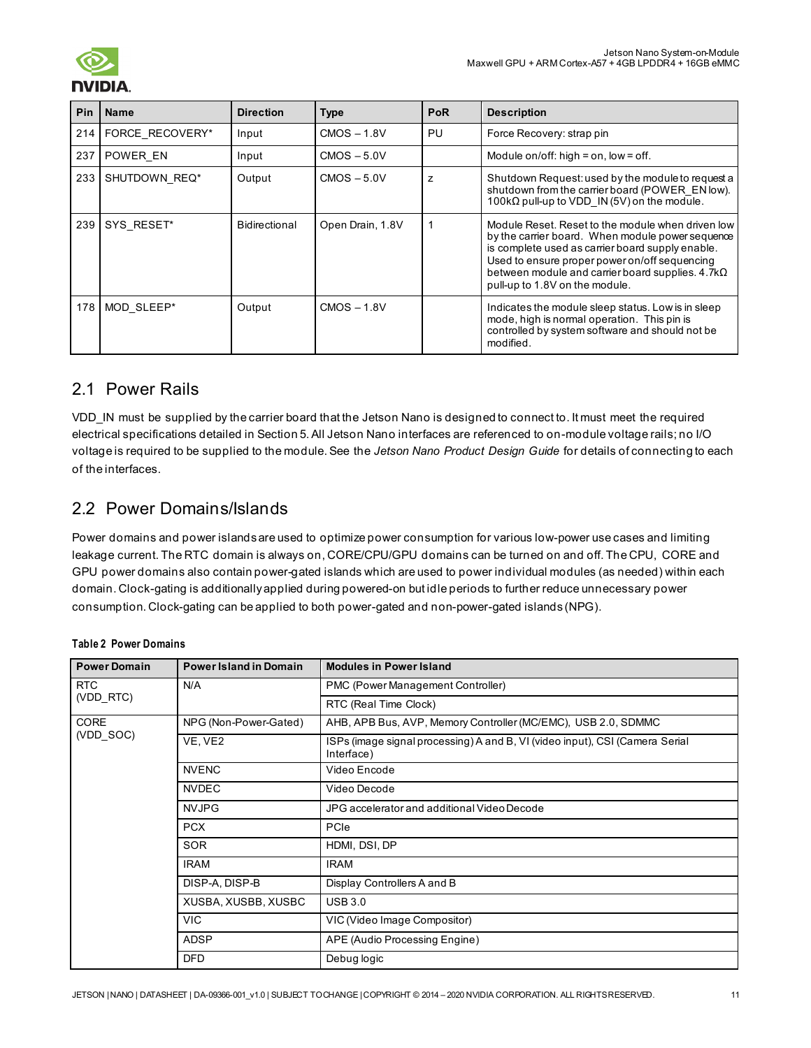| Pin | Name | Direction | Type | PoR | Description |
| --- | --- | --- | --- | --- | --- |
| 214 | FORCE_RECOVERY* | Input | CMOS – 1.8V | PU | Force Recovery: strap pin |
| 237 | POWER_EN | Input | CMOS – 5.0V | | Module on/off: high = on, low = off. |
| 233 | SHUTDOWN_REQ* | Output | CMOS – 5.0V | z | Shutdown Request: used by the module to request a shutdown from the carrier board (POWER_EN low). 100kΩ pull-up to VDD_IN (5V) on the module. |
| 239 | SYS_RESET* | Bidirectional | Open Drain, 1.8V | 1 | Module Reset. Reset to the module when driven low by the carrier board. When module power sequence is complete used as carrier board supply enable. Used to ensure proper power on/off sequencing between module and carrier board supplies. 4.7kΩ pull-up to 1.8V on the module. |
| 178 | MOD_SLEEP* | Output | CMOS – 1.8V | | Indicates the module sleep status. Low is in sleep mode, high is normal operation. This pin is controlled by system software and should not be modified. |

## 2.1 Power Rails

VDD_IN must be supplied by the carrier board that the Jetson Nano is designed to connect to. It must meet the required electrical specifications detailed in Section 5. All Jetson Nano interfaces are referenced to on-module voltage rails; no I/O voltage is required to be supplied to the module. See the *Jetson Nano Product Design Guide* for details of connecting to each of the interfaces.

## 2.2 Power Domains/Islands

Power domains and power islands are used to optimize power consumption for various low-power use cases and limiting leakage current. The RTC domain is always on, CORE/CPU/GPU domains can be turned on and off. The CPU, CORE and GPU power domains also contain power-gated islands which are used to power individual modules (as needed) within each domain. Clock-gating is additionally applied during powered-on but idle periods to further reduce unnecessary power consumption. Clock-gating can be applied to both power-gated and non-power-gated islands (NPG).

**Table 2 Power Domains**

| Power Domain | Power Island in Domain | Modules in Power Island |
| --- | --- | --- |
| RTC (VDD_RTC) | N/A | PMC (Power Management Controller) |
| | | RTC (Real Time Clock) |
| CORE (VDD_SOC) | NPG (Non-Power-Gated) | AHB, APB Bus, AVP, Memory Controller (MC/EMC), USB 2.0, SDMMC |
| | VE, VE2 | ISPs (image signal processing) A and B, VI (video input), CSI (Camera Serial Interface) |
| | NVENC | Video Encode |
| | NVDEC | Video Decode |
| | NVJPG | JPG accelerator and additional Video Decode |
| | PCX | PCIe |
| | SOR | HDMI, DSI, DP |
| | IRAM | IRAM |
| | DISP-A, DISP-B | Display Controllers A and B |
| | XUSBA, XUSBB, XUSBC | USB 3.0 |
| | VIC | VIC (Video Image Compositor) |
| | ADSP | APE (Audio Processing Engine) |
| | DFD | Debug logic |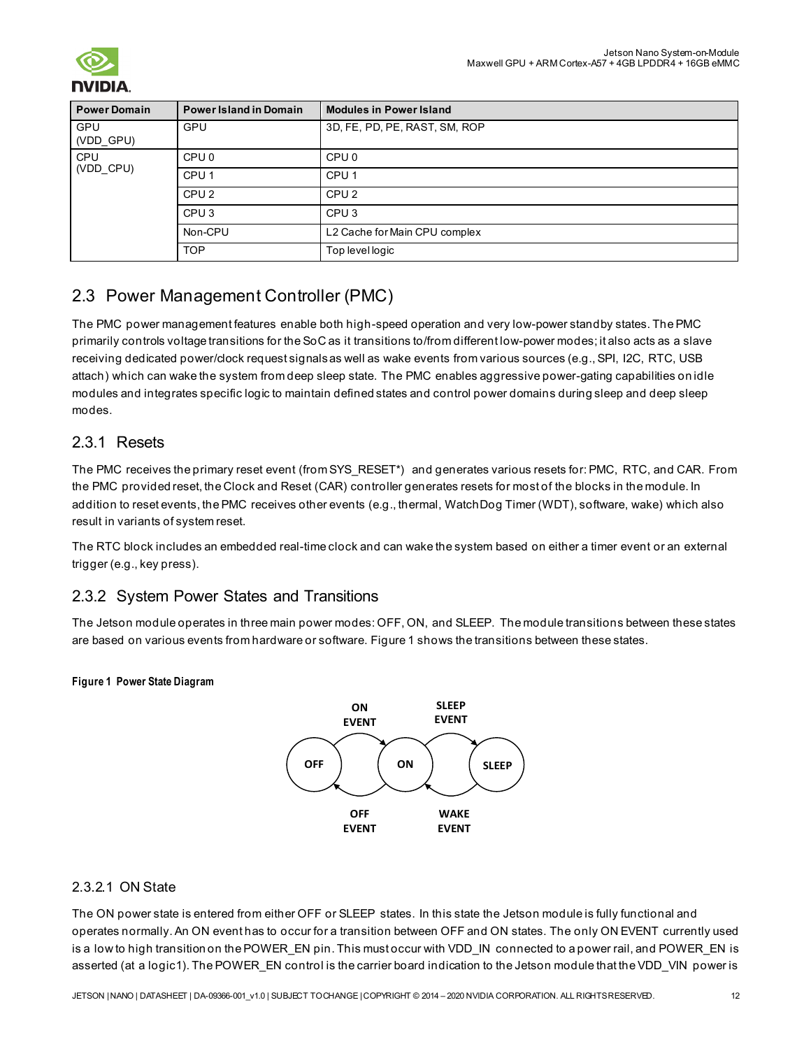| Power Domain | Power Island in Domain | Modules in Power Island |
| --- | --- | --- |
| GPU (VDD_GPU) | GPU | 3D, FE, PD, PE, RAST, SM, ROP |
| CPU (VDD_CPU) | CPU 0 | CPU 0 |
| | CPU 1 | CPU 1 |
| | CPU 2 | CPU 2 |
| | CPU 3 | CPU 3 |
| | Non-CPU | L2 Cache for Main CPU complex |
| | TOP | Top level logic |

## 2.3 Power Management Controller (PMC)

The PMC power management features enable both high-speed operation and very low-power standby states. The PMC primarily controls voltage transitions for the SoC as it transitions to/from different low-power modes; it also acts as a slave receiving dedicated power/clock request signals as well as wake events from various sources (e.g., SPI, I2C, RTC, USB attach) which can wake the system from deep sleep state. The PMC enables aggressive power-gating capabilities on idle modules and integrates specific logic to maintain defined states and control power domains during sleep and deep sleep modes.

### 2.3.1 Resets

The PMC receives the primary reset event (from SYS_RESET*) and generates various resets for: PMC, RTC, and CAR. From the PMC provided reset, the Clock and Reset (CAR) controller generates resets for most of the blocks in the module. In addition to reset events, the PMC receives other events (e.g., thermal, WatchDog Timer (WDT), software, wake) which also result in variants of system reset.

The RTC block includes an embedded real-time clock and can wake the system based on either a timer event or an external trigger (e.g., key press).

### 2.3.2 System Power States and Transitions

The Jetson module operates in three main power modes: OFF, ON, and SLEEP. The module transitions between these states are based on various events from hardware or software. Figure 1 shows the transitions between these states.

**Figure 1 Power State Diagram**

#### 2.3.2.1 ON State

The ON power state is entered from either OFF or SLEEP states. In this state the Jetson module is fully functional and operates normally. An ON event has to occur for a transition between OFF and ON states. The only ON EVENT currently used is a low to high transition on the POWER_EN pin. This must occur with VDD_IN connected to a power rail, and POWER_EN is asserted (at a logic1). The POWER_EN control is the carrier board indication to the Jetson module that the VDD_VIN power is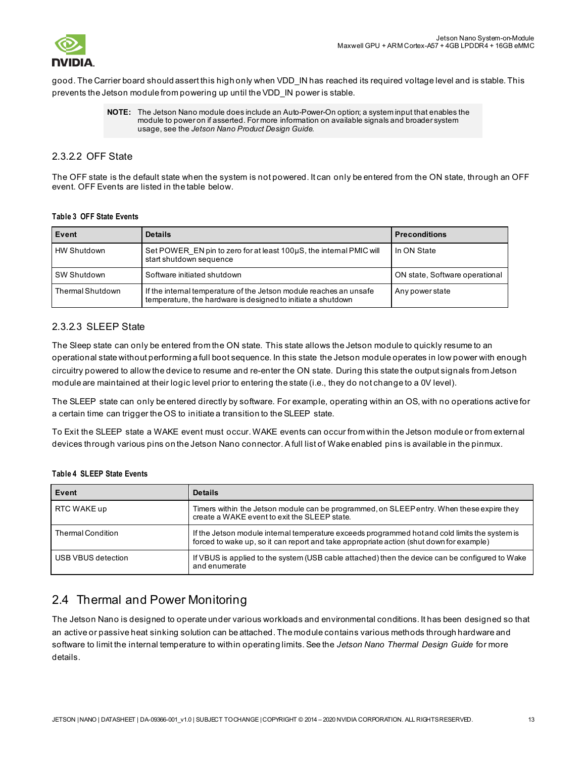good. The Carrier board should assert this high only when VDD_IN has reached its required voltage level and is stable. This prevents the Jetson module from powering up until the VDD_IN power is stable.

> **NOTE:** The Jetson Nano module does include an Auto-Power-On option; a system input that enables the module to power on if asserted. For more information on available signals and broader system usage, see the *Jetson Nano Product Design Guide.*

#### 2.3.2.2 OFF State

The OFF state is the default state when the system is not powered. It can only be entered from the ON state, through an OFF event. OFF Events are listed in the table below.

**Table 3 OFF State Events**

| Event | Details | Preconditions |
| --- | --- | --- |
| HW Shutdown | Set POWER_EN pin to zero for at least 100µS, the internal PMIC will start shutdown sequence | In ON State |
| SW Shutdown | Software initiated shutdown | ON state, Software operational |
| Thermal Shutdown | If the internal temperature of the Jetson module reaches an unsafe temperature, the hardware is designed to initiate a shutdown | Any power state |

#### 2.3.2.3 SLEEP State

The Sleep state can only be entered from the ON state. This state allows the Jetson module to quickly resume to an operational state without performing a full boot sequence. In this state the Jetson module operates in low power with enough circuitry powered to allow the device to resume and re-enter the ON state. During this state the output signals from Jetson module are maintained at their logic level prior to entering the state (i.e., they do not change to a 0V level).

The SLEEP state can only be entered directly by software. For example, operating within an OS, with no operations active for a certain time can trigger the OS to initiate a transition to the SLEEP state.

To Exit the SLEEP state a WAKE event must occur. WAKE events can occur from within the Jetson module or from external devices through various pins on the Jetson Nano connector. A full list of Wake enabled pins is available in the pinmux.

**Table 4 SLEEP State Events**

| Event | Details |
| --- | --- |
| RTC WAKE up | Timers within the Jetson module can be programmed, on SLEEP entry. When these expire they create a WAKE event to exit the SLEEP state. |
| Thermal Condition | If the Jetson module internal temperature exceeds programmed hot and cold limits the system is forced to wake up, so it can report and take appropriate action (shut down for example) |
| USB VBUS detection | If VBUS is applied to the system (USB cable attached) then the device can be configured to Wake and enumerate |

## 2.4 Thermal and Power Monitoring

The Jetson Nano is designed to operate under various workloads and environmental conditions. It has been designed so that an active or passive heat sinking solution can be attached. The module contains various methods through hardware and software to limit the internal temperature to within operating limits. See the *Jetson Nano Thermal Design Guide* for more details.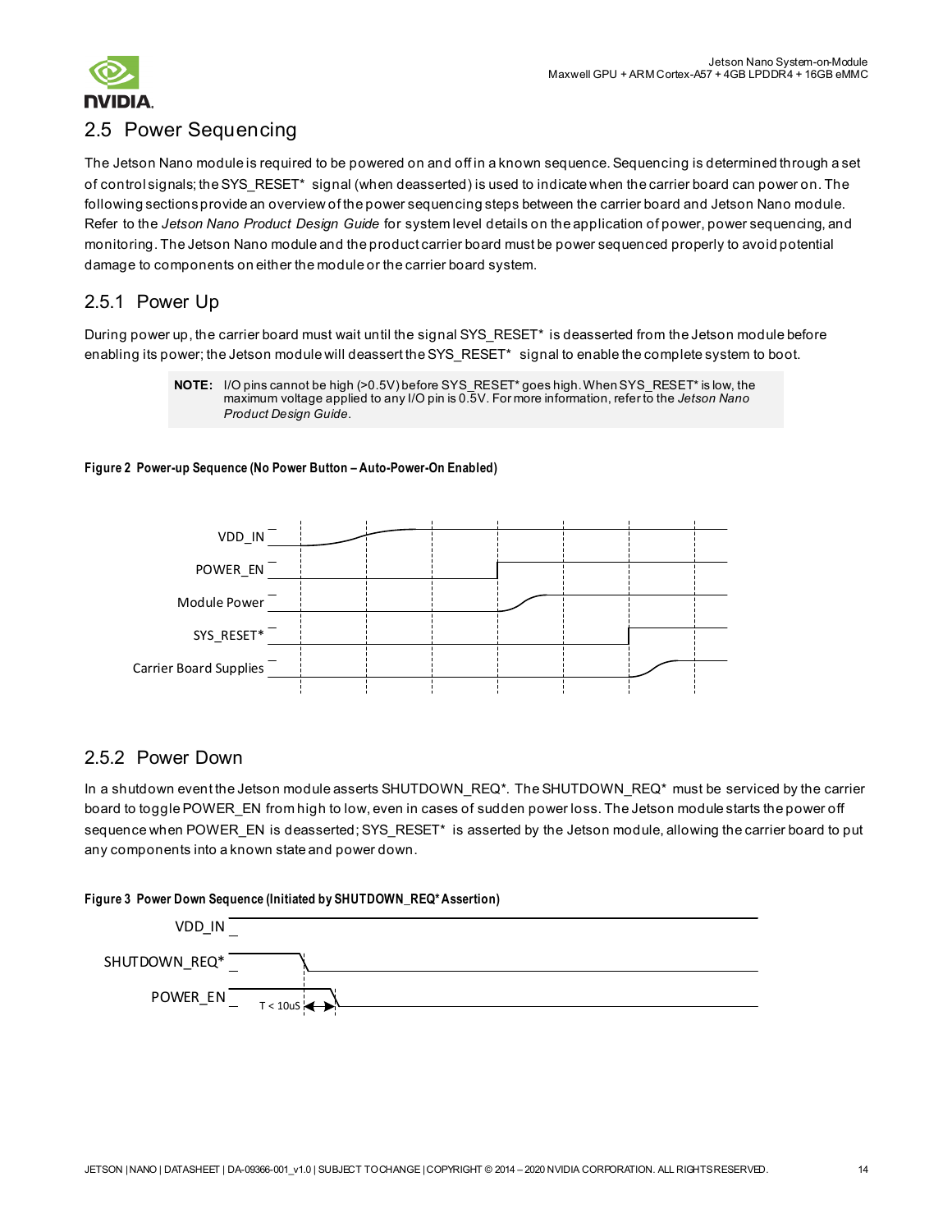## 2.5 Power Sequencing

The Jetson Nano module is required to be powered on and off in a known sequence. Sequencing is determined through a set of control signals; the SYS_RESET* signal (when deasserted) is used to indicate when the carrier board can power on. The following sections provide an overview of the power sequencing steps between the carrier board and Jetson Nano module. Refer to the *Jetson Nano Product Design Guide* for system level details on the application of power, power sequencing, and monitoring. The Jetson Nano module and the product carrier board must be power sequenced properly to avoid potential damage to components on either the module or the carrier board system.

### 2.5.1 Power Up

During power up, the carrier board must wait until the signal SYS_RESET* is deasserted from the Jetson module before enabling its power; the Jetson module will deassert the SYS_RESET* signal to enable the complete system to boot.

> **NOTE:** I/O pins cannot be high (>0.5V) before SYS_RESET* goes high. When SYS_RESET* is low, the maximum voltage applied to any I/O pin is 0.5V. For more information, refer to the *Jetson Nano Product Design Guide*.

**Figure 2 Power-up Sequence (No Power Button – Auto-Power-On Enabled)**

VDD_IN
POWER_EN
Module Power
SYS_RESET*
Carrier Board Supplies

### 2.5.2 Power Down

In a shutdown event the Jetson module asserts SHUTDOWN_REQ*. The SHUTDOWN_REQ* must be serviced by the carrier board to toggle POWER_EN from high to low, even in cases of sudden power loss. The Jetson module starts the power off sequence when POWER_EN is deasserted; SYS_RESET* is asserted by the Jetson module, allowing the carrier board to put any components into a known state and power down.

**Figure 3 Power Down Sequence (Initiated by SHUTDOWN_REQ* Assertion)**

VDD_IN
SHUTDOWN_REQ*
POWER_EN
T < 10uS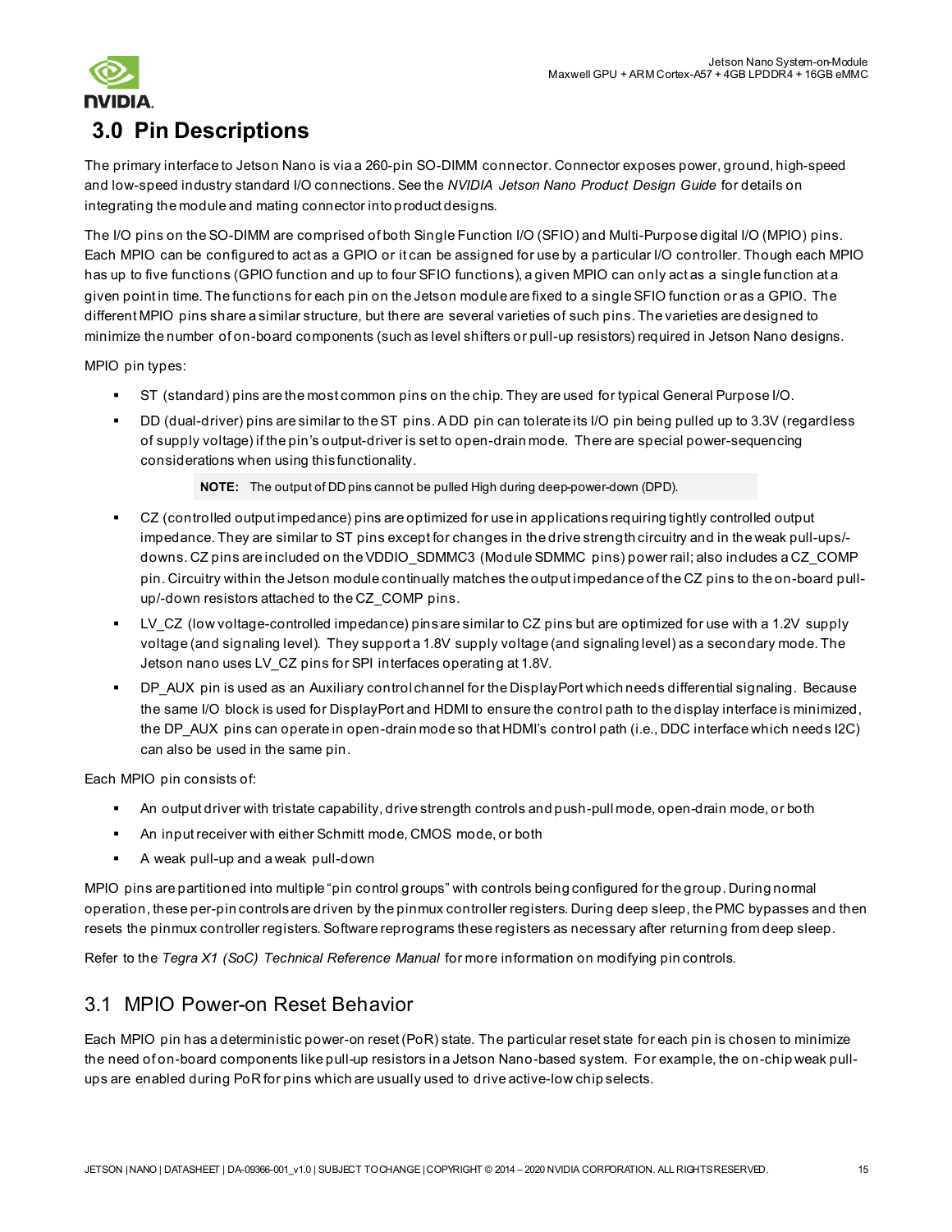# 3.0 Pin Descriptions

The primary interface to Jetson Nano is via a 260-pin SO-DIMM connector. Connector exposes power, ground, high-speed and low-speed industry standard I/O connections. See the *NVIDIA Jetson Nano Product Design Guide* for details on integrating the module and mating connector into product designs.

The I/O pins on the SO-DIMM are comprised of both Single Function I/O (SFIO) and Multi-Purpose digital I/O (MPIO) pins. Each MPIO can be configured to act as a GPIO or it can be assigned for use by a particular I/O controller. Though each MPIO has up to five functions (GPIO function and up to four SFIO functions), a given MPIO can only act as a single function at a given point in time. The functions for each pin on the Jetson module are fixed to a single SFIO function or as a GPIO. The different MPIO pins share a similar structure, but there are several varieties of such pins. The varieties are designed to minimize the number of on-board components (such as level shifters or pull-up resistors) required in Jetson Nano designs.

MPIO pin types:

- ST (standard) pins are the most common pins on the chip. They are used for typical General Purpose I/O.
- DD (dual-driver) pins are similar to the ST pins. A DD pin can tolerate its I/O pin being pulled up to 3.3V (regardless of supply voltage) if the pin's output-driver is set to open-drain mode. There are special power-sequencing considerations when using this functionality.

  **NOTE:** The output of DD pins cannot be pulled High during deep-power-down (DPD).

- CZ (controlled output impedance) pins are optimized for use in applications requiring tightly controlled output impedance. They are similar to ST pins except for changes in the drive strength circuitry and in the weak pull-ups/-downs. CZ pins are included on the VDDIO_SDMMC3 (Module SDMMC pins) power rail; also includes a CZ_COMP pin. Circuitry within the Jetson module continually matches the output impedance of the CZ pins to the on-board pull-up/-down resistors attached to the CZ_COMP pins.
- LV_CZ (low voltage-controlled impedance) pins are similar to CZ pins but are optimized for use with a 1.2V supply voltage (and signaling level). They support a 1.8V supply voltage (and signaling level) as a secondary mode. The Jetson nano uses LV_CZ pins for SPI interfaces operating at 1.8V.
- DP_AUX pin is used as an Auxiliary control channel for the DisplayPort which needs differential signaling. Because the same I/O block is used for DisplayPort and HDMI to ensure the control path to the display interface is minimized, the DP_AUX pins can operate in open-drain mode so that HDMI's control path (i.e., DDC interface which needs I2C) can also be used in the same pin.

Each MPIO pin consists of:

- An output driver with tristate capability, drive strength controls and push-pull mode, open-drain mode, or both
- An input receiver with either Schmitt mode, CMOS mode, or both
- A weak pull-up and a weak pull-down

MPIO pins are partitioned into multiple "pin control groups" with controls being configured for the group. During normal operation, these per-pin controls are driven by the pinmux controller registers. During deep sleep, the PMC bypasses and then resets the pinmux controller registers. Software reprograms these registers as necessary after returning from deep sleep.

Refer to the *Tegra X1 (SoC) Technical Reference Manual* for more information on modifying pin controls.

## 3.1 MPIO Power-on Reset Behavior

Each MPIO pin has a deterministic power-on reset (PoR) state. The particular reset state for each pin is chosen to minimize the need of on-board components like pull-up resistors in a Jetson Nano-based system. For example, the on-chip weak pull-ups are enabled during PoR for pins which are usually used to drive active-low chip selects.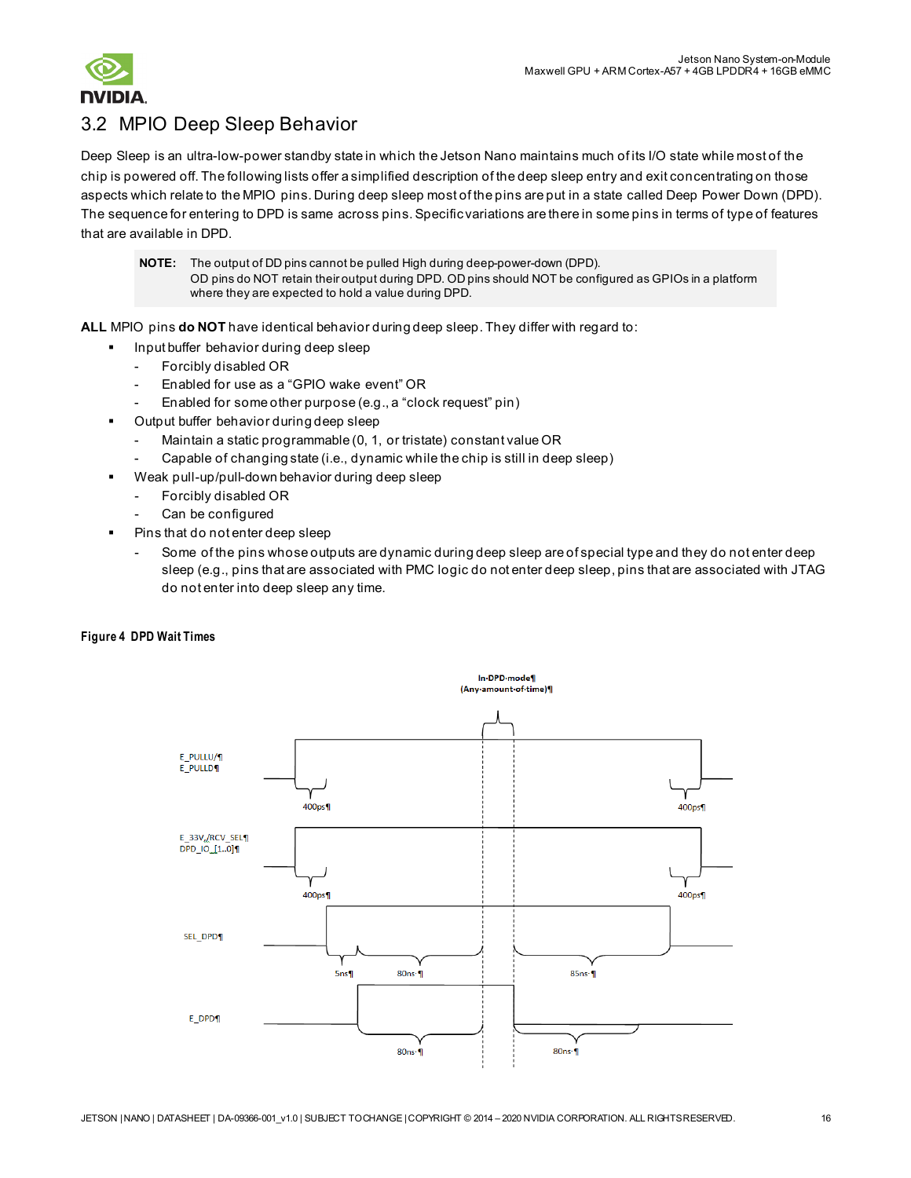## 3.2 MPIO Deep Sleep Behavior

Deep Sleep is an ultra-low-power standby state in which the Jetson Nano maintains much of its I/O state while most of the chip is powered off. The following lists offer a simplified description of the deep sleep entry and exit concentrating on those aspects which relate to the MPIO pins. During deep sleep most of the pins are put in a state called Deep Power Down (DPD). The sequence for entering to DPD is same across pins. Specific variations are there in some pins in terms of type of features that are available in DPD.

> **NOTE:** The output of DD pins cannot be pulled High during deep-power-down (DPD).
> OD pins do NOT retain their output during DPD. OD pins should NOT be configured as GPIOs in a platform where they are expected to hold a value during DPD.

**ALL** MPIO pins **do NOT** have identical behavior during deep sleep. They differ with regard to:

- Input buffer behavior during deep sleep
  - Forcibly disabled OR
  - Enabled for use as a "GPIO wake event" OR
  - Enabled for some other purpose (e.g., a "clock request" pin)
- Output buffer behavior during deep sleep
  - Maintain a static programmable (0, 1, or tristate) constant value OR
  - Capable of changing state (i.e., dynamic while the chip is still in deep sleep)
- Weak pull-up/pull-down behavior during deep sleep
  - Forcibly disabled OR
  - Can be configured
- Pins that do not enter deep sleep
  - Some of the pins whose outputs are dynamic during deep sleep are of special type and they do not enter deep sleep (e.g., pins that are associated with PMC logic do not enter deep sleep, pins that are associated with JTAG do not enter into deep sleep any time.

**Figure 4 DPD Wait Times**

In DPD mode (Any amount of time)

E_PULLU/ E_PULLD — 400ps, 400ps

E_33V,/RCV_SEL DPD_IO_[1..0] — 400ps, 400ps

SEL_DPD — 5ns, 80ns, 85ns

E_DPD — 80ns, 80ns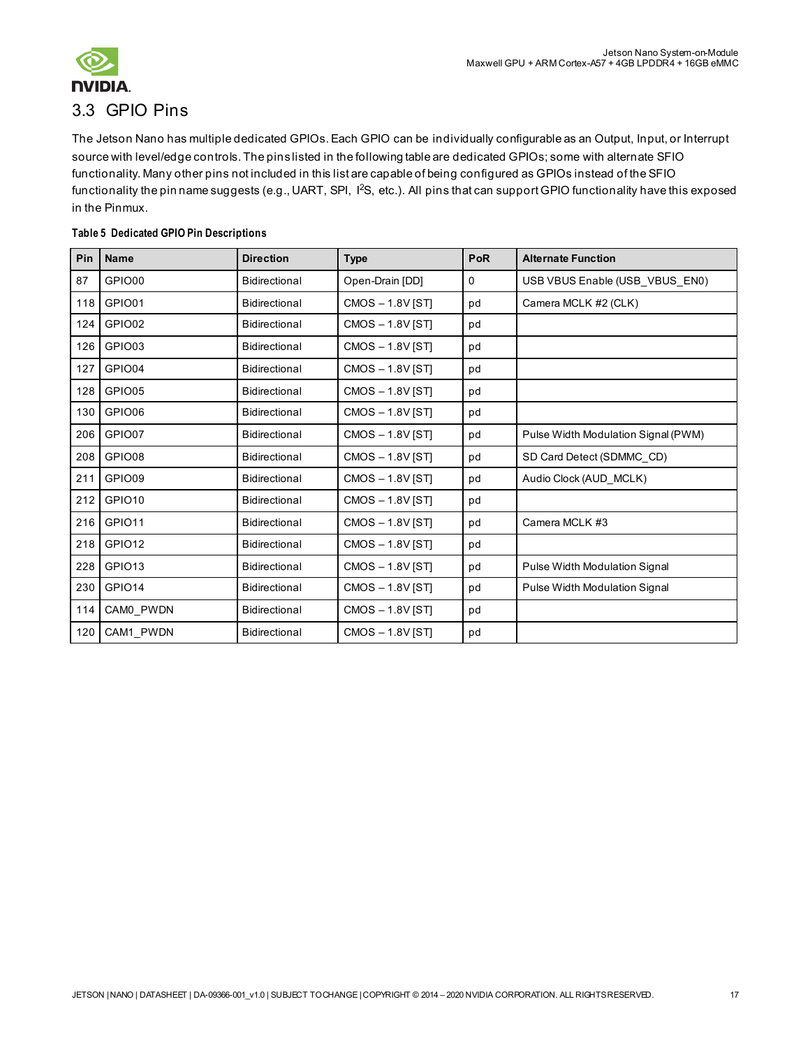## 3.3 GPIO Pins

The Jetson Nano has multiple dedicated GPIOs. Each GPIO can be individually configurable as an Output, Input, or Interrupt source with level/edge controls. The pins listed in the following table are dedicated GPIOs; some with alternate SFIO functionality. Many other pins not included in this list are capable of being configured as GPIOs instead of the SFIO functionality the pin name suggests (e.g., UART, SPI, I[2]S, etc.). All pins that can support GPIO functionality have this exposed in the Pinmux.

**Table 5 Dedicated GPIO Pin Descriptions**

| Pin | Name | Direction | Type | PoR | Alternate Function |
|---|---|---|---|---|---|
| 87 | GPIO00 | Bidirectional | Open-Drain [DD] | 0 | USB VBUS Enable (USB_VBUS_EN0) |
| 118 | GPIO01 | Bidirectional | CMOS – 1.8V [ST] | pd | Camera MCLK #2 (CLK) |
| 124 | GPIO02 | Bidirectional | CMOS – 1.8V [ST] | pd | |
| 126 | GPIO03 | Bidirectional | CMOS – 1.8V [ST] | pd | |
| 127 | GPIO04 | Bidirectional | CMOS – 1.8V [ST] | pd | |
| 128 | GPIO05 | Bidirectional | CMOS – 1.8V [ST] | pd | |
| 130 | GPIO06 | Bidirectional | CMOS – 1.8V [ST] | pd | |
| 206 | GPIO07 | Bidirectional | CMOS – 1.8V [ST] | pd | Pulse Width Modulation Signal (PWM) |
| 208 | GPIO08 | Bidirectional | CMOS – 1.8V [ST] | pd | SD Card Detect (SDMMC_CD) |
| 211 | GPIO09 | Bidirectional | CMOS – 1.8V [ST] | pd | Audio Clock (AUD_MCLK) |
| 212 | GPIO10 | Bidirectional | CMOS – 1.8V [ST] | pd | |
| 216 | GPIO11 | Bidirectional | CMOS – 1.8V [ST] | pd | Camera MCLK #3 |
| 218 | GPIO12 | Bidirectional | CMOS – 1.8V [ST] | pd | |
| 228 | GPIO13 | Bidirectional | CMOS – 1.8V [ST] | pd | Pulse Width Modulation Signal |
| 230 | GPIO14 | Bidirectional | CMOS – 1.8V [ST] | pd | Pulse Width Modulation Signal |
| 114 | CAM0_PWDN | Bidirectional | CMOS – 1.8V [ST] | pd | |
| 120 | CAM1_PWDN | Bidirectional | CMOS – 1.8V [ST] | pd | |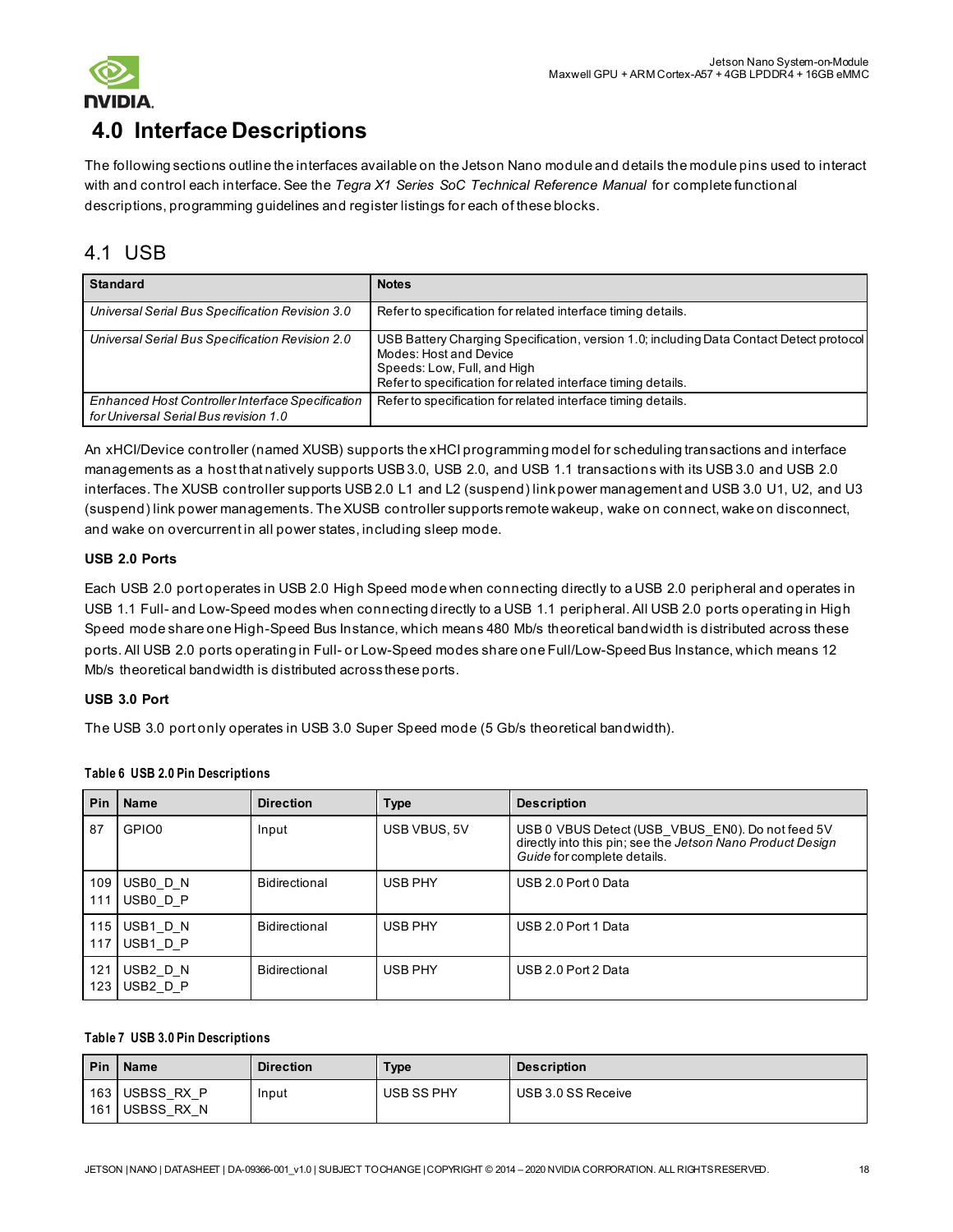# 4.0 Interface Descriptions

The following sections outline the interfaces available on the Jetson Nano module and details the module pins used to interact with and control each interface. See the *Tegra X1 Series SoC Technical Reference Manual* for complete functional descriptions, programming guidelines and register listings for each of these blocks.

## 4.1 USB

| Standard | Notes |
|---|---|
| *Universal Serial Bus Specification Revision 3.0* | Refer to specification for related interface timing details. |
| *Universal Serial Bus Specification Revision 2.0* | USB Battery Charging Specification, version 1.0; including Data Contact Detect protocol<br>Modes: Host and Device<br>Speeds: Low, Full, and High<br>Refer to specification for related interface timing details. |
| *Enhanced Host Controller Interface Specification for Universal Serial Bus revision 1.0* | Refer to specification for related interface timing details. |

An xHCI/Device controller (named XUSB) supports the xHCI programming model for scheduling transactions and interface managements as a host that natively supports USB 3.0, USB 2.0, and USB 1.1 transactions with its USB 3.0 and USB 2.0 interfaces. The XUSB controller supports USB 2.0 L1 and L2 (suspend) link power management and USB 3.0 U1, U2, and U3 (suspend) link power managements. The XUSB controller supports remote wakeup, wake on connect, wake on disconnect, and wake on overcurrent in all power states, including sleep mode.

**USB 2.0 Ports**

Each USB 2.0 port operates in USB 2.0 High Speed mode when connecting directly to a USB 2.0 peripheral and operates in USB 1.1 Full- and Low-Speed modes when connecting directly to a USB 1.1 peripheral. All USB 2.0 ports operating in High Speed mode share one High-Speed Bus Instance, which means 480 Mb/s theoretical bandwidth is distributed across these ports. All USB 2.0 ports operating in Full- or Low-Speed modes share one Full/Low-Speed Bus Instance, which means 12 Mb/s theoretical bandwidth is distributed across these ports.

**USB 3.0 Port**

The USB 3.0 port only operates in USB 3.0 Super Speed mode (5 Gb/s theoretical bandwidth).

**Table 6 USB 2.0 Pin Descriptions**

| Pin | Name | Direction | Type | Description |
|---|---|---|---|---|
| 87 | GPIO0 | Input | USB VBUS, 5V | USB 0 VBUS Detect (USB_VBUS_EN0). Do not feed 5V directly into this pin; see the *Jetson Nano Product Design Guide* for complete details. |
| 109<br>111 | USB0_D_N<br>USB0_D_P | Bidirectional | USB PHY | USB 2.0 Port 0 Data |
| 115<br>117 | USB1_D_N<br>USB1_D_P | Bidirectional | USB PHY | USB 2.0 Port 1 Data |
| 121<br>123 | USB2_D_N<br>USB2_D_P | Bidirectional | USB PHY | USB 2.0 Port 2 Data |

**Table 7 USB 3.0 Pin Descriptions**

| Pin | Name | Direction | Type | Description |
|---|---|---|---|---|
| 163<br>161 | USBSS_RX_P<br>USBSS_RX_N | Input | USB SS PHY | USB 3.0 SS Receive |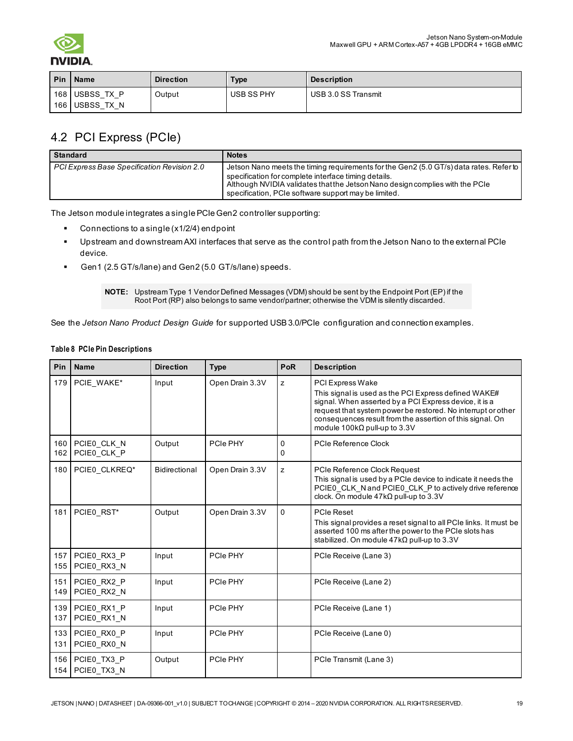| Pin | Name | Direction | Type | Description |
|---|---|---|---|---|
| 168<br>166 | USBSS_TX_P<br>USBSS_TX_N | Output | USB SS PHY | USB 3.0 SS Transmit |

## 4.2 PCI Express (PCIe)

| Standard | Notes |
|---|---|
| *PCI Express Base Specification Revision 2.0* | Jetson Nano meets the timing requirements for the Gen2 (5.0 GT/s) data rates. Refer to specification for complete interface timing details.<br>Although NVIDIA validates that the Jetson Nano design complies with the PCIe specification, PCIe software support may be limited. |

The Jetson module integrates a single PCIe Gen2 controller supporting:

- Connections to a single (x1/2/4) endpoint
- Upstream and downstream AXI interfaces that serve as the control path from the Jetson Nano to the external PCIe device.
- Gen1 (2.5 GT/s/lane) and Gen2 (5.0 GT/s/lane) speeds.

> **NOTE:** Upstream Type 1 Vendor Defined Messages (VDM) should be sent by the Endpoint Port (EP) if the Root Port (RP) also belongs to same vendor/partner; otherwise the VDM is silently discarded.

See the *Jetson Nano Product Design Guide* for supported USB 3.0/PCIe configuration and connection examples.

**Table 8 PCIe Pin Descriptions**

| Pin | Name | Direction | Type | PoR | Description |
|---|---|---|---|---|---|
| 179 | PCIE_WAKE* | Input | Open Drain 3.3V | z | PCI Express Wake<br>This signal is used as the PCI Express defined WAKE# signal. When asserted by a PCI Express device, it is a request that system power be restored. No interrupt or other consequences result from the assertion of this signal. On module 100kΩ pull-up to 3.3V |
| 160<br>162 | PCIE0_CLK_N<br>PCIE0_CLK_P | Output | PCIe PHY | 0<br>0 | PCIe Reference Clock |
| 180 | PCIE0_CLKREQ* | Bidirectional | Open Drain 3.3V | z | PCIe Reference Clock Request<br>This signal is used by a PCIe device to indicate it needs the PCIE0_CLK_N and PCIE0_CLK_P to actively drive reference clock. On module 47kΩ pull-up to 3.3V |
| 181 | PCIE0_RST* | Output | Open Drain 3.3V | 0 | PCIe Reset<br>This signal provides a reset signal to all PCIe links. It must be asserted 100 ms after the power to the PCIe slots has stabilized. On module 47kΩ pull-up to 3.3V |
| 157<br>155 | PCIE0_RX3_P<br>PCIE0_RX3_N | Input | PCIe PHY | | PCIe Receive (Lane 3) |
| 151<br>149 | PCIE0_RX2_P<br>PCIE0_RX2_N | Input | PCIe PHY | | PCIe Receive (Lane 2) |
| 139<br>137 | PCIE0_RX1_P<br>PCIE0_RX1_N | Input | PCIe PHY | | PCIe Receive (Lane 1) |
| 133<br>131 | PCIE0_RX0_P<br>PCIE0_RX0_N | Input | PCIe PHY | | PCIe Receive (Lane 0) |
| 156<br>154 | PCIE0_TX3_P<br>PCIE0_TX3_N | Output | PCIe PHY | | PCIe Transmit (Lane 3) |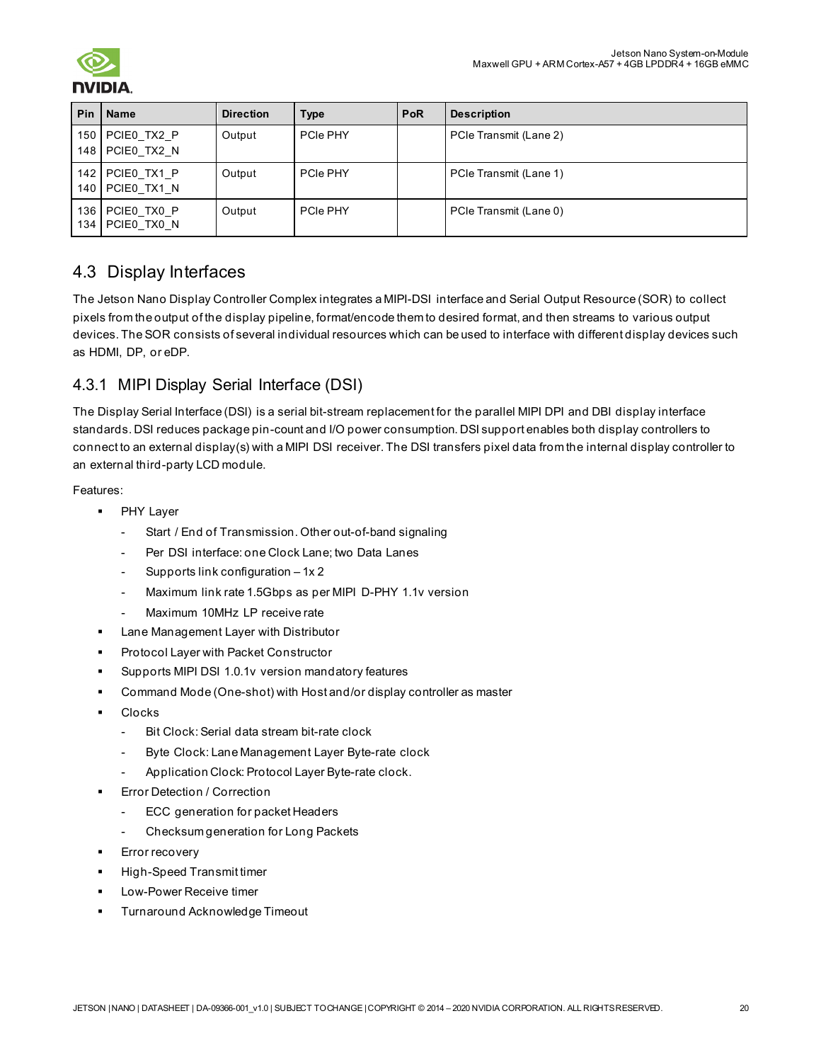| Pin | Name | Direction | Type | PoR | Description |
|---|---|---|---|---|---|
| 150<br>148 | PCIE0_TX2_P<br>PCIE0_TX2_N | Output | PCIe PHY | | PCIe Transmit (Lane 2) |
| 142<br>140 | PCIE0_TX1_P<br>PCIE0_TX1_N | Output | PCIe PHY | | PCIe Transmit (Lane 1) |
| 136<br>134 | PCIE0_TX0_P<br>PCIE0_TX0_N | Output | PCIe PHY | | PCIe Transmit (Lane 0) |

## 4.3 Display Interfaces

The Jetson Nano Display Controller Complex integrates a MIPI-DSI interface and Serial Output Resource (SOR) to collect pixels from the output of the display pipeline, format/encode them to desired format, and then streams to various output devices. The SOR consists of several individual resources which can be used to interface with different display devices such as HDMI, DP, or eDP.

### 4.3.1 MIPI Display Serial Interface (DSI)

The Display Serial Interface (DSI) is a serial bit-stream replacement for the parallel MIPI DPI and DBI display interface standards. DSI reduces package pin-count and I/O power consumption. DSI support enables both display controllers to connect to an external display(s) with a MIPI DSI receiver. The DSI transfers pixel data from the internal display controller to an external third-party LCD module.

Features:

- PHY Layer
  - Start / End of Transmission. Other out-of-band signaling
  - Per DSI interface: one Clock Lane; two Data Lanes
  - Supports link configuration – 1x 2
  - Maximum link rate 1.5Gbps as per MIPI D-PHY 1.1v version
  - Maximum 10MHz LP receive rate
- Lane Management Layer with Distributor
- Protocol Layer with Packet Constructor
- Supports MIPI DSI 1.0.1v version mandatory features
- Command Mode (One-shot) with Host and/or display controller as master
- Clocks
  - Bit Clock: Serial data stream bit-rate clock
  - Byte Clock: Lane Management Layer Byte-rate clock
  - Application Clock: Protocol Layer Byte-rate clock.
- Error Detection / Correction
  - ECC generation for packet Headers
  - Checksum generation for Long Packets
- Error recovery
- High-Speed Transmit timer
- Low-Power Receive timer
- Turnaround Acknowledge Timeout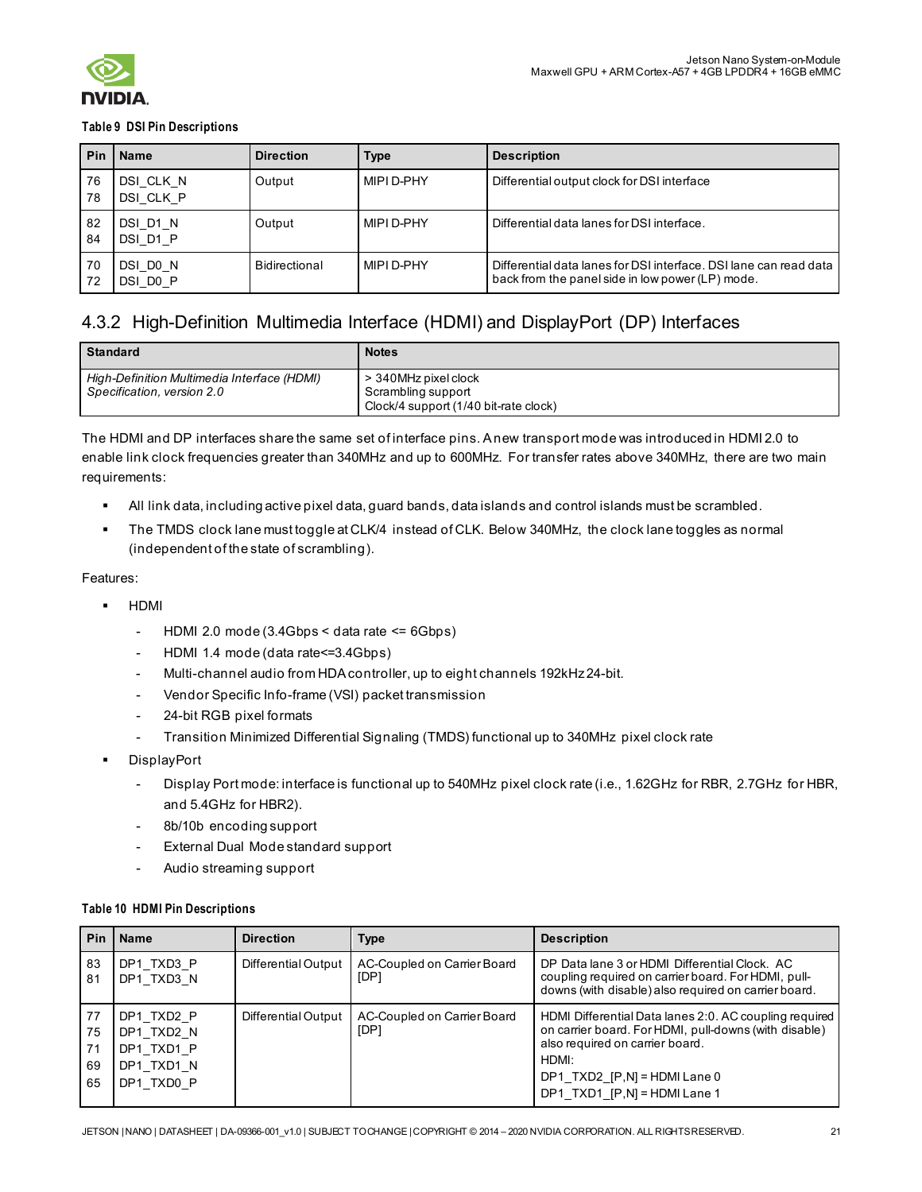**Table 9 DSI Pin Descriptions**

| Pin | Name | Direction | Type | Description |
|---|---|---|---|---|
| 76<br>78 | DSI_CLK_N<br>DSI_CLK_P | Output | MIPI D-PHY | Differential output clock for DSI interface |
| 82<br>84 | DSI_D1_N<br>DSI_D1_P | Output | MIPI D-PHY | Differential data lanes for DSI interface. |
| 70<br>72 | DSI_D0_N<br>DSI_D0_P | Bidirectional | MIPI D-PHY | Differential data lanes for DSI interface. DSI lane can read data back from the panel side in low power (LP) mode. |

### 4.3.2 High-Definition Multimedia Interface (HDMI) and DisplayPort (DP) Interfaces

| Standard | Notes |
|---|---|
| *High-Definition Multimedia Interface (HDMI) Specification, version 2.0* | > 340MHz pixel clock<br>Scrambling support<br>Clock/4 support (1/40 bit-rate clock) |

The HDMI and DP interfaces share the same set of interface pins. A new transport mode was introduced in HDMI 2.0 to enable link clock frequencies greater than 340MHz and up to 600MHz. For transfer rates above 340MHz, there are two main requirements:

- All link data, including active pixel data, guard bands, data islands and control islands must be scrambled.
- The TMDS clock lane must toggle at CLK/4 instead of CLK. Below 340MHz, the clock lane toggles as normal (independent of the state of scrambling).

Features:

- HDMI
  - HDMI 2.0 mode (3.4Gbps < data rate <= 6Gbps)
  - HDMI 1.4 mode (data rate<=3.4Gbps)
  - Multi-channel audio from HDA controller, up to eight channels 192kHz 24-bit.
  - Vendor Specific Info-frame (VSI) packet transmission
  - 24-bit RGB pixel formats
  - Transition Minimized Differential Signaling (TMDS) functional up to 340MHz pixel clock rate
- DisplayPort
  - Display Port mode: interface is functional up to 540MHz pixel clock rate (i.e., 1.62GHz for RBR, 2.7GHz for HBR, and 5.4GHz for HBR2).
  - 8b/10b encoding support
  - External Dual Mode standard support
  - Audio streaming support

**Table 10 HDMI Pin Descriptions**

| Pin | Name | Direction | Type | Description |
|---|---|---|---|---|
| 83<br>81 | DP1_TXD3_P<br>DP1_TXD3_N | Differential Output | AC-Coupled on Carrier Board [DP] | DP Data lane 3 or HDMI Differential Clock. AC coupling required on carrier board. For HDMI, pull-downs (with disable) also required on carrier board. |
| 77<br>75<br>71<br>69<br>65 | DP1_TXD2_P<br>DP1_TXD2_N<br>DP1_TXD1_P<br>DP1_TXD1_N<br>DP1_TXD0_P | Differential Output | AC-Coupled on Carrier Board [DP] | HDMI Differential Data lanes 2:0. AC coupling required on carrier board. For HDMI, pull-downs (with disable) also required on carrier board.<br>HDMI:<br>DP1_TXD2_[P,N] = HDMI Lane 0<br>DP1_TXD1_[P,N] = HDMI Lane 1 |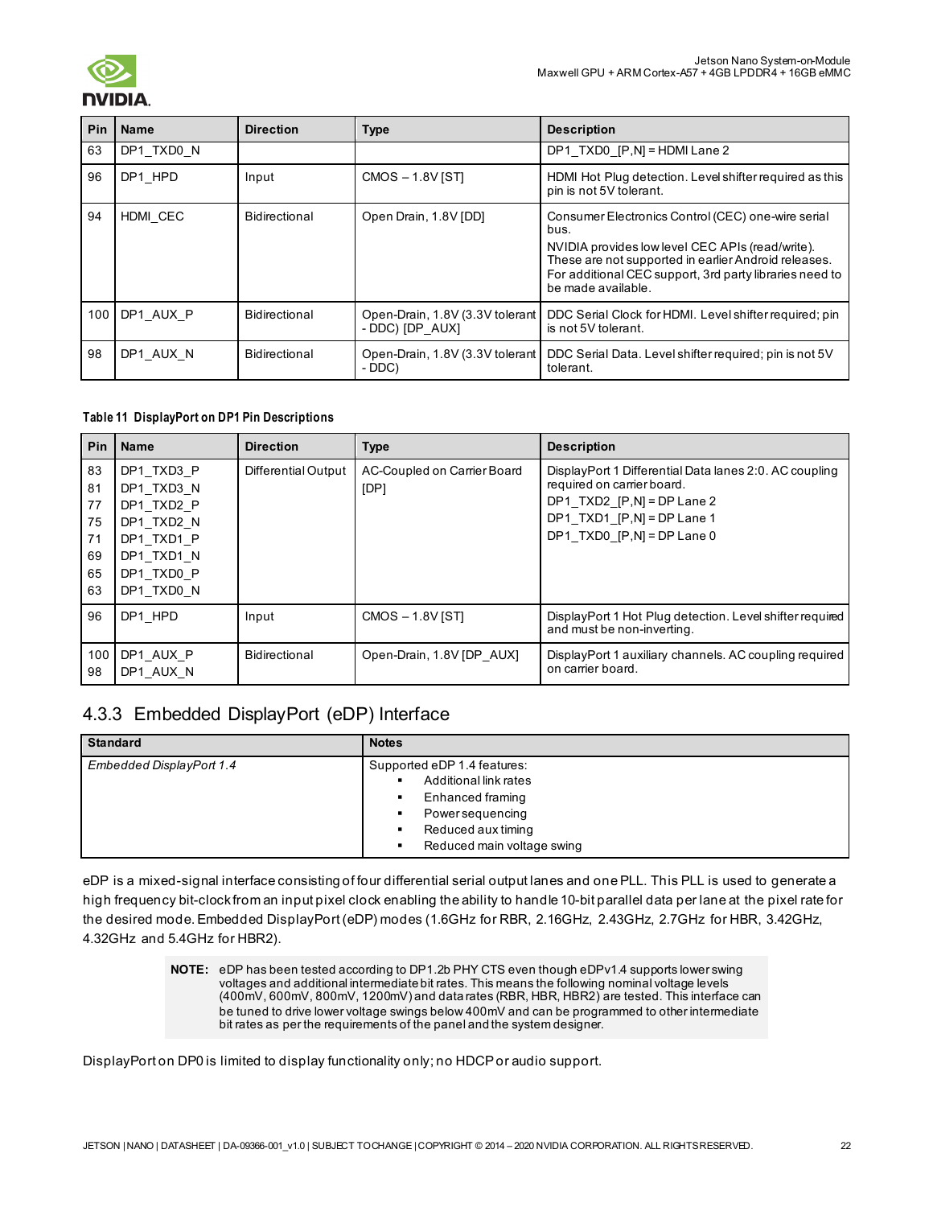| Pin | Name | Direction | Type | Description |
|---|---|---|---|---|
| 63 | DP1_TXD0_N | | | DP1_TXD0_[P,N] = HDMI Lane 2 |
| 96 | DP1_HPD | Input | CMOS – 1.8V [ST] | HDMI Hot Plug detection. Level shifter required as this pin is not 5V tolerant. |
| 94 | HDMI_CEC | Bidirectional | Open Drain, 1.8V [DD] | Consumer Electronics Control (CEC) one-wire serial bus.<br>NVIDIA provides low level CEC APIs (read/write). These are not supported in earlier Android releases. For additional CEC support, 3rd party libraries need to be made available. |
| 100 | DP1_AUX_P | Bidirectional | Open-Drain, 1.8V (3.3V tolerant - DDC) [DP_AUX] | DDC Serial Clock for HDMI. Level shifter required; pin is not 5V tolerant. |
| 98 | DP1_AUX_N | Bidirectional | Open-Drain, 1.8V (3.3V tolerant - DDC) | DDC Serial Data. Level shifter required; pin is not 5V tolerant. |

**Table 11 DisplayPort on DP1 Pin Descriptions**

| Pin | Name | Direction | Type | Description |
|---|---|---|---|---|
| 83<br>81<br>77<br>75<br>71<br>69<br>65<br>63 | DP1_TXD3_P<br>DP1_TXD3_N<br>DP1_TXD2_P<br>DP1_TXD2_N<br>DP1_TXD1_P<br>DP1_TXD1_N<br>DP1_TXD0_P<br>DP1_TXD0_N | Differential Output | AC-Coupled on Carrier Board [DP] | DisplayPort 1 Differential Data lanes 2:0. AC coupling required on carrier board.<br>DP1_TXD2_[P,N] = DP Lane 2<br>DP1_TXD1_[P,N] = DP Lane 1<br>DP1_TXD0_[P,N] = DP Lane 0 |
| 96 | DP1_HPD | Input | CMOS – 1.8V [ST] | DisplayPort 1 Hot Plug detection. Level shifter required and must be non-inverting. |
| 100<br>98 | DP1_AUX_P<br>DP1_AUX_N | Bidirectional | Open-Drain, 1.8V [DP_AUX] | DisplayPort 1 auxiliary channels. AC coupling required on carrier board. |

### 4.3.3 Embedded DisplayPort (eDP) Interface

| Standard | Notes |
|---|---|
| *Embedded DisplayPort 1.4* | Supported eDP 1.4 features:<br>▪ Additional link rates<br>▪ Enhanced framing<br>▪ Power sequencing<br>▪ Reduced aux timing<br>▪ Reduced main voltage swing |

eDP is a mixed-signal interface consisting of four differential serial output lanes and one PLL. This PLL is used to generate a high frequency bit-clock from an input pixel clock enabling the ability to handle 10-bit parallel data per lane at the pixel rate for the desired mode. Embedded DisplayPort (eDP) modes (1.6GHz for RBR, 2.16GHz, 2.43GHz, 2.7GHz for HBR, 3.42GHz, 4.32GHz and 5.4GHz for HBR2).

> **NOTE:** eDP has been tested according to DP1.2b PHY CTS even though eDPv1.4 supports lower swing voltages and additional intermediate bit rates. This means the following nominal voltage levels (400mV, 600mV, 800mV, 1200mV) and data rates (RBR, HBR, HBR2) are tested. This interface can be tuned to drive lower voltage swings below 400mV and can be programmed to other intermediate bit rates as per the requirements of the panel and the system designer.

DisplayPort on DP0 is limited to display functionality only; no HDCP or audio support.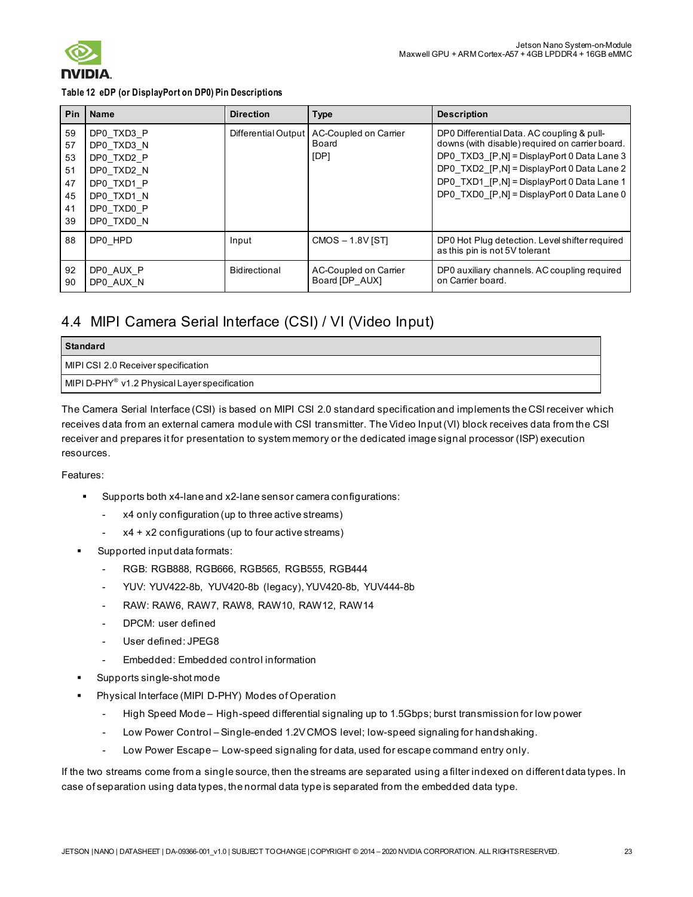**Table 12 eDP (or DisplayPort on DP0) Pin Descriptions**

| Pin | Name | Direction | Type | Description |
|---|---|---|---|---|
| 59<br>57<br>53<br>51<br>47<br>45<br>41<br>39 | DP0_TXD3_P<br>DP0_TXD3_N<br>DP0_TXD2_P<br>DP0_TXD2_N<br>DP0_TXD1_P<br>DP0_TXD1_N<br>DP0_TXD0_P<br>DP0_TXD0_N | Differential Output | AC-Coupled on Carrier Board [DP] | DP0 Differential Data. AC coupling & pull-downs (with disable) required on carrier board.<br>DP0_TXD3_[P,N] = DisplayPort 0 Data Lane 3<br>DP0_TXD2_[P,N] = DisplayPort 0 Data Lane 2<br>DP0_TXD1_[P,N] = DisplayPort 0 Data Lane 1<br>DP0_TXD0_[P,N] = DisplayPort 0 Data Lane 0 |
| 88 | DP0_HPD | Input | CMOS – 1.8V [ST] | DP0 Hot Plug detection. Level shifter required as this pin is not 5V tolerant |
| 92<br>90 | DP0_AUX_P<br>DP0_AUX_N | Bidirectional | AC-Coupled on Carrier Board [DP_AUX] | DP0 auxiliary channels. AC coupling required on Carrier board. |

## 4.4 MIPI Camera Serial Interface (CSI) / VI (Video Input)

| Standard |
|---|
| MIPI CSI 2.0 Receiver specification |
| MIPI D-PHY® v1.2 Physical Layer specification |

The Camera Serial Interface (CSI) is based on MIPI CSI 2.0 standard specification and implements the CSI receiver which receives data from an external camera module with CSI transmitter. The Video Input (VI) block receives data from the CSI receiver and prepares it for presentation to system memory or the dedicated image signal processor (ISP) execution resources.

Features:

- Supports both x4-lane and x2-lane sensor camera configurations:
  - x4 only configuration (up to three active streams)
  - x4 + x2 configurations (up to four active streams)
- Supported input data formats:
  - RGB: RGB888, RGB666, RGB565, RGB555, RGB444
  - YUV: YUV422-8b, YUV420-8b (legacy), YUV420-8b, YUV444-8b
  - RAW: RAW6, RAW7, RAW8, RAW10, RAW12, RAW14
  - DPCM: user defined
  - User defined: JPEG8
  - Embedded: Embedded control information
- Supports single-shot mode
- Physical Interface (MIPI D-PHY) Modes of Operation
  - High Speed Mode – High-speed differential signaling up to 1.5Gbps; burst transmission for low power
  - Low Power Control – Single-ended 1.2V CMOS level; low-speed signaling for handshaking.
  - Low Power Escape – Low-speed signaling for data, used for escape command entry only.

If the two streams come from a single source, then the streams are separated using a filter indexed on different data types. In case of separation using data types, the normal data type is separated from the embedded data type.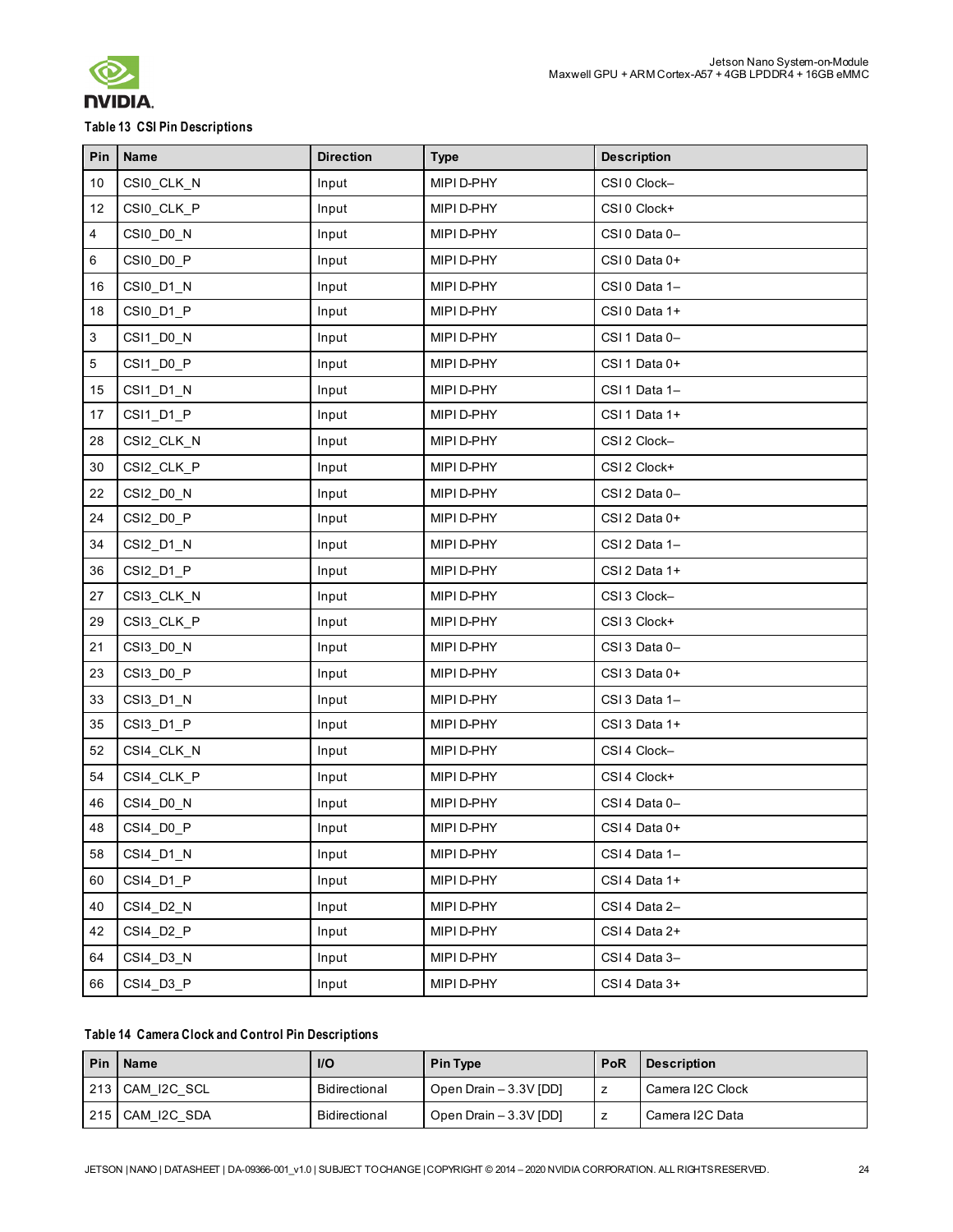**Table 13 CSI Pin Descriptions**

| Pin | Name | Direction | Type | Description |
|---|---|---|---|---|
| 10 | CSI0_CLK_N | Input | MIPI D-PHY | CSI 0 Clock– |
| 12 | CSI0_CLK_P | Input | MIPI D-PHY | CSI 0 Clock+ |
| 4 | CSI0_D0_N | Input | MIPI D-PHY | CSI 0 Data 0– |
| 6 | CSI0_D0_P | Input | MIPI D-PHY | CSI 0 Data 0+ |
| 16 | CSI0_D1_N | Input | MIPI D-PHY | CSI 0 Data 1– |
| 18 | CSI0_D1_P | Input | MIPI D-PHY | CSI 0 Data 1+ |
| 3 | CSI1_D0_N | Input | MIPI D-PHY | CSI 1 Data 0– |
| 5 | CSI1_D0_P | Input | MIPI D-PHY | CSI 1 Data 0+ |
| 15 | CSI1_D1_N | Input | MIPI D-PHY | CSI 1 Data 1– |
| 17 | CSI1_D1_P | Input | MIPI D-PHY | CSI 1 Data 1+ |
| 28 | CSI2_CLK_N | Input | MIPI D-PHY | CSI 2 Clock– |
| 30 | CSI2_CLK_P | Input | MIPI D-PHY | CSI 2 Clock+ |
| 22 | CSI2_D0_N | Input | MIPI D-PHY | CSI 2 Data 0– |
| 24 | CSI2_D0_P | Input | MIPI D-PHY | CSI 2 Data 0+ |
| 34 | CSI2_D1_N | Input | MIPI D-PHY | CSI 2 Data 1– |
| 36 | CSI2_D1_P | Input | MIPI D-PHY | CSI 2 Data 1+ |
| 27 | CSI3_CLK_N | Input | MIPI D-PHY | CSI 3 Clock– |
| 29 | CSI3_CLK_P | Input | MIPI D-PHY | CSI 3 Clock+ |
| 21 | CSI3_D0_N | Input | MIPI D-PHY | CSI 3 Data 0– |
| 23 | CSI3_D0_P | Input | MIPI D-PHY | CSI 3 Data 0+ |
| 33 | CSI3_D1_N | Input | MIPI D-PHY | CSI 3 Data 1– |
| 35 | CSI3_D1_P | Input | MIPI D-PHY | CSI 3 Data 1+ |
| 52 | CSI4_CLK_N | Input | MIPI D-PHY | CSI 4 Clock– |
| 54 | CSI4_CLK_P | Input | MIPI D-PHY | CSI 4 Clock+ |
| 46 | CSI4_D0_N | Input | MIPI D-PHY | CSI 4 Data 0– |
| 48 | CSI4_D0_P | Input | MIPI D-PHY | CSI 4 Data 0+ |
| 58 | CSI4_D1_N | Input | MIPI D-PHY | CSI 4 Data 1– |
| 60 | CSI4_D1_P | Input | MIPI D-PHY | CSI 4 Data 1+ |
| 40 | CSI4_D2_N | Input | MIPI D-PHY | CSI 4 Data 2– |
| 42 | CSI4_D2_P | Input | MIPI D-PHY | CSI 4 Data 2+ |
| 64 | CSI4_D3_N | Input | MIPI D-PHY | CSI 4 Data 3– |
| 66 | CSI4_D3_P | Input | MIPI D-PHY | CSI 4 Data 3+ |

**Table 14 Camera Clock and Control Pin Descriptions**

| Pin | Name | I/O | Pin Type | PoR | Description |
|---|---|---|---|---|---|
| 213 | CAM_I2C_SCL | Bidirectional | Open Drain – 3.3V [DD] | z | Camera I2C Clock |
| 215 | CAM_I2C_SDA | Bidirectional | Open Drain – 3.3V [DD] | z | Camera I2C Data |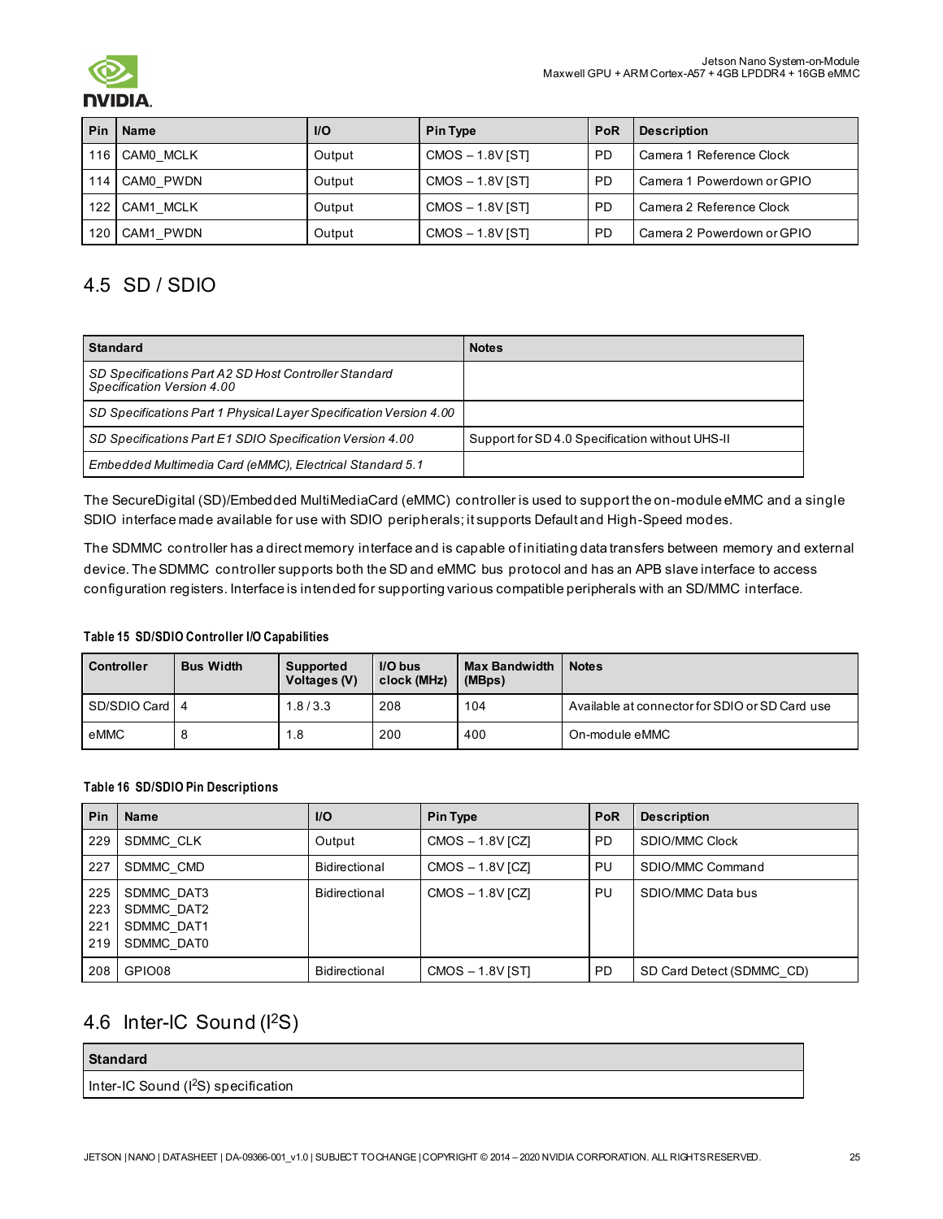| Pin | Name | I/O | Pin Type | PoR | Description |
|---|---|---|---|---|---|
| 116 | CAM0_MCLK | Output | CMOS – 1.8V [ST] | PD | Camera 1 Reference Clock |
| 114 | CAM0_PWDN | Output | CMOS – 1.8V [ST] | PD | Camera 1 Powerdown or GPIO |
| 122 | CAM1_MCLK | Output | CMOS – 1.8V [ST] | PD | Camera 2 Reference Clock |
| 120 | CAM1_PWDN | Output | CMOS – 1.8V [ST] | PD | Camera 2 Powerdown or GPIO |

## 4.5 SD / SDIO

| Standard | Notes |
|---|---|
| *SD Specifications Part A2 SD Host Controller Standard Specification Version 4.00* | |
| *SD Specifications Part 1 Physical Layer Specification Version 4.00* | |
| *SD Specifications Part E1 SDIO Specification Version 4.00* | Support for SD 4.0 Specification without UHS-II |
| *Embedded Multimedia Card (eMMC), Electrical Standard 5.1* | |

The SecureDigital (SD)/Embedded MultiMediaCard (eMMC) controller is used to support the on-module eMMC and a single SDIO interface made available for use with SDIO peripherals; it supports Default and High-Speed modes.

The SDMMC controller has a direct memory interface and is capable of initiating data transfers between memory and external device. The SDMMC controller supports both the SD and eMMC bus protocol and has an APB slave interface to access configuration registers. Interface is intended for supporting various compatible peripherals with an SD/MMC interface.

**Table 15 SD/SDIO Controller I/O Capabilities**

| Controller | Bus Width | Supported Voltages (V) | I/O bus clock (MHz) | Max Bandwidth (MBps) | Notes |
|---|---|---|---|---|---|
| SD/SDIO Card | 4 | 1.8 / 3.3 | 208 | 104 | Available at connector for SDIO or SD Card use |
| eMMC | 8 | 1.8 | 200 | 400 | On-module eMMC |

**Table 16 SD/SDIO Pin Descriptions**

| Pin | Name | I/O | Pin Type | PoR | Description |
|---|---|---|---|---|---|
| 229 | SDMMC_CLK | Output | CMOS – 1.8V [CZ] | PD | SDIO/MMC Clock |
| 227 | SDMMC_CMD | Bidirectional | CMOS – 1.8V [CZ] | PU | SDIO/MMC Command |
| 225<br>223<br>221<br>219 | SDMMC_DAT3<br>SDMMC_DAT2<br>SDMMC_DAT1<br>SDMMC_DAT0 | Bidirectional | CMOS – 1.8V [CZ] | PU | SDIO/MMC Data bus |
| 208 | GPIO08 | Bidirectional | CMOS – 1.8V [ST] | PD | SD Card Detect (SDMMC_CD) |

## 4.6 Inter-IC Sound ($I^2S$)

| Standard |
|---|
| Inter-IC Sound ($I^2S$) specification |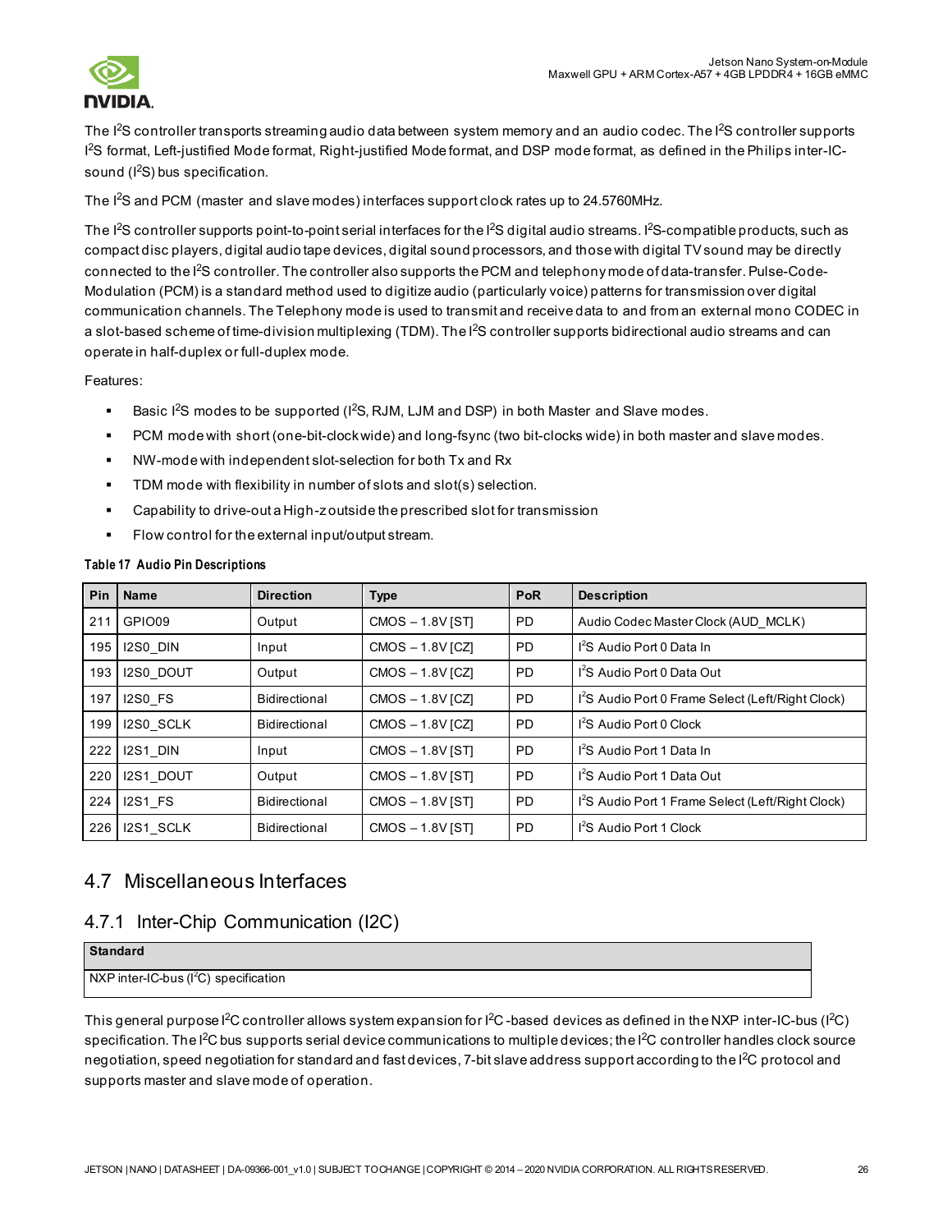The $I^2S$ controller transports streaming audio data between system memory and an audio codec. The $I^2S$ controller supports $I^2S$ format, Left-justified Mode format, Right-justified Mode format, and DSP mode format, as defined in the Philips inter-IC-sound ($I^2S$) bus specification.

The $I^2S$ and PCM (master and slave modes) interfaces support clock rates up to 24.5760MHz.

The $I^2S$ controller supports point-to-point serial interfaces for the $I^2S$ digital audio streams. $I^2S$-compatible products, such as compact disc players, digital audio tape devices, digital sound processors, and those with digital TV sound may be directly connected to the $I^2S$ controller. The controller also supports the PCM and telephony mode of data-transfer. Pulse-Code-Modulation (PCM) is a standard method used to digitize audio (particularly voice) patterns for transmission over digital communication channels. The Telephony mode is used to transmit and receive data to and from an external mono CODEC in a slot-based scheme of time-division multiplexing (TDM). The $I^2S$ controller supports bidirectional audio streams and can operate in half-duplex or full-duplex mode.

Features:

- Basic $I^2S$ modes to be supported ($I^2S$, RJM, LJM and DSP) in both Master and Slave modes.
- PCM mode with short (one-bit-clock wide) and long-fsync (two bit-clocks wide) in both master and slave modes.
- NW-mode with independent slot-selection for both Tx and Rx
- TDM mode with flexibility in number of slots and slot(s) selection.
- Capability to drive-out a High-z outside the prescribed slot for transmission
- Flow control for the external input/output stream.

**Table 17 Audio Pin Descriptions**

| Pin | Name | Direction | Type | PoR | Description |
|---|---|---|---|---|---|
| 211 | GPIO09 | Output | CMOS – 1.8V [ST] | PD | Audio Codec Master Clock (AUD_MCLK) |
| 195 | I2S0_DIN | Input | CMOS – 1.8V [CZ] | PD | $I^2S$ Audio Port 0 Data In |
| 193 | I2S0_DOUT | Output | CMOS – 1.8V [CZ] | PD | $I^2S$ Audio Port 0 Data Out |
| 197 | I2S0_FS | Bidirectional | CMOS – 1.8V [CZ] | PD | $I^2S$ Audio Port 0 Frame Select (Left/Right Clock) |
| 199 | I2S0_SCLK | Bidirectional | CMOS – 1.8V [CZ] | PD | $I^2S$ Audio Port 0 Clock |
| 222 | I2S1_DIN | Input | CMOS – 1.8V [ST] | PD | $I^2S$ Audio Port 1 Data In |
| 220 | I2S1_DOUT | Output | CMOS – 1.8V [ST] | PD | $I^2S$ Audio Port 1 Data Out |
| 224 | I2S1_FS | Bidirectional | CMOS – 1.8V [ST] | PD | $I^2S$ Audio Port 1 Frame Select (Left/Right Clock) |
| 226 | I2S1_SCLK | Bidirectional | CMOS – 1.8V [ST] | PD | $I^2S$ Audio Port 1 Clock |

## 4.7 Miscellaneous Interfaces

### 4.7.1 Inter-Chip Communication (I2C)

| Standard |
|---|
| NXP inter-IC-bus ($I^2C$) specification |

This general purpose $I^2C$ controller allows system expansion for $I^2C$-based devices as defined in the NXP inter-IC-bus ($I^2C$) specification. The $I^2C$ bus supports serial device communications to multiple devices; the $I^2C$ controller handles clock source negotiation, speed negotiation for standard and fast devices, 7-bit slave address support according to the $I^2C$ protocol and supports master and slave mode of operation.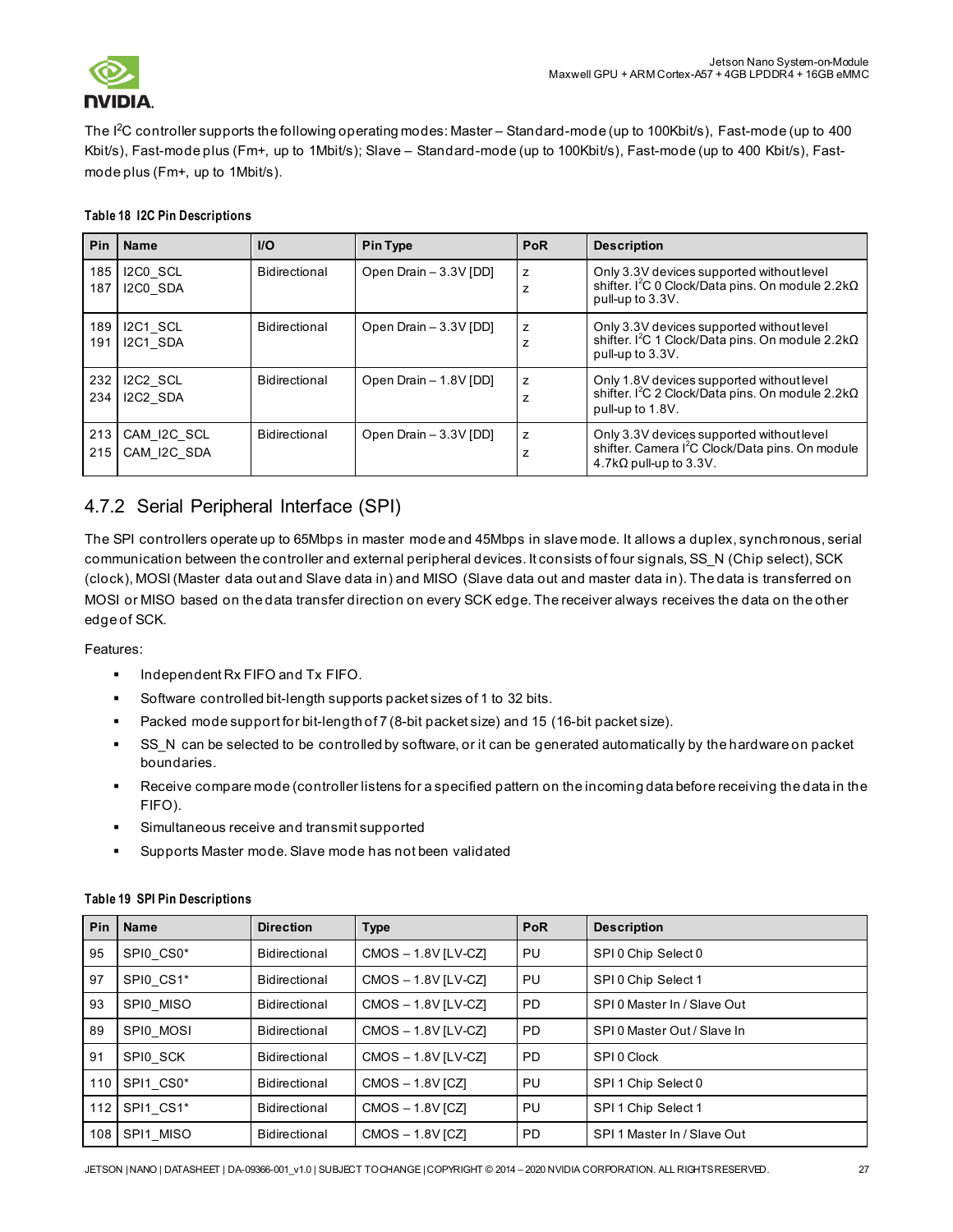The I$^2$C controller supports the following operating modes: Master – Standard-mode (up to 100Kbit/s), Fast-mode (up to 400 Kbit/s), Fast-mode plus (Fm+, up to 1Mbit/s); Slave – Standard-mode (up to 100Kbit/s), Fast-mode (up to 400 Kbit/s), Fast-mode plus (Fm+, up to 1Mbit/s).

**Table 18 I2C Pin Descriptions**

| Pin | Name | I/O | Pin Type | PoR | Description |
|---|---|---|---|---|---|
| 185<br>187 | I2C0_SCL<br>I2C0_SDA | Bidirectional | Open Drain – 3.3V [DD] | z<br>z | Only 3.3V devices supported without level shifter. I$^2$C 0 Clock/Data pins. On module 2.2kΩ pull-up to 3.3V. |
| 189<br>191 | I2C1_SCL<br>I2C1_SDA | Bidirectional | Open Drain – 3.3V [DD] | z<br>z | Only 3.3V devices supported without level shifter. I$^2$C 1 Clock/Data pins. On module 2.2kΩ pull-up to 3.3V. |
| 232<br>234 | I2C2_SCL<br>I2C2_SDA | Bidirectional | Open Drain – 1.8V [DD] | z<br>z | Only 1.8V devices supported without level shifter. I$^2$C 2 Clock/Data pins. On module 2.2kΩ pull-up to 1.8V. |
| 213<br>215 | CAM_I2C_SCL<br>CAM_I2C_SDA | Bidirectional | Open Drain – 3.3V [DD] | z<br>z | Only 3.3V devices supported without level shifter. Camera I$^2$C Clock/Data pins. On module 4.7kΩ pull-up to 3.3V. |

## 4.7.2 Serial Peripheral Interface (SPI)

The SPI controllers operate up to 65Mbps in master mode and 45Mbps in slave mode. It allows a duplex, synchronous, serial communication between the controller and external peripheral devices. It consists of four signals, SS_N (Chip select), SCK (clock), MOSI (Master data out and Slave data in) and MISO (Slave data out and master data in). The data is transferred on MOSI or MISO based on the data transfer direction on every SCK edge. The receiver always receives the data on the other edge of SCK.

Features:

- Independent Rx FIFO and Tx FIFO.
- Software controlled bit-length supports packet sizes of 1 to 32 bits.
- Packed mode support for bit-length of 7 (8-bit packet size) and 15 (16-bit packet size).
- SS_N can be selected to be controlled by software, or it can be generated automatically by the hardware on packet boundaries.
- Receive compare mode (controller listens for a specified pattern on the incoming data before receiving the data in the FIFO).
- Simultaneous receive and transmit supported
- Supports Master mode. Slave mode has not been validated

**Table 19 SPI Pin Descriptions**

| Pin | Name | Direction | Type | PoR | Description |
|---|---|---|---|---|---|
| 95 | SPI0_CS0* | Bidirectional | CMOS – 1.8V [LV-CZ] | PU | SPI 0 Chip Select 0 |
| 97 | SPI0_CS1* | Bidirectional | CMOS – 1.8V [LV-CZ] | PU | SPI 0 Chip Select 1 |
| 93 | SPI0_MISO | Bidirectional | CMOS – 1.8V [LV-CZ] | PD | SPI 0 Master In / Slave Out |
| 89 | SPI0_MOSI | Bidirectional | CMOS – 1.8V [LV-CZ] | PD | SPI 0 Master Out / Slave In |
| 91 | SPI0_SCK | Bidirectional | CMOS – 1.8V [LV-CZ] | PD | SPI 0 Clock |
| 110 | SPI1_CS0* | Bidirectional | CMOS – 1.8V [CZ] | PU | SPI 1 Chip Select 0 |
| 112 | SPI1_CS1* | Bidirectional | CMOS – 1.8V [CZ] | PU | SPI 1 Chip Select 1 |
| 108 | SPI1_MISO | Bidirectional | CMOS – 1.8V [CZ] | PD | SPI 1 Master In / Slave Out |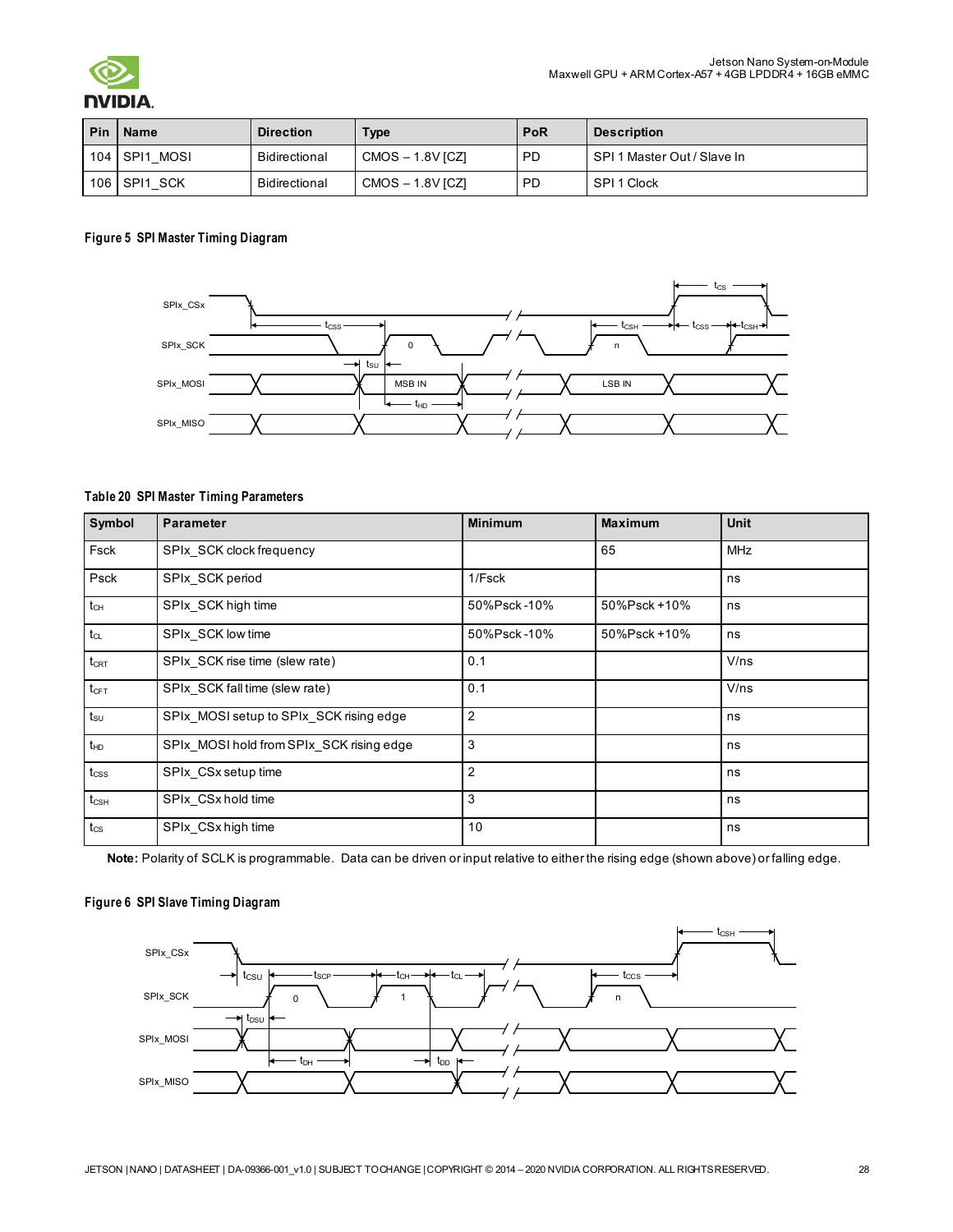| Pin | Name | Direction | Type | PoR | Description |
| --- | --- | --- | --- | --- | --- |
| 104 | SPI1_MOSI | Bidirectional | CMOS – 1.8V [CZ] | PD | SPI 1 Master Out / Slave In |
| 106 | SPI1_SCK | Bidirectional | CMOS – 1.8V [CZ] | PD | SPI 1 Clock |

**Figure 5 SPI Master Timing Diagram**

**Table 20 SPI Master Timing Parameters**

| Symbol | Parameter | Minimum | Maximum | Unit |
| --- | --- | --- | --- | --- |
| Fsck | SPIx_SCK clock frequency | | 65 | MHz |
| Psck | SPIx_SCK period | 1/Fsck | | ns |
| $t_{CH}$ | SPIx_SCK high time | 50%Psck -10% | 50%Psck +10% | ns |
| $t_{CL}$ | SPIx_SCK low time | 50%Psck -10% | 50%Psck +10% | ns |
| $t_{CRT}$ | SPIx_SCK rise time (slew rate) | 0.1 | | V/ns |
| $t_{CFT}$ | SPIx_SCK fall time (slew rate) | 0.1 | | V/ns |
| $t_{SU}$ | SPIx_MOSI setup to SPIx_SCK rising edge | 2 | | ns |
| $t_{HD}$ | SPIx_MOSI hold from SPIx_SCK rising edge | 3 | | ns |
| $t_{CSS}$ | SPIx_CSx setup time | 2 | | ns |
| $t_{CSH}$ | SPIx_CSx hold time | 3 | | ns |
| $t_{CS}$ | SPIx_CSx high time | 10 | | ns |

**Note:** Polarity of SCLK is programmable. Data can be driven or input relative to either the rising edge (shown above) or falling edge.

**Figure 6 SPI Slave Timing Diagram**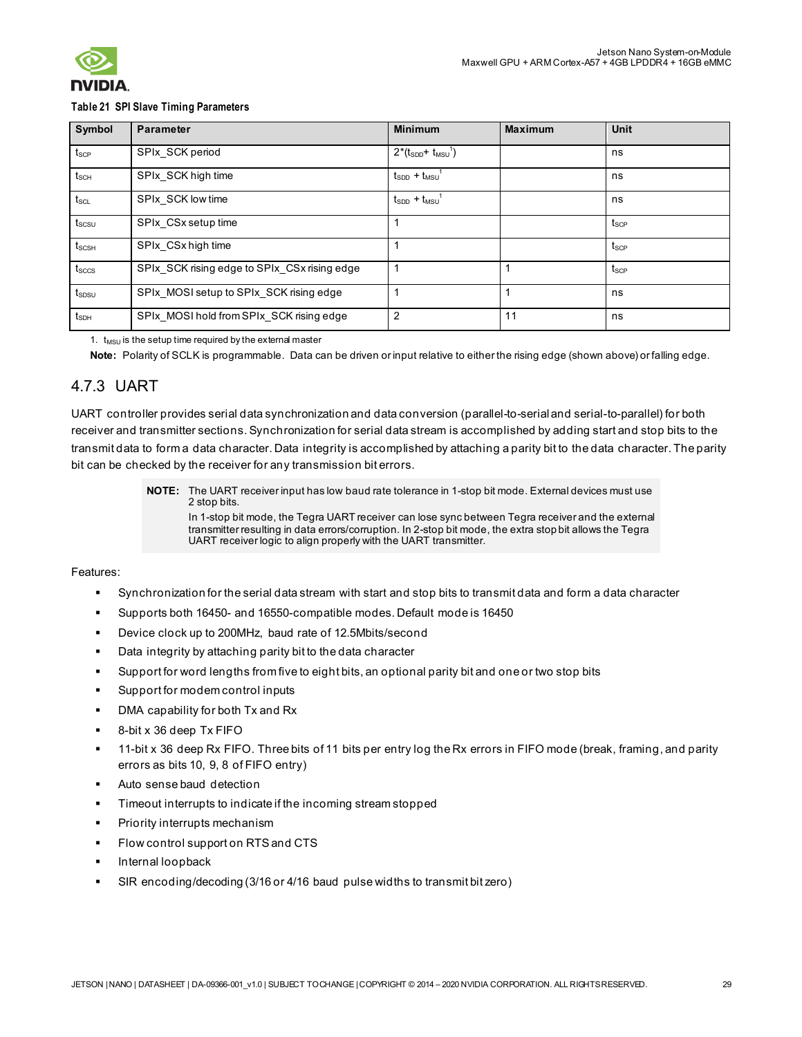**Table 21 SPI Slave Timing Parameters**

| Symbol | Parameter | Minimum | Maximum | Unit |
|---|---|---|---|---|
| $t_{SCP}$ | SPIx_SCK period | $2*(t_{SDD}+ t_{MSU}{}^{1})$ | | ns |
| $t_{SCH}$ | SPIx_SCK high time | $t_{SDD} + t_{MSU}{}^{1}$ | | ns |
| $t_{SCL}$ | SPIx_SCK low time | $t_{SDD} + t_{MSU}{}^{1}$ | | ns |
| $t_{SCSU}$ | SPIx_CSx setup time | 1 | | $t_{SCP}$ |
| $t_{SCSH}$ | SPIx_CSx high time | 1 | | $t_{SCP}$ |
| $t_{SCCS}$ | SPIx_SCK rising edge to SPIx_CSx rising edge | 1 | 1 | $t_{SCP}$ |
| $t_{SDSU}$ | SPIx_MOSI setup to SPIx_SCK rising edge | 1 | 1 | ns |
| $t_{SDH}$ | SPIx_MOSI hold from SPIx_SCK rising edge | 2 | 11 | ns |

1. $t_{MSU}$ is the setup time required by the external master

**Note:** Polarity of SCLK is programmable. Data can be driven or input relative to either the rising edge (shown above) or falling edge.

### 4.7.3 UART

UART controller provides serial data synchronization and data conversion (parallel-to-serial and serial-to-parallel) for both receiver and transmitter sections. Synchronization for serial data stream is accomplished by adding start and stop bits to the transmit data to form a data character. Data integrity is accomplished by attaching a parity bit to the data character. The parity bit can be checked by the receiver for any transmission bit errors.

> **NOTE:** The UART receiver input has low baud rate tolerance in 1-stop bit mode. External devices must use 2 stop bits.
>
> In 1-stop bit mode, the Tegra UART receiver can lose sync between Tegra receiver and the external transmitter resulting in data errors/corruption. In 2-stop bit mode, the extra stop bit allows the Tegra UART receiver logic to align properly with the UART transmitter.

Features:

- Synchronization for the serial data stream with start and stop bits to transmit data and form a data character
- Supports both 16450- and 16550-compatible modes. Default mode is 16450
- Device clock up to 200MHz, baud rate of 12.5Mbits/second
- Data integrity by attaching parity bit to the data character
- Support for word lengths from five to eight bits, an optional parity bit and one or two stop bits
- Support for modem control inputs
- DMA capability for both Tx and Rx
- 8-bit x 36 deep Tx FIFO
- 11-bit x 36 deep Rx FIFO. Three bits of 11 bits per entry log the Rx errors in FIFO mode (break, framing, and parity errors as bits 10, 9, 8 of FIFO entry)
- Auto sense baud detection
- Timeout interrupts to indicate if the incoming stream stopped
- Priority interrupts mechanism
- Flow control support on RTS and CTS
- Internal loopback
- SIR encoding/decoding (3/16 or 4/16 baud pulse widths to transmit bit zero)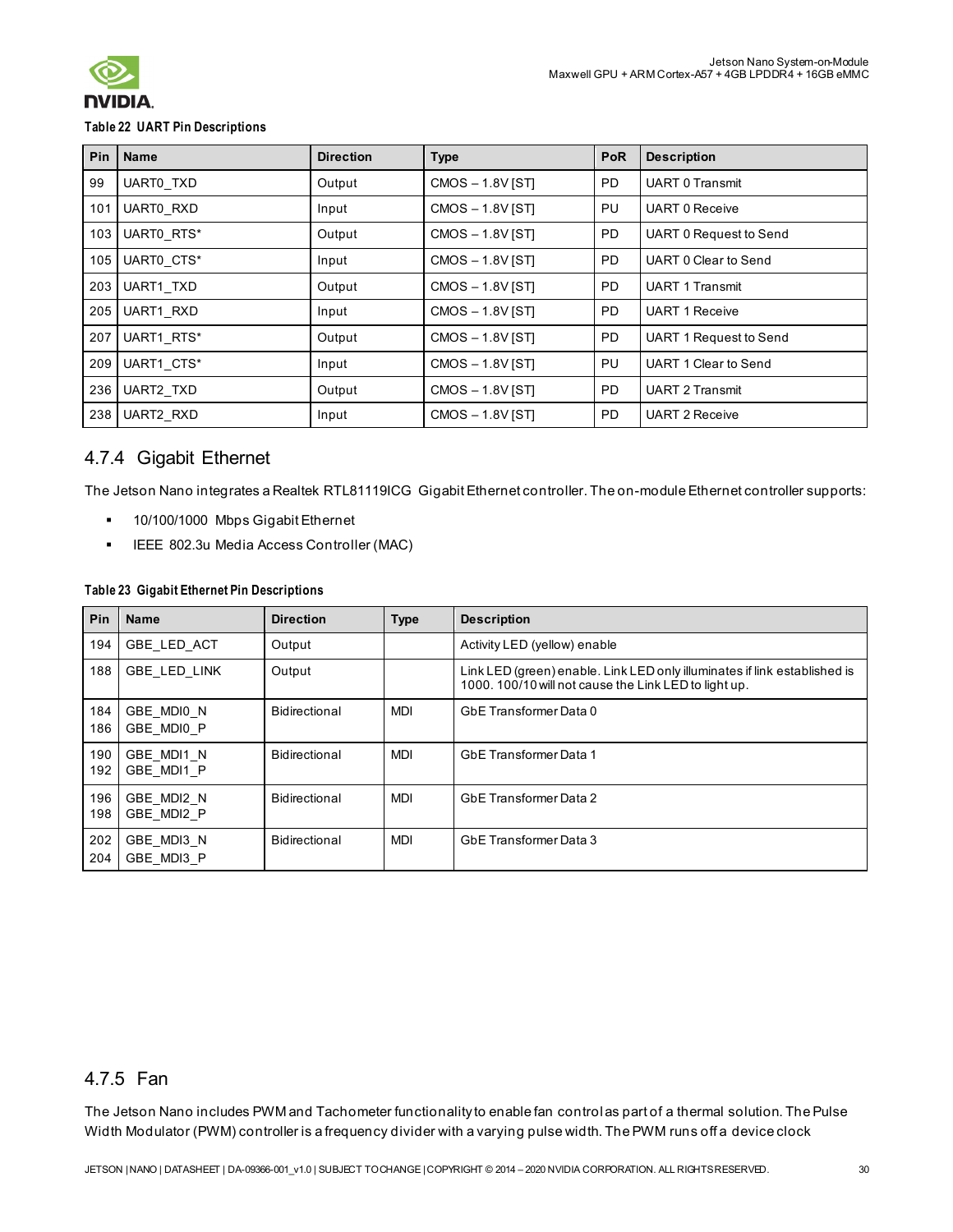**Table 22 UART Pin Descriptions**

| Pin | Name | Direction | Type | PoR | Description |
|---|---|---|---|---|---|
| 99 | UART0_TXD | Output | CMOS – 1.8V [ST] | PD | UART 0 Transmit |
| 101 | UART0_RXD | Input | CMOS – 1.8V [ST] | PU | UART 0 Receive |
| 103 | UART0_RTS* | Output | CMOS – 1.8V [ST] | PD | UART 0 Request to Send |
| 105 | UART0_CTS* | Input | CMOS – 1.8V [ST] | PD | UART 0 Clear to Send |
| 203 | UART1_TXD | Output | CMOS – 1.8V [ST] | PD | UART 1 Transmit |
| 205 | UART1_RXD | Input | CMOS – 1.8V [ST] | PD | UART 1 Receive |
| 207 | UART1_RTS* | Output | CMOS – 1.8V [ST] | PD | UART 1 Request to Send |
| 209 | UART1_CTS* | Input | CMOS – 1.8V [ST] | PU | UART 1 Clear to Send |
| 236 | UART2_TXD | Output | CMOS – 1.8V [ST] | PD | UART 2 Transmit |
| 238 | UART2_RXD | Input | CMOS – 1.8V [ST] | PD | UART 2 Receive |

## 4.7.4 Gigabit Ethernet

The Jetson Nano integrates a Realtek RTL8119ICG Gigabit Ethernet controller. The on-module Ethernet controller supports:

- 10/100/1000 Mbps Gigabit Ethernet
- IEEE 802.3u Media Access Controller (MAC)

**Table 23 Gigabit Ethernet Pin Descriptions**

| Pin | Name | Direction | Type | Description |
|---|---|---|---|---|
| 194 | GBE_LED_ACT | Output | | Activity LED (yellow) enable |
| 188 | GBE_LED_LINK | Output | | Link LED (green) enable. Link LED only illuminates if link established is 1000. 100/10 will not cause the Link LED to light up. |
| 184<br>186 | GBE_MDI0_N<br>GBE_MDI0_P | Bidirectional | MDI | GbE Transformer Data 0 |
| 190<br>192 | GBE_MDI1_N<br>GBE_MDI1_P | Bidirectional | MDI | GbE Transformer Data 1 |
| 196<br>198 | GBE_MDI2_N<br>GBE_MDI2_P | Bidirectional | MDI | GbE Transformer Data 2 |
| 202<br>204 | GBE_MDI3_N<br>GBE_MDI3_P | Bidirectional | MDI | GbE Transformer Data 3 |

## 4.7.5 Fan

The Jetson Nano includes PWM and Tachometer functionality to enable fan control as part of a thermal solution. The Pulse Width Modulator (PWM) controller is a frequency divider with a varying pulse width. The PWM runs off a device clock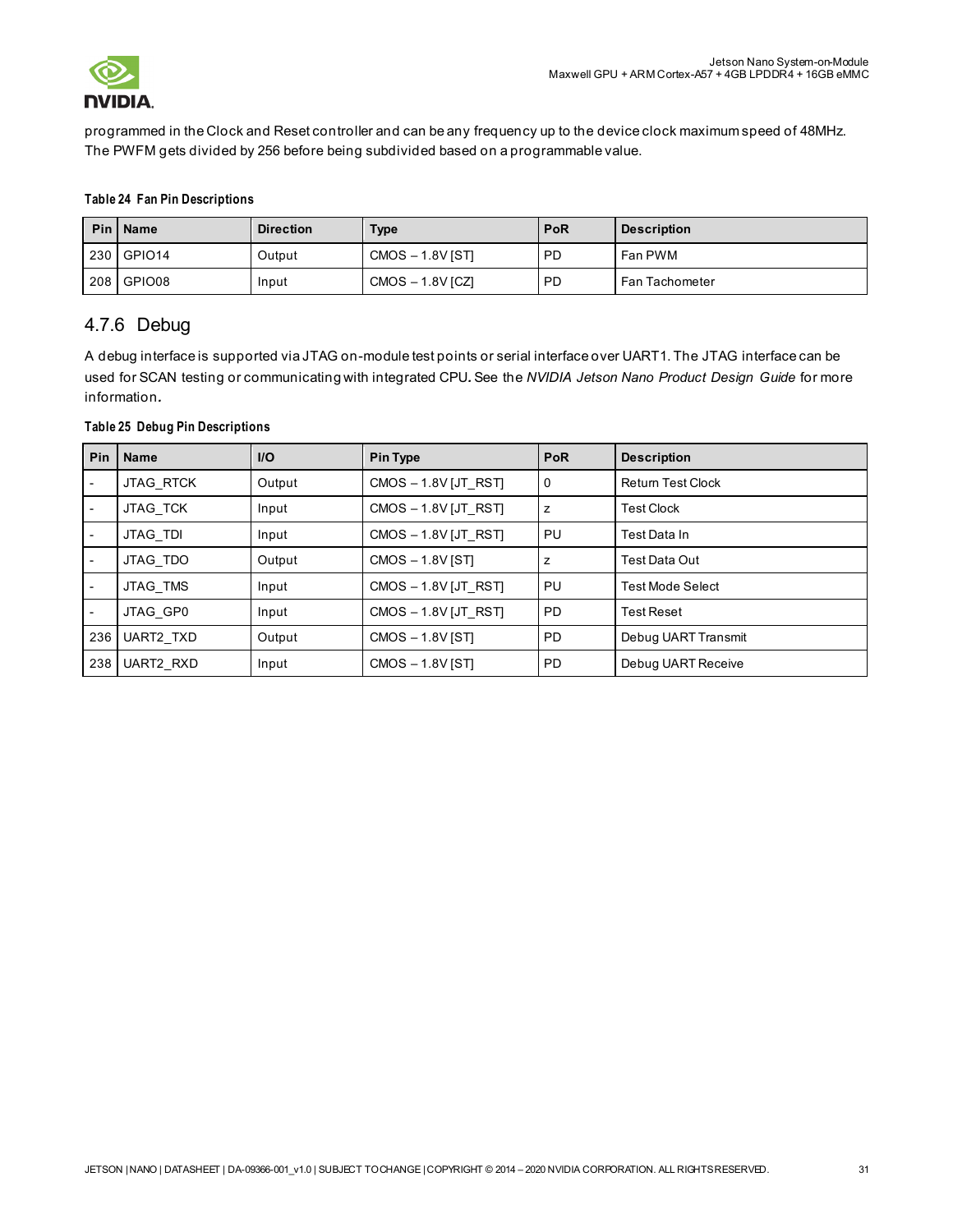programmed in the Clock and Reset controller and can be any frequency up to the device clock maximum speed of 48MHz. The PWFM gets divided by 256 before being subdivided based on a programmable value.

**Table 24 Fan Pin Descriptions**

| Pin | Name | Direction | Type | PoR | Description |
|---|---|---|---|---|---|
| 230 | GPIO14 | Output | CMOS – 1.8V [ST] | PD | Fan PWM |
| 208 | GPIO08 | Input | CMOS – 1.8V [CZ] | PD | Fan Tachometer |

### 4.7.6 Debug

A debug interface is supported via JTAG on-module test points or serial interface over UART1. The JTAG interface can be used for SCAN testing or communicating with integrated CPU. See the *NVIDIA Jetson Nano Product Design Guide* for more information.

**Table 25 Debug Pin Descriptions**

| Pin | Name | I/O | Pin Type | PoR | Description |
|---|---|---|---|---|---|
| - | JTAG_RTCK | Output | CMOS – 1.8V [JT_RST] | 0 | Return Test Clock |
| - | JTAG_TCK | Input | CMOS – 1.8V [JT_RST] | z | Test Clock |
| - | JTAG_TDI | Input | CMOS – 1.8V [JT_RST] | PU | Test Data In |
| - | JTAG_TDO | Output | CMOS – 1.8V [ST] | z | Test Data Out |
| - | JTAG_TMS | Input | CMOS – 1.8V [JT_RST] | PU | Test Mode Select |
| - | JTAG_GP0 | Input | CMOS – 1.8V [JT_RST] | PD | Test Reset |
| 236 | UART2_TXD | Output | CMOS – 1.8V [ST] | PD | Debug UART Transmit |
| 238 | UART2_RXD | Input | CMOS – 1.8V [ST] | PD | Debug UART Receive |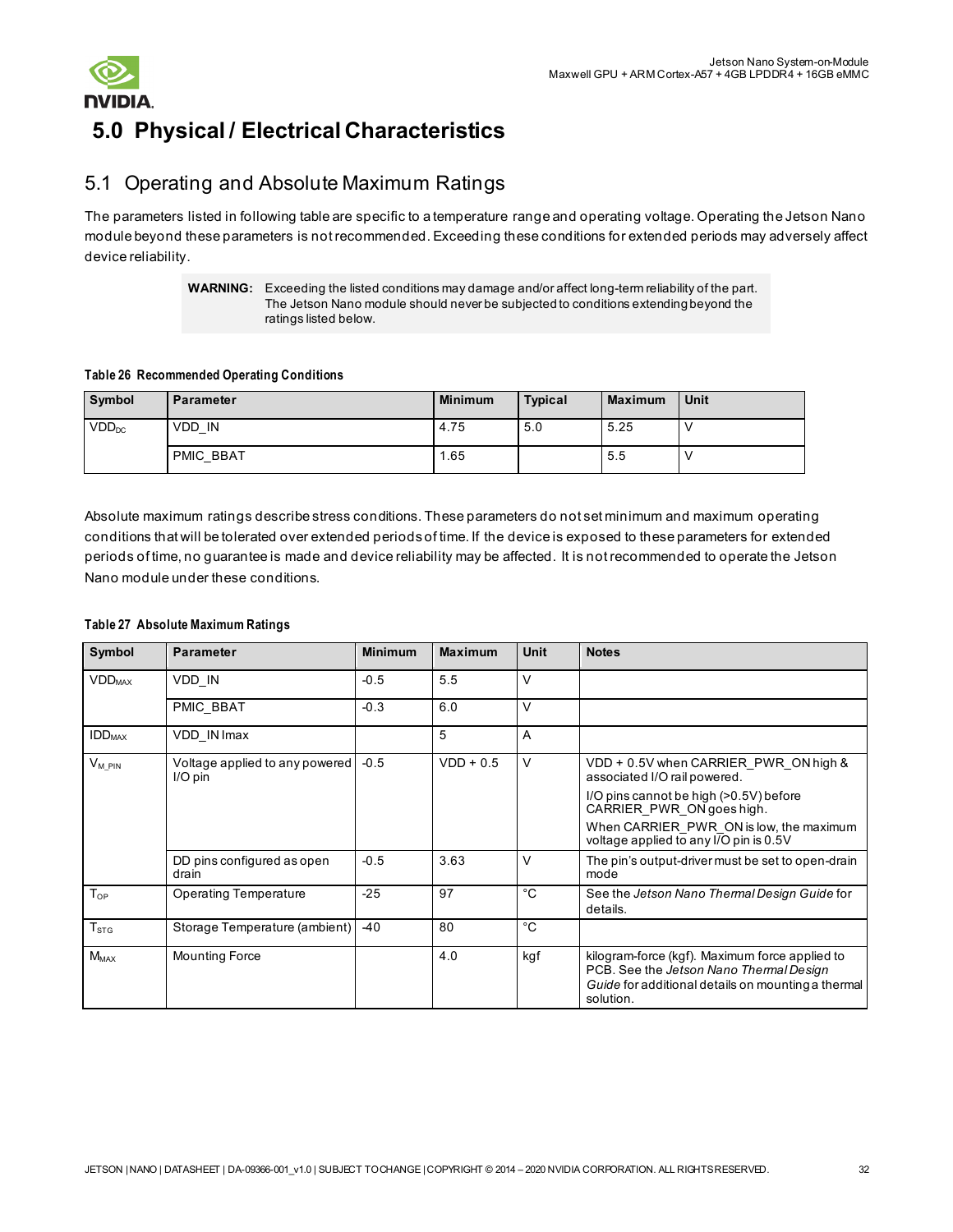# 5.0 Physical / Electrical Characteristics

## 5.1 Operating and Absolute Maximum Ratings

The parameters listed in following table are specific to a temperature range and operating voltage. Operating the Jetson Nano module beyond these parameters is not recommended. Exceeding these conditions for extended periods may adversely affect device reliability.

> **WARNING:** Exceeding the listed conditions may damage and/or affect long-term reliability of the part. The Jetson Nano module should never be subjected to conditions extending beyond the ratings listed below.

**Table 26 Recommended Operating Conditions**

| Symbol | Parameter | Minimum | Typical | Maximum | Unit |
|---|---|---|---|---|---|
| $VDD_{DC}$ | VDD_IN | 4.75 | 5.0 | 5.25 | V |
| | PMIC_BBAT | 1.65 | | 5.5 | V |

Absolute maximum ratings describe stress conditions. These parameters do not set minimum and maximum operating conditions that will be tolerated over extended periods of time. If the device is exposed to these parameters for extended periods of time, no guarantee is made and device reliability may be affected. It is not recommended to operate the Jetson Nano module under these conditions.

**Table 27 Absolute Maximum Ratings**

| Symbol | Parameter | Minimum | Maximum | Unit | Notes |
|---|---|---|---|---|---|
| $VDD_{MAX}$ | VDD_IN | -0.5 | 5.5 | V | |
| | PMIC_BBAT | -0.3 | 6.0 | V | |
| $IDD_{MAX}$ | VDD_IN Imax | | 5 | A | |
| $V_{M\_PIN}$ | Voltage applied to any powered I/O pin | -0.5 | VDD + 0.5 | V | VDD + 0.5V when CARRIER_PWR_ON high & associated I/O rail powered.<br>I/O pins cannot be high (>0.5V) before CARRIER_PWR_ON goes high.<br>When CARRIER_PWR_ON is low, the maximum voltage applied to any I/O pin is 0.5V |
| | DD pins configured as open drain | -0.5 | 3.63 | V | The pin's output-driver must be set to open-drain mode |
| $T_{OP}$ | Operating Temperature | -25 | 97 | °C | See the *Jetson Nano Thermal Design Guide* for details. |
| $T_{STG}$ | Storage Temperature (ambient) | -40 | 80 | °C | |
| $M_{MAX}$ | Mounting Force | | 4.0 | kgf | kilogram-force (kgf). Maximum force applied to PCB. See the *Jetson Nano Thermal Design Guide* for additional details on mounting a thermal solution. |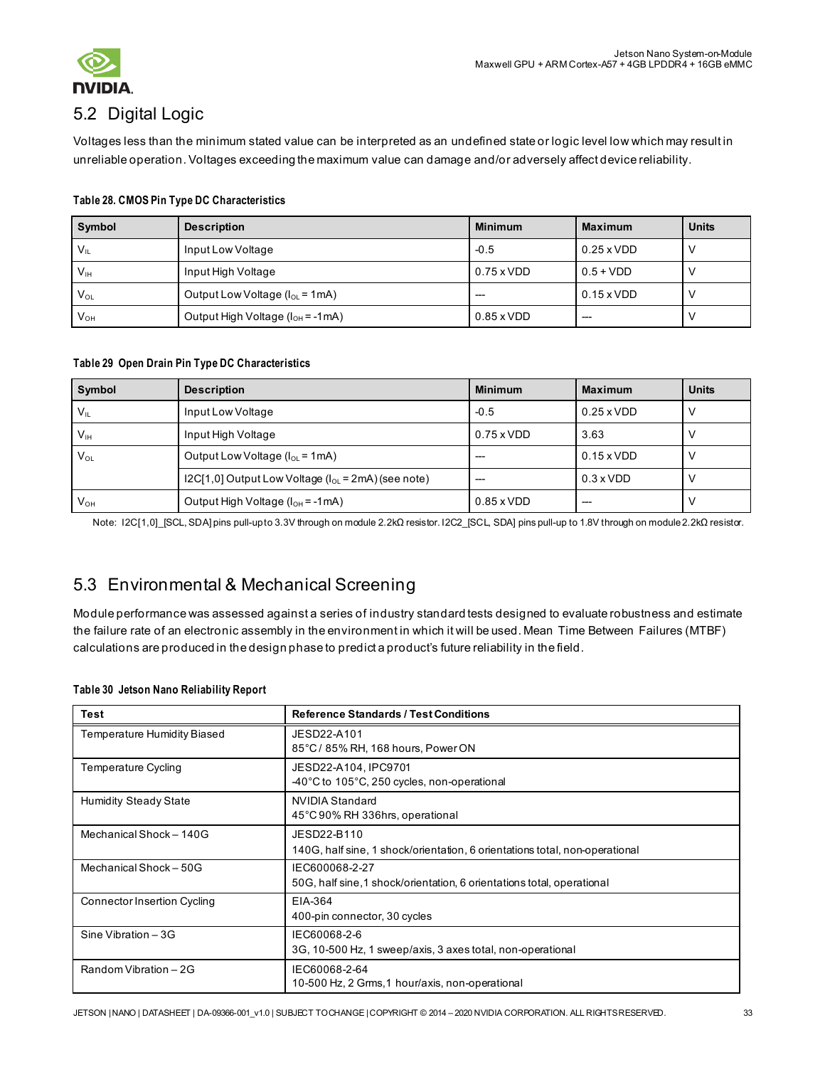## 5.2 Digital Logic

Voltages less than the minimum stated value can be interpreted as an undefined state or logic level low which may result in unreliable operation. Voltages exceeding the maximum value can damage and/or adversely affect device reliability.

**Table 28. CMOS Pin Type DC Characteristics**

| Symbol | Description | Minimum | Maximum | Units |
|---|---|---|---|---|
| $V_{IL}$ | Input Low Voltage | -0.5 | 0.25 x VDD | V |
| $V_{IH}$ | Input High Voltage | 0.75 x VDD | 0.5 + VDD | V |
| $V_{OL}$ | Output Low Voltage ($I_{OL}$ = 1mA) | --- | 0.15 x VDD | V |
| $V_{OH}$ | Output High Voltage ($I_{OH}$ = -1mA) | 0.85 x VDD | --- | V |

**Table 29 Open Drain Pin Type DC Characteristics**

| Symbol | Description | Minimum | Maximum | Units |
|---|---|---|---|---|
| $V_{IL}$ | Input Low Voltage | -0.5 | 0.25 x VDD | V |
| $V_{IH}$ | Input High Voltage | 0.75 x VDD | 3.63 | V |
| $V_{OL}$ | Output Low Voltage ($I_{OL}$ = 1mA) | --- | 0.15 x VDD | V |
| | I2C[1,0] Output Low Voltage ($I_{OL}$ = 2mA) (see note) | --- | 0.3 x VDD | V |
| $V_{OH}$ | Output High Voltage ($I_{OH}$ = -1mA) | 0.85 x VDD | --- | V |

Note: I2C[1,0]_[SCL, SDA] pins pull-up to 3.3V through on module 2.2kΩ resistor. I2C2_[SCL, SDA] pins pull-up to 1.8V through on module 2.2kΩ resistor.

## 5.3 Environmental & Mechanical Screening

Module performance was assessed against a series of industry standard tests designed to evaluate robustness and estimate the failure rate of an electronic assembly in the environment in which it will be used. Mean Time Between Failures (MTBF) calculations are produced in the design phase to predict a product's future reliability in the field.

**Table 30 Jetson Nano Reliability Report**

| Test | Reference Standards / Test Conditions |
|---|---|
| Temperature Humidity Biased | JESD22-A101<br>85°C / 85% RH, 168 hours, Power ON |
| Temperature Cycling | JESD22-A104, IPC9701<br>-40°C to 105°C, 250 cycles, non-operational |
| Humidity Steady State | NVIDIA Standard<br>45°C 90% RH 336hrs, operational |
| Mechanical Shock – 140G | JESD22-B110<br>140G, half sine, 1 shock/orientation, 6 orientations total, non-operational |
| Mechanical Shock – 50G | IEC600068-2-27<br>50G, half sine, 1 shock/orientation, 6 orientations total, operational |
| Connector Insertion Cycling | EIA-364<br>400-pin connector, 30 cycles |
| Sine Vibration – 3G | IEC60068-2-6<br>3G, 10-500 Hz, 1 sweep/axis, 3 axes total, non-operational |
| Random Vibration – 2G | IEC60068-2-64<br>10-500 Hz, 2 Grms, 1 hour/axis, non-operational |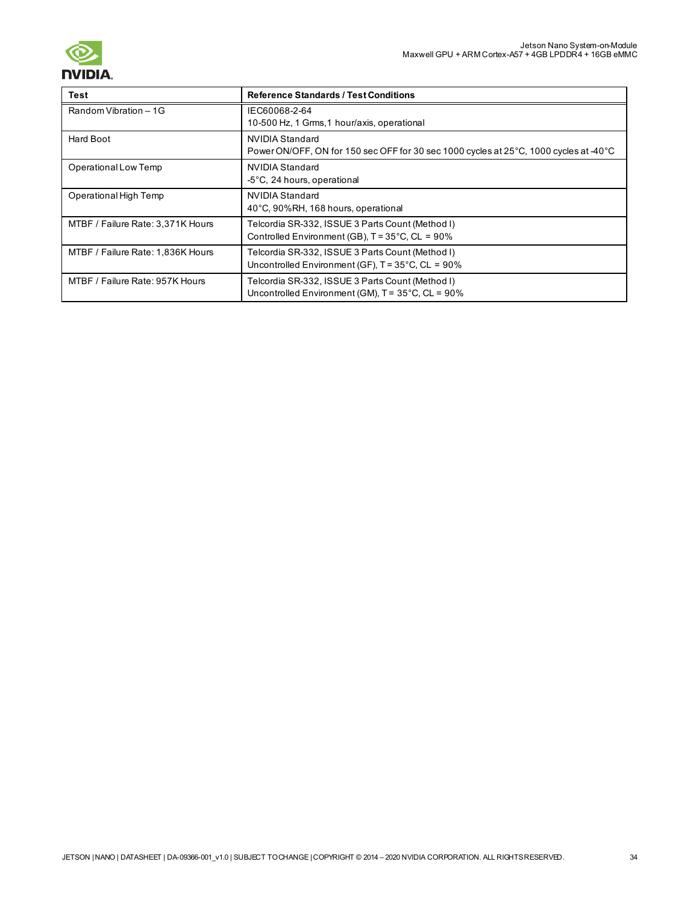| Test | Reference Standards / Test Conditions |
|---|---|
| Random Vibration – 1G | IEC60068-2-64<br>10-500 Hz, 1 Grms,1 hour/axis, operational |
| Hard Boot | NVIDIA Standard<br>Power ON/OFF, ON for 150 sec OFF for 30 sec 1000 cycles at 25°C, 1000 cycles at -40°C |
| Operational Low Temp | NVIDIA Standard<br>-5°C, 24 hours, operational |
| Operational High Temp | NVIDIA Standard<br>40°C, 90%RH, 168 hours, operational |
| MTBF / Failure Rate: 3,371K Hours | Telcordia SR-332, ISSUE 3 Parts Count (Method I)<br>Controlled Environment (GB), T = 35°C, CL = 90% |
| MTBF / Failure Rate: 1,836K Hours | Telcordia SR-332, ISSUE 3 Parts Count (Method I)<br>Uncontrolled Environment (GF), T = 35°C, CL = 90% |
| MTBF / Failure Rate: 957K Hours | Telcordia SR-332, ISSUE 3 Parts Count (Method I)<br>Uncontrolled Environment (GM), T = 35°C, CL = 90% |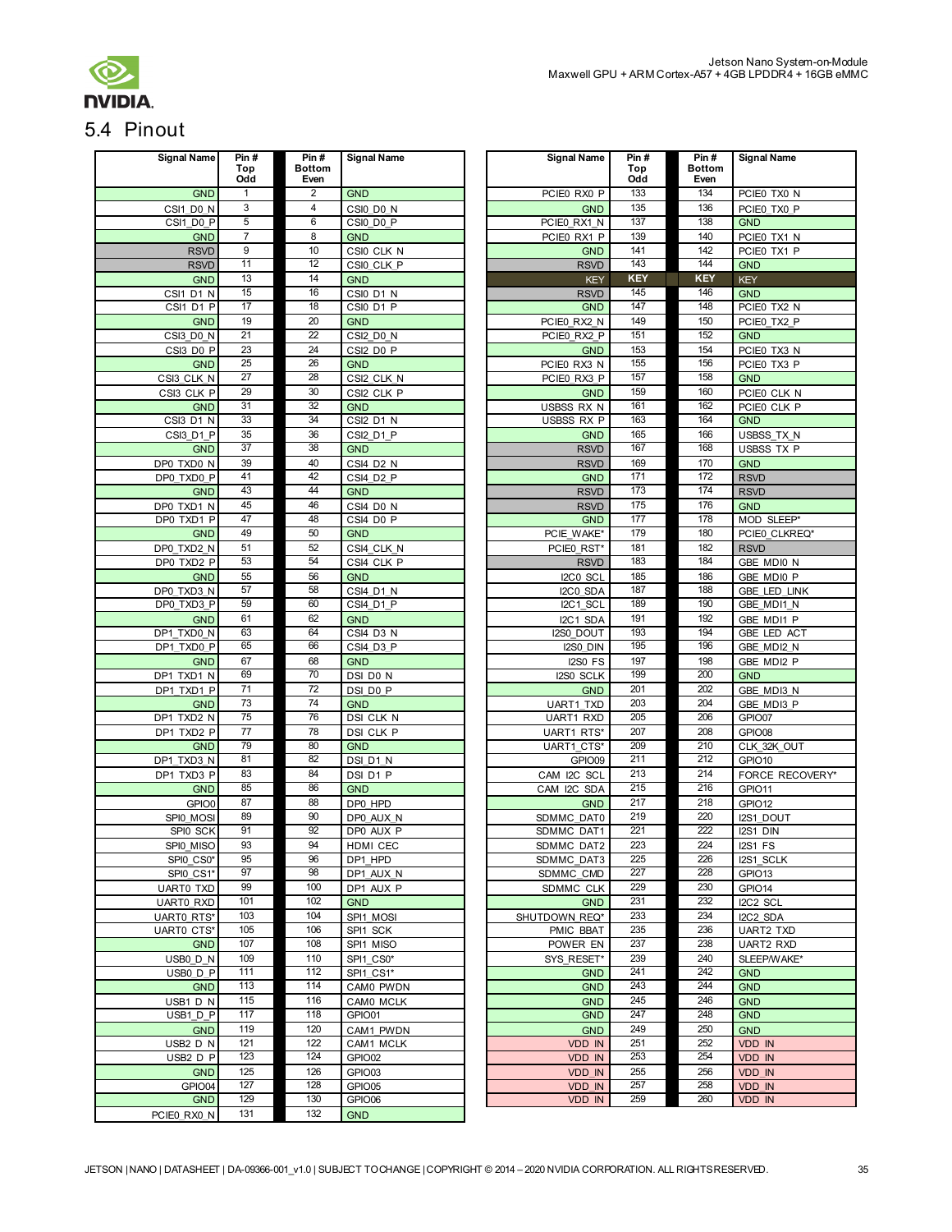## 5.4 Pinout

| Signal Name | Pin # Top Odd | Pin # Bottom Even | Signal Name |
|---|---|---|---|
| GND | 1 | 2 | GND |
| CSI1_D0_N | 3 | 4 | CSI0_D0_N |
| CSI1_D0_P | 5 | 6 | CSI0_D0_P |
| GND | 7 | 8 | GND |
| RSVD | 9 | 10 | CSI0_CLK_N |
| RSVD | 11 | 12 | CSI0_CLK_P |
| GND | 13 | 14 | GND |
| CSI1_D1_N | 15 | 16 | CSI0_D1_N |
| CSI1_D1_P | 17 | 18 | CSI0_D1_P |
| GND | 19 | 20 | GND |
| CSI3_D0_N | 21 | 22 | CSI2_D0_N |
| CSI3_D0_P | 23 | 24 | CSI2_D0_P |
| GND | 25 | 26 | GND |
| CSI3_CLK_N | 27 | 28 | CSI2_CLK_N |
| CSI3_CLK_P | 29 | 30 | CSI2_CLK_P |
| GND | 31 | 32 | GND |
| CSI3_D1_N | 33 | 34 | CSI2_D1_N |
| CSI3_D1_P | 35 | 36 | CSI2_D1_P |
| GND | 37 | 38 | GND |
| DP0_TXD0_N | 39 | 40 | CSI4_D2_N |
| DP0_TXD0_P | 41 | 42 | CSI4_D2_P |
| GND | 43 | 44 | GND |
| DP0_TXD1_N | 45 | 46 | CSI4_D0_N |
| DP0_TXD1_P | 47 | 48 | CSI4_D0_P |
| GND | 49 | 50 | GND |
| DP0_TXD2_N | 51 | 52 | CSI4_CLK_N |
| DP0_TXD2_P | 53 | 54 | CSI4_CLK_P |
| GND | 55 | 56 | GND |
| DP0_TXD3_N | 57 | 58 | CSI4_D1_N |
| DP0_TXD3_P | 59 | 60 | CSI4_D1_P |
| GND | 61 | 62 | GND |
| DP1_TXD0_N | 63 | 64 | CSI4_D3_N |
| DP1_TXD0_P | 65 | 66 | CSI4_D3_P |
| GND | 67 | 68 | GND |
| DP1_TXD1_N | 69 | 70 | DSI_D0_N |
| DP1_TXD1_P | 71 | 72 | DSI_D0_P |
| GND | 73 | 74 | GND |
| DP1_TXD2_N | 75 | 76 | DSI_CLK_N |
| DP1_TXD2_P | 77 | 78 | DSI_CLK_P |
| GND | 79 | 80 | GND |
| DP1_TXD3_N | 81 | 82 | DSI_D1_N |
| DP1_TXD3_P | 83 | 84 | DSI_D1_P |
| GND | 85 | 86 | GND |
| GPIO0 | 87 | 88 | DP0_HPD |
| SPI0_MOSI | 89 | 90 | DP0_AUX_N |
| SPI0_SCK | 91 | 92 | DP0_AUX_P |
| SPI0_MISO | 93 | 94 | HDMI_CEC |
| SPI0_CS0* | 95 | 96 | DP1_HPD |
| SPI0_CS1* | 97 | 98 | DP1_AUX_N |
| UART0_TXD | 99 | 100 | DP1_AUX_P |
| UART0_RXD | 101 | 102 | GND |
| UART0_RTS* | 103 | 104 | SPI1_MOSI |
| UART0_CTS* | 105 | 106 | SPI1_SCK |
| GND | 107 | 108 | SPI1_MISO |
| USB0_D_N | 109 | 110 | SPI1_CS0* |
| USB0_D_P | 111 | 112 | SPI1_CS1* |
| GND | 113 | 114 | CAM0_PWDN |
| USB1_D_N | 115 | 116 | CAM0_MCLK |
| USB1_D_P | 117 | 118 | GPIO01 |
| GND | 119 | 120 | CAM1_PWDN |
| USB2_D_N | 121 | 122 | CAM1_MCLK |
| USB2_D_P | 123 | 124 | GPIO02 |
| GND | 125 | 126 | GPIO03 |
| GPIO04 | 127 | 128 | GPIO05 |
| GND | 129 | 130 | GPIO06 |
| PCIE0_RX0_N | 131 | 132 | GND |

| Signal Name | Pin # Top Odd | Pin # Bottom Even | Signal Name |
|---|---|---|---|
| PCIE0_RX0_P | 133 | 134 | PCIE0_TX0_N |
| GND | 135 | 136 | PCIE0_TX0_P |
| PCIE0_RX1_N | 137 | 138 | GND |
| PCIE0_RX1_P | 139 | 140 | PCIE0_TX1_N |
| GND | 141 | 142 | PCIE0_TX1_P |
| RSVD | 143 | 144 | GND |
| KEY | KEY | KEY | KEY |
| RSVD | 145 | 146 | GND |
| GND | 147 | 148 | PCIE0_TX2_N |
| PCIE0_RX2_N | 149 | 150 | PCIE0_TX2_P |
| PCIE0_RX2_P | 151 | 152 | GND |
| GND | 153 | 154 | PCIE0_TX3_N |
| PCIE0_RX3_N | 155 | 156 | PCIE0_TX3_P |
| PCIE0_RX3_P | 157 | 158 | GND |
| GND | 159 | 160 | PCIE0_CLK_N |
| USBSS_RX_N | 161 | 162 | PCIE0_CLK_P |
| USBSS_RX_P | 163 | 164 | GND |
| GND | 165 | 166 | USBSS_TX_N |
| RSVD | 167 | 168 | USBSS_TX_P |
| RSVD | 169 | 170 | GND |
| GND | 171 | 172 | RSVD |
| RSVD | 173 | 174 | RSVD |
| RSVD | 175 | 176 | GND |
| GND | 177 | 178 | MOD_SLEEP* |
| PCIE_WAKE* | 179 | 180 | PCIE0_CLKREQ* |
| PCIE0_RST* | 181 | 182 | RSVD |
| RSVD | 183 | 184 | GBE_MDI0_N |
| I2C0_SCL | 185 | 186 | GBE_MDI0_P |
| I2C0_SDA | 187 | 188 | GBE_LED_LINK |
| I2C1_SCL | 189 | 190 | GBE_MDI1_N |
| I2C1_SDA | 191 | 192 | GBE_MDI1_P |
| I2S0_DOUT | 193 | 194 | GBE_LED_ACT |
| I2S0_DIN | 195 | 196 | GBE_MDI2_N |
| I2S0_FS | 197 | 198 | GBE_MDI2_P |
| I2S0_SCLK | 199 | 200 | GND |
| GND | 201 | 202 | GBE_MDI3_N |
| UART1_TXD | 203 | 204 | GBE_MDI3_P |
| UART1_RXD | 205 | 206 | GPIO07 |
| UART1_RTS* | 207 | 208 | GPIO08 |
| UART1_CTS* | 209 | 210 | CLK_32K_OUT |
| GPIO09 | 211 | 212 | GPIO10 |
| CAM_I2C_SCL | 213 | 214 | FORCE_RECOVERY* |
| CAM_I2C_SDA | 215 | 216 | GPIO11 |
| GND | 217 | 218 | GPIO12 |
| SDMMC_DAT0 | 219 | 220 | I2S1_DOUT |
| SDMMC_DAT1 | 221 | 222 | I2S1_DIN |
| SDMMC_DAT2 | 223 | 224 | I2S1_FS |
| SDMMC_DAT3 | 225 | 226 | I2S1_SCLK |
| SDMMC_CMD | 227 | 228 | GPIO13 |
| SDMMC_CLK | 229 | 230 | GPIO14 |
| GND | 231 | 232 | I2C2_SCL |
| SHUTDOWN_REQ* | 233 | 234 | I2C2_SDA |
| PMIC_BBAT | 235 | 236 | UART2_TXD |
| POWER_EN | 237 | 238 | UART2_RXD |
| SYS_RESET* | 239 | 240 | SLEEP/WAKE* |
| GND | 241 | 242 | GND |
| GND | 243 | 244 | GND |
| GND | 245 | 246 | GND |
| GND | 247 | 248 | GND |
| GND | 249 | 250 | GND |
| VDD_IN | 251 | 252 | VDD_IN |
| VDD_IN | 253 | 254 | VDD_IN |
| VDD_IN | 255 | 256 | VDD_IN |
| VDD_IN | 257 | 258 | VDD_IN |
| VDD_IN | 259 | 260 | VDD_IN |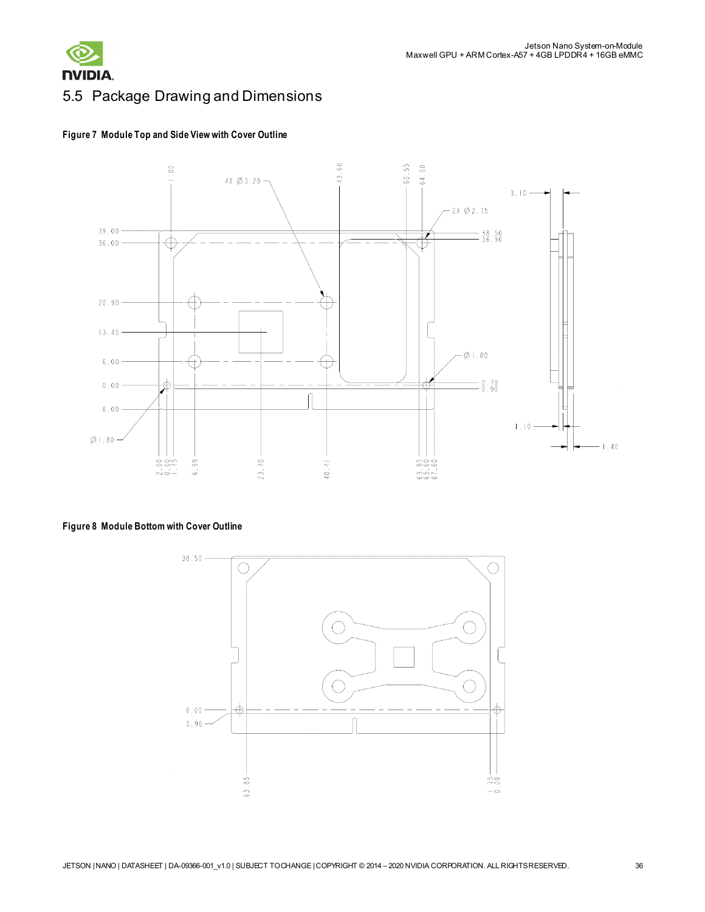## 5.5 Package Drawing and Dimensions

**Figure 7 Module Top and Side View with Cover Outline**

**Figure 8 Module Bottom with Cover Outline**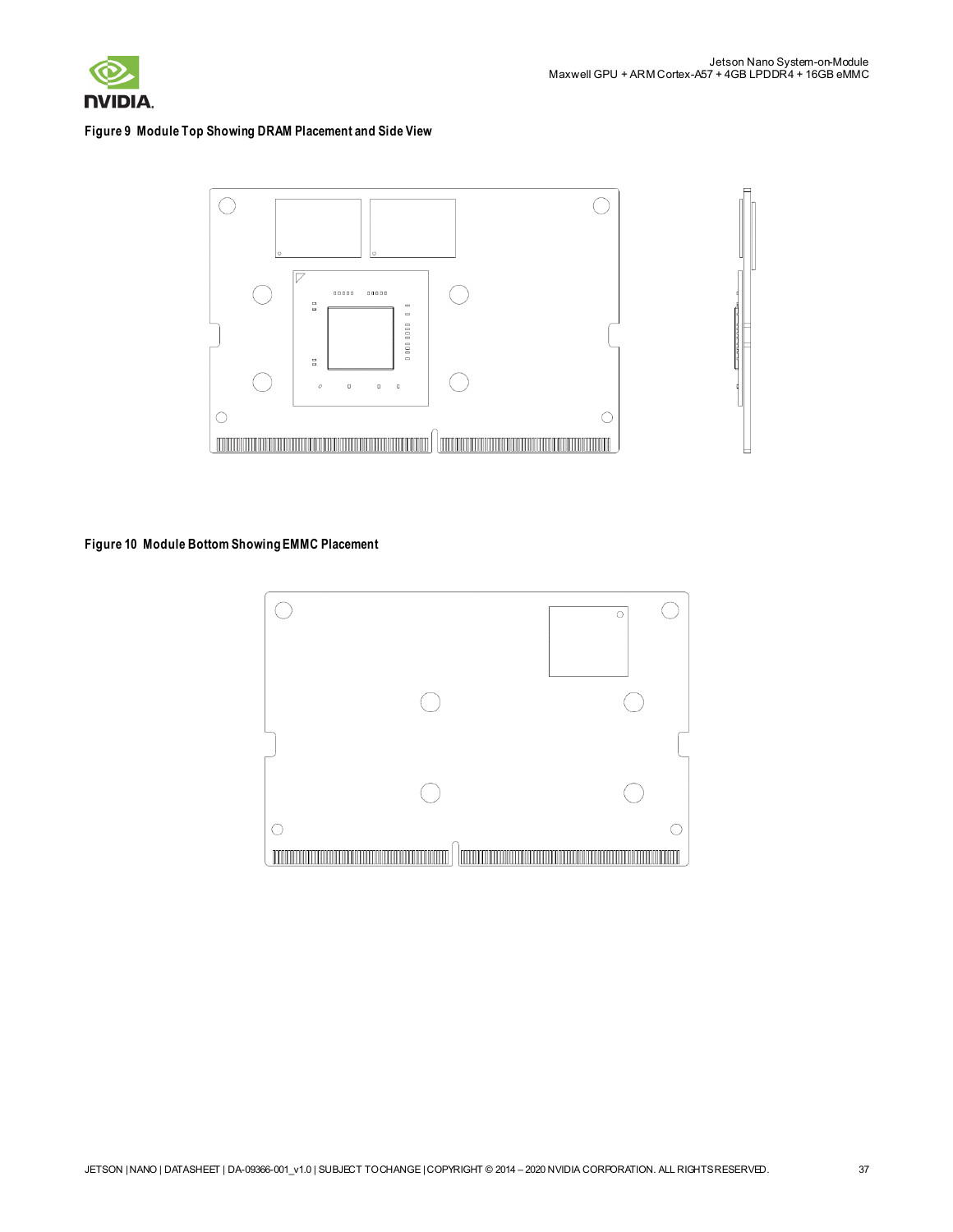Figure 9 Module Top Showing DRAM Placement and Side View

Figure 10 Module Bottom Showing EMMC Placement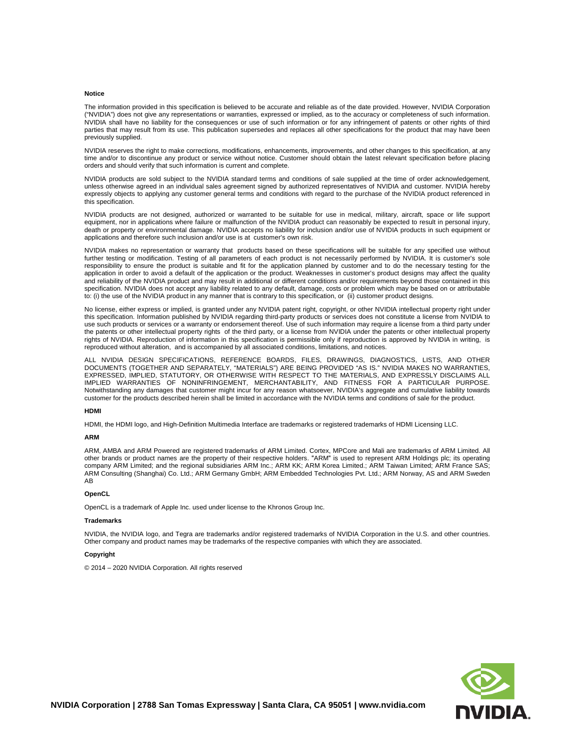**Notice**

The information provided in this specification is believed to be accurate and reliable as of the date provided. However, NVIDIA Corporation ("NVIDIA") does not give any representations or warranties, expressed or implied, as to the accuracy or completeness of such information. NVIDIA shall have no liability for the consequences or use of such information or for any infringement of patents or other rights of third parties that may result from its use. This publication supersedes and replaces all other specifications for the product that may have been previously supplied.

NVIDIA reserves the right to make corrections, modifications, enhancements, improvements, and other changes to this specification, at any time and/or to discontinue any product or service without notice. Customer should obtain the latest relevant specification before placing orders and should verify that such information is current and complete.

NVIDIA products are sold subject to the NVIDIA standard terms and conditions of sale supplied at the time of order acknowledgement, unless otherwise agreed in an individual sales agreement signed by authorized representatives of NVIDIA and customer. NVIDIA hereby expressly objects to applying any customer general terms and conditions with regard to the purchase of the NVIDIA product referenced in this specification.

NVIDIA products are not designed, authorized or warranted to be suitable for use in medical, military, aircraft, space or life support equipment, nor in applications where failure or malfunction of the NVIDIA product can reasonably be expected to result in personal injury, death or property or environmental damage. NVIDIA accepts no liability for inclusion and/or use of NVIDIA products in such equipment or applications and therefore such inclusion and/or use is at customer's own risk.

NVIDIA makes no representation or warranty that products based on these specifications will be suitable for any specified use without further testing or modification. Testing of all parameters of each product is not necessarily performed by NVIDIA. It is customer's sole responsibility to ensure the product is suitable and fit for the application planned by customer and to do the necessary testing for the application in order to avoid a default of the application or the product. Weaknesses in customer's product designs may affect the quality and reliability of the NVIDIA product and may result in additional or different conditions and/or requirements beyond those contained in this specification. NVIDIA does not accept any liability related to any default, damage, costs or problem which may be based on or attributable to: (i) the use of the NVIDIA product in any manner that is contrary to this specification, or (ii) customer product designs.

No license, either express or implied, is granted under any NVIDIA patent right, copyright, or other NVIDIA intellectual property right under this specification. Information published by NVIDIA regarding third-party products or services does not constitute a license from NVIDIA to use such products or services or a warranty or endorsement thereof. Use of such information may require a license from a third party under the patents or other intellectual property rights of the third party, or a license from NVIDIA under the patents or other intellectual property rights of NVIDIA. Reproduction of information in this specification is permissible only if reproduction is approved by NVIDIA in writing, is reproduced without alteration, and is accompanied by all associated conditions, limitations, and notices.

ALL NVIDIA DESIGN SPECIFICATIONS, REFERENCE BOARDS, FILES, DRAWINGS, DIAGNOSTICS, LISTS, AND OTHER DOCUMENTS (TOGETHER AND SEPARATELY, "MATERIALS") ARE BEING PROVIDED "AS IS." NVIDIA MAKES NO WARRANTIES, EXPRESSED, IMPLIED, STATUTORY, OR OTHERWISE WITH RESPECT TO THE MATERIALS, AND EXPRESSLY DISCLAIMS ALL IMPLIED WARRANTIES OF NONINFRINGEMENT, MERCHANTABILITY, AND FITNESS FOR A PARTICULAR PURPOSE. Notwithstanding any damages that customer might incur for any reason whatsoever, NVIDIA's aggregate and cumulative liability towards customer for the products described herein shall be limited in accordance with the NVIDIA terms and conditions of sale for the product.

**HDMI**

HDMI, the HDMI logo, and High-Definition Multimedia Interface are trademarks or registered trademarks of HDMI Licensing LLC.

**ARM**

ARM, AMBA and ARM Powered are registered trademarks of ARM Limited. Cortex, MPCore and Mali are trademarks of ARM Limited. All other brands or product names are the property of their respective holders. "ARM" is used to represent ARM Holdings plc; its operating company ARM Limited; and the regional subsidiaries ARM Inc.; ARM KK; ARM Korea Limited.; ARM Taiwan Limited; ARM France SAS; ARM Consulting (Shanghai) Co. Ltd.; ARM Germany GmbH; ARM Embedded Technologies Pvt. Ltd.; ARM Norway, AS and ARM Sweden AB

**OpenCL**

OpenCL is a trademark of Apple Inc. used under license to the Khronos Group Inc.

**Trademarks**

NVIDIA, the NVIDIA logo, and Tegra are trademarks and/or registered trademarks of NVIDIA Corporation in the U.S. and other countries. Other company and product names may be trademarks of the respective companies with which they are associated.

**Copyright**

© 2014 – 2020 NVIDIA Corporation. All rights reserved

**NVIDIA Corporation | 2788 San Tomas Expressway | Santa Clara, CA 95051 | www.nvidia.com**